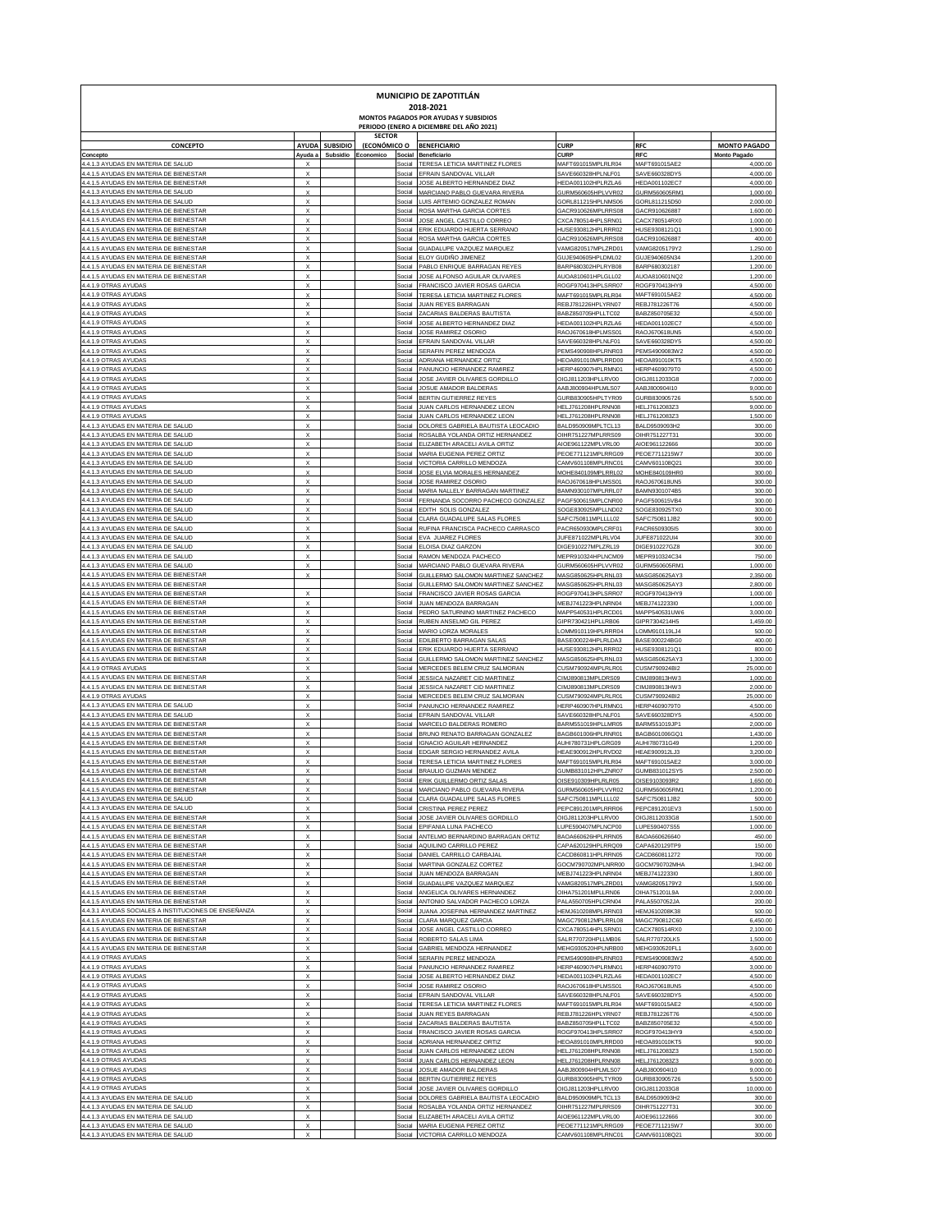# MUNICIPIO DE ZAPOTITLÁN

## 2018-2021

### MONTOS PAGADOS POR AYUDAS Y SUBSIDIOS

### PERIODO (ENERO A DICIEMBRE DEL AÑO 2021)

| CONCEPTO | AYUDA | SUBSIDIO | SECTOR (ECONÓMICO O | | BENEFICIARIO | CURP | RFC | MONTO PAGADO |
|---|---|---|---|---|---|---|---|---|
| Concepto | Ayuda a | Subsidio | Economico | Social | Beneficiario | CURP | RFC | Monto Pagado |
| 4.4.1.3 AYUDAS EN MATERIA DE SALUD | X | | | Social | TERESA LETICIA MARTINEZ FLORES | MAFT691015MPLRLR04 | MAFT691015AE2 | 4,000.00 |
| 4.4.1.5 AYUDAS EN MATERIA DE BIENESTAR | X | | | Social | EFRAIN SANDOVAL VILLAR | SAVE660328HPLNLF01 | SAVE660328DY5 | 4,000.00 |
| 4.4.1.5 AYUDAS EN MATERIA DE BIENESTAR | X | | | Social | JOSE ALBERTO HERNANDEZ DIAZ | HEDA001102HPLRZLA6 | HEDA001102EC7 | 4,000.00 |
| 4.4.1.3 AYUDAS EN MATERIA DE SALUD | X | | | Social | MARCIANO PABLO GUEVARA RIVERA | GURM560605HPLVVR02 | GURM560605RM1 | 1,000.00 |
| 4.4.1.3 AYUDAS EN MATERIA DE SALUD | X | | | Social | LUIS ARTEMIO GONZALEZ ROMAN | GORL811215HPLNMS06 | GORL811215D50 | 2,000.00 |
| 4.4.1.5 AYUDAS EN MATERIA DE BIENESTAR | X | | | Social | ROSA MARTHA GARCIA CORTES | GACR910626MPLRRS08 | GACR910626887 | 1,600.00 |
| 4.4.1.5 AYUDAS EN MATERIA DE BIENESTAR | X | | | Social | JOSE ANGEL CASTILLO CORREO | CXCA780514HPLSRN01 | CACX780514RX0 | 1,000.00 |
| 4.4.1.5 AYUDAS EN MATERIA DE BIENESTAR | X | | | Social | ERIK EDUARDO HUERTA SERRANO | HUSE930812HPLRRR02 | HUSE9308121Q1 | 1,900.00 |
| 4.4.1.5 AYUDAS EN MATERIA DE BIENESTAR | X | | | Social | ROSA MARTHA GARCIA CORTES | GACR910626MPLRRS08 | GACR910626887 | 400.00 |
| 4.4.1.5 AYUDAS EN MATERIA DE BIENESTAR | X | | | Social | GUADALUPE VAZQUEZ MARQUEZ | VAMG820517MPLZRD01 | VAMG8205179Y2 | 1,250.00 |
| 4.4.1.5 AYUDAS EN MATERIA DE BIENESTAR | X | | | Social | ELOY GUDIÑO JIMENEZ | GUJE940605HPLDML02 | GUJE940605N34 | 1,200.00 |
| 4.4.1.5 AYUDAS EN MATERIA DE BIENESTAR | X | | | Social | PABLO ENRIQUE BARRAGAN REYES | BARP680302HPLRYB08 | BARP680302187 | 1,200.00 |
| 4.4.1.5 AYUDAS EN MATERIA DE BIENESTAR | X | | | Social | JOSE ALFONSO AGUILAR OLIVARES | AUOA810601HPLGLL02 | AUOA810601NQ2 | 1,200.00 |
| 4.4.1.9 OTRAS AYUDAS | X | | | Social | FRANCISCO JAVIER ROSAS GARCIA | ROGF970413HPLSRR07 | ROGF970413HY9 | 4,500.00 |
| 4.4.1.9 OTRAS AYUDAS | X | | | Social | TERESA LETICIA MARTINEZ FLORES | MAFT691015MPLRLR04 | MAFT691015AE2 | 4,500.00 |
| 4.4.1.9 OTRAS AYUDAS | X | | | Social | JUAN REYES BARRAGAN | REBJ781226HPLYRN07 | REBJ781226T76 | 4,500.00 |
| 4.4.1.9 OTRAS AYUDAS | X | | | Social | ZACARIAS BALDERAS BAUTISTA | BABZ850705HPLLTC02 | BABZ850705E32 | 4,500.00 |
| 4.4.1.9 OTRAS AYUDAS | X | | | Social | JOSE ALBERTO HERNANDEZ DIAZ | HEDA001102HPLRZLA6 | HEDA001102EC7 | 4,500.00 |
| 4.4.1.9 OTRAS AYUDAS | X | | | Social | JOSE RAMIREZ OSORIO | RAOJ670618HPLMSS01 | RAOJ670618UN5 | 4,500.00 |
| 4.4.1.9 OTRAS AYUDAS | X | | | Social | EFRAIN SANDOVAL VILLAR | SAVE660328HPLNLF01 | SAVE660328DY5 | 4,500.00 |
| 4.4.1.9 OTRAS AYUDAS | X | | | Social | SERAFIN PEREZ MENDOZA | PEMS490908HPLRNR03 | PEMS4909083W2 | 4,500.00 |
| 4.4.1.9 OTRAS AYUDAS | X | | | Social | ADRIANA HERNANDEZ ORTIZ | HEOA891010MPLRRD00 | HEOA891010KT5 | 4,500.00 |
| 4.4.1.9 OTRAS AYUDAS | X | | | Social | PANUNCIO HERNANDEZ RAMIREZ | HERP460907HPLRMN01 | HERP4609079T0 | 4,500.00 |
| 4.4.1.9 OTRAS AYUDAS | X | | | Social | JOSE JAVIER OLIVARES GORDILLO | OIGJ811203HPLLRV00 | OIGJ8112033G8 | 7,000.00 |
| 4.4.1.9 OTRAS AYUDAS | X | | | Social | JOSUE AMADOR BALDERAS | AABJ800904HPLMLS07 | AABJ800904II0 | 9,000.00 |
| 4.4.1.9 OTRAS AYUDAS | X | | | Social | BERTIN GUTIERREZ REYES | GURB830905HPLTYR09 | GURB830905726 | 5,500.00 |
| 4.4.1.9 OTRAS AYUDAS | X | | | Social | JUAN CARLOS HERNANDEZ LEON | HELJ761208HPLRNN08 | HELJ7612083Z3 | 9,000.00 |
| 4.4.1.9 OTRAS AYUDAS | X | | | Social | JUAN CARLOS HERNANDEZ LEON | HELJ761208HPLRNN08 | HELJ7612083Z3 | 1,500.00 |
| 4.4.1.3 AYUDAS EN MATERIA DE SALUD | X | | | Social | DOLORES GABRIELA BAUTISTA LEOCADIO | BALD950909MPLTCL13 | BALD9509093H2 | 300.00 |
| 4.4.1.3 AYUDAS EN MATERIA DE SALUD | X | | | Social | ROSALBA YOLANDA ORTIZ HERNANDEZ | OIHR751227MPLRRS09 | OIHR751227T31 | 300.00 |
| 4.4.1.3 AYUDAS EN MATERIA DE SALUD | X | | | Social | ELIZABETH ARACELI AVILA ORTIZ | AIOE961122MPLVRL00 | AIOE961122666 | 300.00 |
| 4.4.1.3 AYUDAS EN MATERIA DE SALUD | X | | | Social | MARIA EUGENIA PEREZ ORTIZ | PEOE771121MPLRRG09 | PEOE7711215W7 | 300.00 |
| 4.4.1.3 AYUDAS EN MATERIA DE SALUD | X | | | Social | VICTORIA CARRILLO MENDOZA | CAMV601108MPLRNC01 | CAMV601108Q21 | 300.00 |
| 4.4.1.3 AYUDAS EN MATERIA DE SALUD | X | | | Social | JOSE ELVIA MORALES HERNANDEZ | MOHE840109MPLRRL02 | MOHE840109HR0 | 300.00 |
| 4.4.1.3 AYUDAS EN MATERIA DE SALUD | X | | | Social | JOSE RAMIREZ OSORIO | RAOJ670618HPLMSS01 | RAOJ670618UN5 | 300.00 |
| 4.4.1.3 AYUDAS EN MATERIA DE SALUD | X | | | Social | MARIA NALLELY BARRAGAN MARTINEZ | BAMN930107MPLRRL07 | BAMN9301074B5 | 300.00 |
| 4.4.1.3 AYUDAS EN MATERIA DE SALUD | X | | | Social | FERNANDA SOCORRO PACHECO GONZALEZ | PAGF500615MPLCNR00 | PAGF500615VB4 | 300.00 |
| 4.4.1.3 AYUDAS EN MATERIA DE SALUD | X | | | Social | EDITH SOLIS GONZALEZ | SOGE830925MPLLND02 | SOGE830925TX0 | 300.00 |
| 4.4.1.3 AYUDAS EN MATERIA DE SALUD | X | | | Social | CLARA GUADALUPE SALAS FLORES | SAFC750811MPLLLL02 | SAFC750811JB2 | 900.00 |
| 4.4.1.3 AYUDAS EN MATERIA DE SALUD | X | | | Social | RUFINA FRANCISCA PACHECO CARRASCO | PACR650930MPLCRF01 | PACR6509305I5 | 300.00 |
| 4.4.1.3 AYUDAS EN MATERIA DE SALUD | X | | | Social | EVA JUAREZ FLORES | JUFE871022MPLRLV04 | JUFE871022UI4 | 300.00 |
| 4.4.1.3 AYUDAS EN MATERIA DE SALUD | X | | | Social | ELOISA DIAZ GARZON | DIGE910227MPLZRL19 | DIGE910227GZ8 | 300.00 |
| 4.4.1.3 AYUDAS EN MATERIA DE SALUD | X | | | Social | RAMON MENDOZA PACHECO | MEPR910324HPLNCM09 | MEPR910324C34 | 750.00 |
| 4.4.1.3 AYUDAS EN MATERIA DE SALUD | X | | | Social | MARCIANO PABLO GUEVARA RIVERA | GURM560605HPLVVR02 | GURM560605RM1 | 1,000.00 |
| 4.4.1.5 AYUDAS EN MATERIA DE BIENESTAR | X | | | Social | GUILLERMO SALOMON MARTINEZ SANCHEZ | MASG850625HPLRNL03 | MASG850625AY3 | 2,350.00 |
| 4.4.1.5 AYUDAS EN MATERIA DE BIENESTAR | | | | Social | GUILLERMO SALOMON MARTINEZ SANCHEZ | MASG850625HPLRNL03 | MASG850625AY3 | 2,800.00 |
| 4.4.1.5 AYUDAS EN MATERIA DE BIENESTAR | X | | | Social | FRANCISCO JAVIER ROSAS GARCIA | ROGF970413HPLSRR07 | ROGF970413HY9 | 1,000.00 |
| 4.4.1.5 AYUDAS EN MATERIA DE BIENESTAR | X | | | Social | JUAN MENDOZA BARRAGAN | MEBJ741223HPLNRN04 | MEBJ7412233I0 | 1,000.00 |
| 4.4.1.5 AYUDAS EN MATERIA DE BIENESTAR | X | | | Social | PEDRO SATURNINO MARTINEZ PACHECO | MAPP540531HPLRCD01 | MAPP540531UW6 | 3,000.00 |
| 4.4.1.5 AYUDAS EN MATERIA DE BIENESTAR | X | | | Social | RUBEN ANSELMO GIL PEREZ | GIPR730421HPLLRB06 | GIPR7304214H5 | 1,459.00 |
| 4.4.1.5 AYUDAS EN MATERIA DE BIENESTAR | X | | | Social | MARIO LORZA MORALES | LOMM910119HPLRRR04 | LOMM910119LJ4 | 500.00 |
| 4.4.1.5 AYUDAS EN MATERIA DE BIENESTAR | X | | | Social | EDILBERTO BARRAGAN SALAS | BASE000224HPLRLDA3 | BASE000224BG0 | 400.00 |
| 4.4.1.5 AYUDAS EN MATERIA DE BIENESTAR | X | | | Social | ERIK EDUARDO HUERTA SERRANO | HUSE930812HPLRRR02 | HUSE9308121Q1 | 800.00 |
| 4.4.1.5 AYUDAS EN MATERIA DE BIENESTAR | X | | | Social | GUILLERMO SALOMON MARTINEZ SANCHEZ | MASG850625HPLRNL03 | MASG850625AY3 | 1,300.00 |
| 4.4.1.9 OTRAS AYUDAS | X | | | Social | MERCEDES BELEM CRUZ SALMORAN | CUSM790924MPLRLR01 | CUSM790924BI2 | 25,000.00 |
| 4.4.1.5 AYUDAS EN MATERIA DE BIENESTAR | X | | | Social | JESSICA NAZARET CID MARTINEZ | CIMJ890813MPLDRS09 | CIMJ890813HW3 | 1,000.00 |
| 4.4.1.5 AYUDAS EN MATERIA DE BIENESTAR | X | | | Social | JESSICA NAZARET CID MARTINEZ | CIMJ890813MPLDRS09 | CIMJ890813HW3 | 2,000.00 |
| 4.4.1.9 OTRAS AYUDAS | X | | | Social | MERCEDES BELEM CRUZ SALMORAN | CUSM790924MPLRLR01 | CUSM790924BI2 | 25,000.00 |
| 4.4.1.3 AYUDAS EN MATERIA DE SALUD | X | | | Social | PANUNCIO HERNANDEZ RAMIREZ | HERP460907HPLRMN01 | HERP4609079T0 | 4,500.00 |
| 4.4.1.3 AYUDAS EN MATERIA DE SALUD | X | | | Social | EFRAIN SANDOVAL VILLAR | SAVE660328HPLNLF01 | SAVE660328DY5 | 4,500.00 |
| 4.4.1.5 AYUDAS EN MATERIA DE BIENESTAR | X | | | Social | MARCELO BALDERAS ROMERO | BARM551019HPLLMR05 | BARM551019JP1 | 2,000.00 |
| 4.4.1.5 AYUDAS EN MATERIA DE BIENESTAR | X | | | Social | BRUNO RENATO BARRAGAN GONZALEZ | BAGB601006HPLRNR01 | BAGB601006GQ1 | 1,430.00 |
| 4.4.1.5 AYUDAS EN MATERIA DE BIENESTAR | X | | | Social | IGNACIO AGUILAR HERNANDEZ | AUHI780731HPLGRG09 | AUHI780731G49 | 1,200.00 |
| 4.4.1.5 AYUDAS EN MATERIA DE BIENESTAR | X | | | Social | EDGAR SERGIO HERNANDEZ AVILA | HEAE900912HPLRVD02 | HEAE900912LJ3 | 3,200.00 |
| 4.4.1.5 AYUDAS EN MATERIA DE BIENESTAR | X | | | Social | TERESA LETICIA MARTINEZ FLORES | MAFT691015MPLRLR04 | MAFT691015AE2 | 3,000.00 |
| 4.4.1.5 AYUDAS EN MATERIA DE BIENESTAR | X | | | Social | BRAULIO GUZMAN MENDEZ | GUMB831012HPLZNR07 | GUMB831012SYS | 2,500.00 |
| 4.4.1.5 AYUDAS EN MATERIA DE BIENESTAR | X | | | Social | ERIK GUILLERMO ORTIZ SALAS | OISE910309HPLRLR05 | OISE9103093R2 | 1,650.00 |
| 4.4.1.5 AYUDAS EN MATERIA DE BIENESTAR | X | | | Social | MARCIANO PABLO GUEVARA RIVERA | GURM560605HPLVVR02 | GURM560605RM1 | 1,200.00 |
| 4.4.1.3 AYUDAS EN MATERIA DE SALUD | X | | | Social | CLARA GUADALUPE SALAS FLORES | SAFC750811MPLLLL02 | SAFC750811JB2 | 500.00 |
| 4.4.1.3 AYUDAS EN MATERIA DE SALUD | X | | | Social | CRISTINA PEREZ PEREZ | PEPC891201MPLRRR06 | PEPC891201EV3 | 1,500.00 |
| 4.4.1.5 AYUDAS EN MATERIA DE BIENESTAR | X | | | Social | JOSE JAVIER OLIVARES GORDILLO | OIGJ811203HPLLRV00 | OIGJ8112033G8 | 1,500.00 |
| 4.4.1.5 AYUDAS EN MATERIA DE BIENESTAR | X | | | Social | EPIFANIA LUNA PACHECO | LUPE590407MPLNCP00 | LUPE590407S55 | 1,000.00 |
| 4.4.1.5 AYUDAS EN MATERIA DE BIENESTAR | X | | | Social | ANTELMO BERNARDINO BARRAGAN ORTIZ | BAOA660626HPLRRN05 | BAOA660626640 | 450.00 |
| 4.4.1.5 AYUDAS EN MATERIA DE BIENESTAR | X | | | Social | AQUILINO CARRILLO PEREZ | CAPA620129HPLRRQ09 | CAPA620129TP9 | 150.00 |
| 4.4.1.5 AYUDAS EN MATERIA DE BIENESTAR | X | | | Social | DANIEL CARRILLO CARBAJAL | CACD860811HPLRRN05 | CACD860811272 | 700.00 |
| 4.4.1.5 AYUDAS EN MATERIA DE BIENESTAR | X | | | Social | MARTINA GONZALEZ CORTEZ | GOCM790702MPLNRR00 | GOCM790702MHA | 1,942.00 |
| 4.4.1.5 AYUDAS EN MATERIA DE BIENESTAR | X | | | Social | JUAN MENDOZA BARRAGAN | MEBJ741223HPLNRN04 | MEBJ7412233I0 | 1,800.00 |
| 4.4.1.5 AYUDAS EN MATERIA DE BIENESTAR | X | | | Social | GUADALUPE VAZQUEZ MARQUEZ | VAMG820517MPLZRD01 | VAMG8205179Y2 | 1,500.00 |
| 4.4.1.5 AYUDAS EN MATERIA DE BIENESTAR | X | | | Social | ANGELICA OLIVARES HERNANDEZ | OIHA751201MPLLRN06 | OIHA751201L9A | 2,000.00 |
| 4.4.1.5 AYUDAS EN MATERIA DE BIENESTAR | X | | | Social | ANTONIO SALVADOR PACHECO LORZA | PALA550705HPLCRN04 | PALA5507052JA | 200.00 |
| 4.4.3.1 AYUDAS SOCIALES A INSTITUCIONES DE ENSEÑANZA | X | | | Social | JUANA JOSEFINA HERNANDEZ MARTINEZ | HEMJ610208MPLRRN03 | HEMJ610208K38 | 500.00 |
| 4.4.1.5 AYUDAS EN MATERIA DE BIENESTAR | X | | | Social | CLARA MARQUEZ GARCIA | MAGC790812MPLRRL08 | MAGC790812C60 | 6,450.00 |
| 4.4.1.5 AYUDAS EN MATERIA DE BIENESTAR | X | | | Social | JOSE ANGEL CASTILLO CORREO | CXCA780514HPLSRN01 | CACX780514RX0 | 2,100.00 |
| 4.4.1.5 AYUDAS EN MATERIA DE BIENESTAR | X | | | Social | ROBERTO SALAS LIMA | SALR770720HPLLMB06 | SALR770720LK5 | 1,500.00 |
| 4.4.1.5 AYUDAS EN MATERIA DE BIENESTAR | X | | | Social | GABRIEL MENDOZA HERNANDEZ | MEHG930520HPLNRB00 | MEHG930520FL1 | 3,600.00 |
| 4.4.1.9 OTRAS AYUDAS | X | | | Social | SERAFIN PEREZ MENDOZA | PEMS490908HPLRNR03 | PEMS4909083W2 | 4,500.00 |
| 4.4.1.9 OTRAS AYUDAS | X | | | Social | PANUNCIO HERNANDEZ RAMIREZ | HERP460907HPLRMN01 | HERP4609079T0 | 3,000.00 |
| 4.4.1.9 OTRAS AYUDAS | X | | | Social | JOSE ALBERTO HERNANDEZ DIAZ | HEDA001102HPLRZLA6 | HEDA001102EC7 | 4,500.00 |
| 4.4.1.9 OTRAS AYUDAS | X | | | Social | JOSE RAMIREZ OSORIO | RAOJ670618HPLMSS01 | RAOJ670618UN5 | 4,500.00 |
| 4.4.1.9 OTRAS AYUDAS | X | | | Social | EFRAIN SANDOVAL VILLAR | SAVE660328HPLNLF01 | SAVE660328DY5 | 4,500.00 |
| 4.4.1.9 OTRAS AYUDAS | X | | | Social | TERESA LETICIA MARTINEZ FLORES | MAFT691015MPLRLR04 | MAFT691015AE2 | 4,500.00 |
| 4.4.1.9 OTRAS AYUDAS | X | | | Social | JUAN REYES BARRAGAN | REBJ781226HPLYRN07 | REBJ781226T76 | 4,500.00 |
| 4.4.1.9 OTRAS AYUDAS | X | | | Social | ZACARIAS BALDERAS BAUTISTA | BABZ850705HPLLTC02 | BABZ850705E32 | 4,500.00 |
| 4.4.1.9 OTRAS AYUDAS | X | | | Social | FRANCISCO JAVIER ROSAS GARCIA | ROGF970413HPLSRR07 | ROGF970413HY9 | 4,500.00 |
| 4.4.1.9 OTRAS AYUDAS | X | | | Social | ADRIANA HERNANDEZ ORTIZ | HEOA891010MPLRRD00 | HEOA891010KT5 | 900.00 |
| 4.4.1.9 OTRAS AYUDAS | X | | | Social | JUAN CARLOS HERNANDEZ LEON | HELJ761208HPLRNN08 | HELJ7612083Z3 | 1,500.00 |
| 4.4.1.9 OTRAS AYUDAS | X | | | Social | JUAN CARLOS HERNANDEZ LEON | HELJ761208HPLRNN08 | HELJ7612083Z3 | 9,000.00 |
| 4.4.1.9 OTRAS AYUDAS | X | | | Social | JOSUE AMADOR BALDERAS | AABJ800904HPLMLS07 | AABJ800904II0 | 9,000.00 |
| 4.4.1.9 OTRAS AYUDAS | X | | | Social | BERTIN GUTIERREZ REYES | GURB830905HPLTYR09 | GURB830905726 | 5,500.00 |
| 4.4.1.9 OTRAS AYUDAS | X | | | Social | JOSE JAVIER OLIVARES GORDILLO | OIGJ811203HPLLRV00 | OIGJ8112033G8 | 10,000.00 |
| 4.4.1.3 AYUDAS EN MATERIA DE SALUD | X | | | Social | DOLORES GABRIELA BAUTISTA LEOCADIO | BALD950909MPLTCL13 | BALD9509093H2 | 300.00 |
| 4.4.1.3 AYUDAS EN MATERIA DE SALUD | X | | | Social | ROSALBA YOLANDA ORTIZ HERNANDEZ | OIHR751227MPLRRS09 | OIHR751227T31 | 300.00 |
| 4.4.1.3 AYUDAS EN MATERIA DE SALUD | X | | | Social | ELIZABETH ARACELI AVILA ORTIZ | AIOE961122MPLVRL00 | AIOE961122666 | 300.00 |
| 4.4.1.3 AYUDAS EN MATERIA DE SALUD | X | | | Social | MARIA EUGENIA PEREZ ORTIZ | PEOE771121MPLRRG09 | PEOE7711215W7 | 300.00 |
| 4.4.1.3 AYUDAS EN MATERIA DE SALUD | X | | | Social | VICTORIA CARRILLO MENDOZA | CAMV601108MPLRNC01 | CAMV601108Q21 | 300.00 |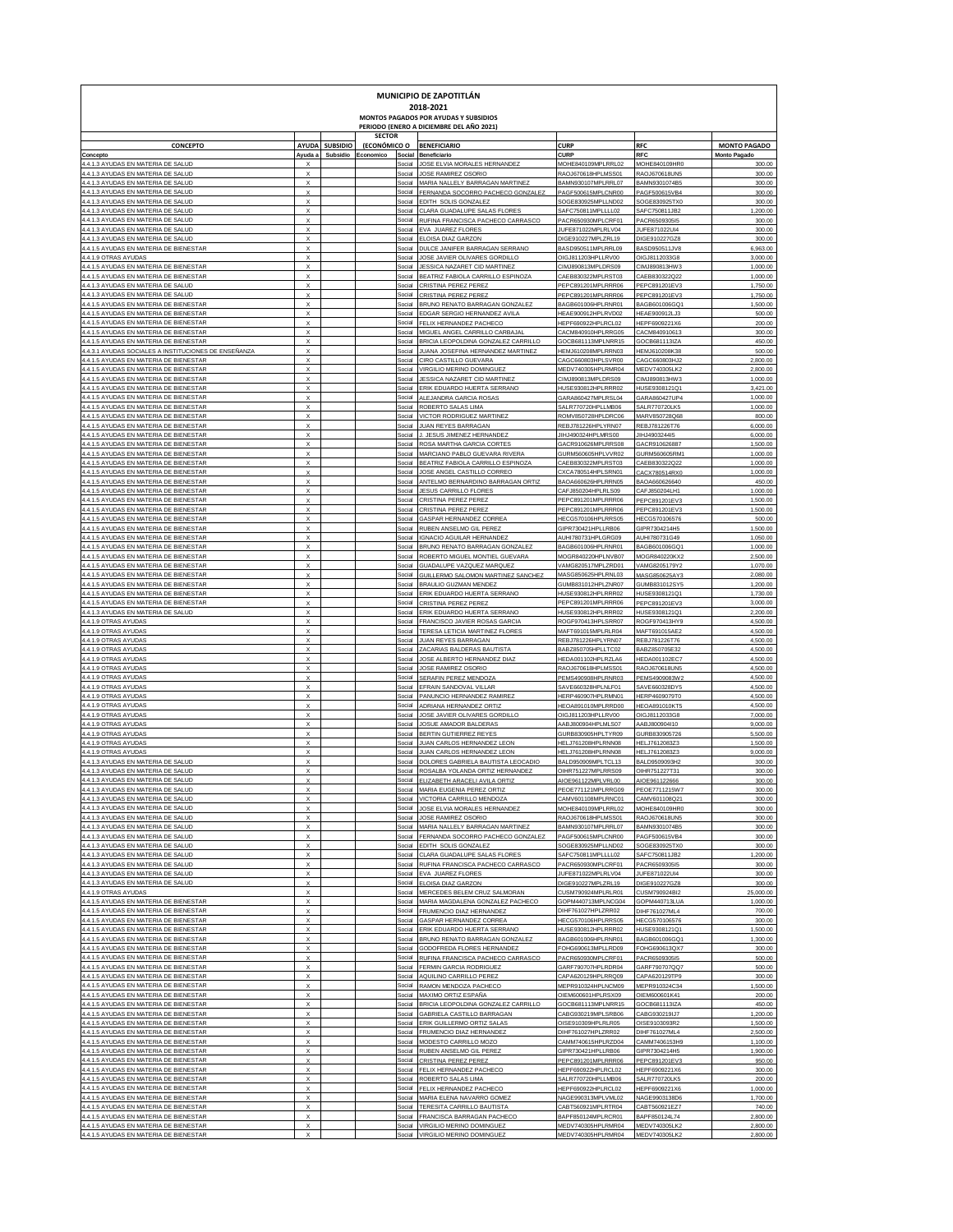# MUNICIPIO DE ZAPOTITLÁN

## 2018-2021

### MONTOS PAGADOS POR AYUDAS Y SUBSIDIOS

### PERIODO (ENERO A DICIEMBRE DEL AÑO 2021)

| CONCEPTO | AYUDA | SUBSIDIO | SECTOR (ECONÓMICO O | | BENEFICIARIO | CURP | RFC | MONTO PAGADO |
|---|---|---|---|---|---|---|---|---|
| Concepto | Ayuda a | Subsidio | Economico | Social | Beneficiario | CURP | RFC | Monto Pagado |
| 4.4.1.3 AYUDAS EN MATERIA DE SALUD | X | | | Social | JOSE ELVIA MORALES HERNANDEZ | MOHE840109MPLRRL02 | MOHE840109HR0 | 300.00 |
| 4.4.1.3 AYUDAS EN MATERIA DE SALUD | X | | | Social | JOSE RAMIREZ OSORIO | RAOJ670618HPLMSS01 | RAOJ670618UN5 | 300.00 |
| 4.4.1.3 AYUDAS EN MATERIA DE SALUD | X | | | Social | MARIA NALLELY BARRAGAN MARTINEZ | BAMN930107MPLRRL07 | BAMN9301074B5 | 300.00 |
| 4.4.1.3 AYUDAS EN MATERIA DE SALUD | X | | | Social | FERNANDA SOCORRO PACHECO GONZALEZ | PAGF500615MPLCNR00 | PAGF500615VB4 | 300.00 |
| 4.4.1.3 AYUDAS EN MATERIA DE SALUD | X | | | Social | EDITH SOLIS GONZALEZ | SOGE830925MPLLND02 | SOGE830925TX0 | 300.00 |
| 4.4.1.3 AYUDAS EN MATERIA DE SALUD | X | | | Social | CLARA GUADALUPE SALAS FLORES | SAFC750811MPLLLL02 | SAFC750811JB2 | 1,200.00 |
| 4.4.1.3 AYUDAS EN MATERIA DE SALUD | X | | | Social | RUFINA FRANCISCA PACHECO CARRASCO | PACR650930MPLCRF01 | PACR6509305I5 | 300.00 |
| 4.4.1.3 AYUDAS EN MATERIA DE SALUD | X | | | Social | EVA JUAREZ FLORES | JUFE871022MPLRLV04 | JUFE871022UI4 | 300.00 |
| 4.4.1.3 AYUDAS EN MATERIA DE SALUD | X | | | Social | ELOISA DIAZ GARZON | DIGE910227MPLZRL19 | DIGE910227GZ8 | 300.00 |
| 4.4.1.5 AYUDAS EN MATERIA DE BIENESTAR | X | | | Social | DULCE JANIFER BARRAGAN SERRANO | BASD950511MPLRRL09 | BASD950511JV8 | 6,963.00 |
| 4.4.1.9 OTRAS AYUDAS | X | | | Social | JOSE JAVIER OLIVARES GORDILLO | OIGJ811203HPLLRV00 | OIGJ8112033G8 | 3,000.00 |
| 4.4.1.5 AYUDAS EN MATERIA DE BIENESTAR | X | | | Social | JESSICA NAZARET CID MARTINEZ | CIMJ890813MPLDRS09 | CIMJ890813HW3 | 1,000.00 |
| 4.4.1.5 AYUDAS EN MATERIA DE BIENESTAR | X | | | Social | BEATRIZ FABIOLA CARRILLO ESPINOZA | CAEB830322MPLRST03 | CAEB830322Q22 | 1,000.00 |
| 4.4.1.3 AYUDAS EN MATERIA DE SALUD | X | | | Social | CRISTINA PEREZ PEREZ | PEPC891201MPLRRR06 | PEPC891201EV3 | 1,750.00 |
| 4.4.1.3 AYUDAS EN MATERIA DE SALUD | X | | | Social | CRISTINA PEREZ PEREZ | PEPC891201MPLRRR06 | PEPC891201EV3 | 1,750.00 |
| 4.4.1.5 AYUDAS EN MATERIA DE BIENESTAR | X | | | Social | BRUNO RENATO BARRAGAN GONZALEZ | BAGB601006HPLRNR01 | BAGB601006GQ1 | 1,500.00 |
| 4.4.1.5 AYUDAS EN MATERIA DE BIENESTAR | X | | | Social | EDGAR SERGIO HERNANDEZ AVILA | HEAE900912HPLRVD02 | HEAE900912LJ3 | 500.00 |
| 4.4.1.5 AYUDAS EN MATERIA DE BIENESTAR | X | | | Social | FELIX HERNANDEZ PACHECO | HEPF690922HPLRCL02 | HEPF6909221X6 | 200.00 |
| 4.4.1.5 AYUDAS EN MATERIA DE BIENESTAR | X | | | Social | MIGUEL ANGEL CARRILLO CARBAJAL | CACM840910HPLRRG05 | CACM840910613 | 300.00 |
| 4.4.1.5 AYUDAS EN MATERIA DE BIENESTAR | X | | | Social | BRICIA LEOPOLDINA GONZALEZ CARRILLO | GOCB681113MPLNRR15 | GOCB681113IZA | 450.00 |
| 4.4.3.1 AYUDAS SOCIALES A INSTITUCIONES DE ENSEÑANZA | X | | | Social | JUANA JOSEFINA HERNANDEZ MARTINEZ | HEMJ610208MPLRRN03 | HEMJ610208K38 | 500.00 |
| 4.4.1.5 AYUDAS EN MATERIA DE BIENESTAR | X | | | Social | CIRO CASTILLO GUEVARA | CAGC660803HPLSVR00 | CAGC660803HJ2 | 2,800.00 |
| 4.4.1.5 AYUDAS EN MATERIA DE BIENESTAR | X | | | Social | VIRGILIO MERINO DOMINGUEZ | MEDV740305HPLRMR04 | MEDV740305LK2 | 2,800.00 |
| 4.4.1.5 AYUDAS EN MATERIA DE BIENESTAR | X | | | Social | JESSICA NAZARET CID MARTINEZ | CIMJ890813MPLDRS09 | CIMJ890813HW3 | 1,000.00 |
| 4.4.1.5 AYUDAS EN MATERIA DE BIENESTAR | X | | | Social | ERIK EDUARDO HUERTA SERRANO | HUSE930812HPLRRR02 | HUSE9308121Q1 | 3,421.00 |
| 4.4.1.5 AYUDAS EN MATERIA DE BIENESTAR | X | | | Social | ALEJANDRA GARCIA ROSAS | GARA860427MPLRSL04 | GARA860427UP4 | 1,000.00 |
| 4.4.1.5 AYUDAS EN MATERIA DE BIENESTAR | X | | | Social | ROBERTO SALAS LIMA | SALR770720HPLLMB06 | SALR770720LK5 | 1,000.00 |
| 4.4.1.5 AYUDAS EN MATERIA DE BIENESTAR | X | | | Social | VICTOR RODRIGUEZ MARTINEZ | ROMV850728HPLDRC06 | MARV850728Q68 | 800.00 |
| 4.4.1.5 AYUDAS EN MATERIA DE BIENESTAR | X | | | Social | JUAN REYES BARRAGAN | REBJ781226HPLYRN07 | REBJ781226T76 | 6,000.00 |
| 4.4.1.5 AYUDAS EN MATERIA DE BIENESTAR | X | | | Social | J. JESUS JIMENEZ HERNANDEZ | JIHJ490324HPLMRS00 | JIHJ490324415 | 6,000.00 |
| 4.4.1.5 AYUDAS EN MATERIA DE BIENESTAR | X | | | Social | ROSA MARTHA GARCIA CORTES | GACR910626MPLRRS08 | GACR910626887 | 1,500.00 |
| 4.4.1.5 AYUDAS EN MATERIA DE BIENESTAR | X | | | Social | MARCIANO PABLO GUEVARA RIVERA | GURM560605HPLVVR02 | GURM560605RM1 | 1,000.00 |
| 4.4.1.5 AYUDAS EN MATERIA DE BIENESTAR | X | | | Social | BEATRIZ FABIOLA CARRILLO ESPINOZA | CAEB830322MPLRST03 | CAEB830322Q22 | 1,000.00 |
| 4.4.1.5 AYUDAS EN MATERIA DE BIENESTAR | X | | | Social | JOSE ANGEL CASTILLO CORREO | CXCA780514HPLSRN01 | CACX780514RX0 | 1,000.00 |
| 4.4.1.5 AYUDAS EN MATERIA DE BIENESTAR | X | | | Social | ANTELMO BERNARDINO BARRAGAN ORTIZ | BAOA660626HPLRRN05 | BAOA660626640 | 450.00 |
| 4.4.1.5 AYUDAS EN MATERIA DE BIENESTAR | X | | | Social | JESUS CARRILLO FLORES | CAFJ850204HPLRLS09 | CAFJ850204LH1 | 1,000.00 |
| 4.4.1.5 AYUDAS EN MATERIA DE BIENESTAR | X | | | Social | CRISTINA PEREZ PEREZ | PEPC891201MPLRRR06 | PEPC891201EV3 | 1,500.00 |
| 4.4.1.5 AYUDAS EN MATERIA DE BIENESTAR | X | | | Social | CRISTINA PEREZ PEREZ | PEPC891201MPLRRR06 | PEPC891201EV3 | 1,500.00 |
| 4.4.1.5 AYUDAS EN MATERIA DE BIENESTAR | X | | | Social | GASPAR HERNANDEZ CORREA | HECG570106HPLRRS05 | HECG570106576 | 500.00 |
| 4.4.1.5 AYUDAS EN MATERIA DE BIENESTAR | X | | | Social | RUBEN ANSELMO GIL PEREZ | GIPR730421HPLLRB06 | GIPR7304214H5 | 1,500.00 |
| 4.4.1.5 AYUDAS EN MATERIA DE BIENESTAR | X | | | Social | IGNACIO AGUILAR HERNANDEZ | AUHI780731HPLGRG09 | AUHI780731G49 | 1,050.00 |
| 4.4.1.5 AYUDAS EN MATERIA DE BIENESTAR | X | | | Social | BRUNO RENATO BARRAGAN GONZALEZ | BAGB601006HPLRNR01 | BAGB601006GQ1 | 1,000.00 |
| 4.4.1.5 AYUDAS EN MATERIA DE BIENESTAR | X | | | Social | ROBERTO MIGUEL MONTIEL GUEVARA | MOGR840220HPLNVB07 | MOGR840220KX2 | 2,500.00 |
| 4.4.1.5 AYUDAS EN MATERIA DE BIENESTAR | X | | | Social | GUADALUPE VAZQUEZ MARQUEZ | VAMG820517MPLZRD01 | VAMG8205179Y2 | 1,070.00 |
| 4.4.1.5 AYUDAS EN MATERIA DE BIENESTAR | X | | | Social | GUILLERMO SALOMON MARTINEZ SANCHEZ | MASG850625HPLRNL03 | MASG850625AY3 | 2,080.00 |
| 4.4.1.5 AYUDAS EN MATERIA DE BIENESTAR | X | | | Social | BRAULIO GUZMAN MENDEZ | GUMB831012HPLZNR07 | GUMB831012SY5 | 1,200.00 |
| 4.4.1.5 AYUDAS EN MATERIA DE BIENESTAR | X | | | Social | ERIK EDUARDO HUERTA SERRANO | HUSE930812HPLRRR02 | HUSE9308121Q1 | 1,730.00 |
| 4.4.1.5 AYUDAS EN MATERIA DE BIENESTAR | X | | | Social | CRISTINA PEREZ PEREZ | PEPC891201MPLRRR06 | PEPC891201EV3 | 3,000.00 |
| 4.4.1.3 AYUDAS EN MATERIA DE SALUD | X | | | Social | ERIK EDUARDO HUERTA SERRANO | HUSE930812HPLRRR02 | HUSE9308121Q1 | 2,200.00 |
| 4.4.1.9 OTRAS AYUDAS | X | | | Social | FRANCISCO JAVIER ROSAS GARCIA | ROGF970413HPLSRR07 | ROGF970413HY9 | 4,500.00 |
| 4.4.1.9 OTRAS AYUDAS | X | | | Social | TERESA LETICIA MARTINEZ FLORES | MAFT691015MPLRLR04 | MAFT691015AE2 | 4,500.00 |
| 4.4.1.9 OTRAS AYUDAS | X | | | Social | JUAN REYES BARRAGAN | REBJ781226HPLYRN07 | REBJ781226T76 | 4,500.00 |
| 4.4.1.9 OTRAS AYUDAS | X | | | Social | ZACARIAS BALDERAS BAUTISTA | BABZ850705HPLLTC02 | BABZ850705E32 | 4,500.00 |
| 4.4.1.9 OTRAS AYUDAS | X | | | Social | JOSE ALBERTO HERNANDEZ DIAZ | HEDA001102HPLRZLA6 | HEDA001102EC7 | 4,500.00 |
| 4.4.1.9 OTRAS AYUDAS | X | | | Social | JOSE RAMIREZ OSORIO | RAOJ670618HPLMSS01 | RAOJ670618UN5 | 4,500.00 |
| 4.4.1.9 OTRAS AYUDAS | X | | | Social | SERAFIN PEREZ MENDOZA | PEMS490908HPLRNF03 | PEMS490908W2 | 4,500.00 |
| 4.4.1.9 OTRAS AYUDAS | X | | | Social | EFRAIN SANDOVAL VILLAR | SAVE660328HPLNLF01 | SAVE660328DY5 | 4,500.00 |
| 4.4.1.9 OTRAS AYUDAS | X | | | Social | PANUNCIO HERNANDEZ RAMIREZ | HERP460907HPLRMN01 | HERP4609079T0 | 4,500.00 |
| 4.4.1.9 OTRAS AYUDAS | X | | | Social | ADRIANA HERNANDEZ ORTIZ | HEOA891010MPLRRD00 | HEOA891010KT5 | 4,500.00 |
| 4.4.1.9 OTRAS AYUDAS | X | | | Social | JOSE JAVIER OLIVARES GORDILLO | OIGJ811203HPLLRV00 | OIGJ8112033G8 | 7,000.00 |
| 4.4.1.9 OTRAS AYUDAS | X | | | Social | JOSUE AMADOR BALDERAS | AABJ800904HPLMLS07 | AABJ800904I10 | 9,000.00 |
| 4.4.1.9 OTRAS AYUDAS | X | | | Social | BERTIN GUTIERREZ REYES | GURB830905HPLTYR09 | GURB830905726 | 5,500.00 |
| 4.4.1.9 OTRAS AYUDAS | X | | | Social | JUAN CARLOS HERNANDEZ LEON | HELJ761208HPLRNN08 | HELJ7612083Z3 | 1,500.00 |
| 4.4.1.9 OTRAS AYUDAS | X | | | Social | JUAN CARLOS HERNANDEZ LEON | HELJ761208HPLRNN08 | HELJ7612083Z3 | 9,000.00 |
| 4.4.1.3 AYUDAS EN MATERIA DE SALUD | X | | | Social | DOLORES GABRIELA BAUTISTA LEOCADIO | BALD950909MPLTCL13 | BALD9509093H2 | 300.00 |
| 4.4.1.3 AYUDAS EN MATERIA DE SALUD | X | | | Social | ROSALBA YOLANDA ORTIZ HERNANDEZ | OIHR751227MPLRRS09 | OIHR751227T31 | 300.00 |
| 4.4.1.3 AYUDAS EN MATERIA DE SALUD | X | | | Social | ELIZABETH ARACELI AVILA ORTIZ | AIOE961122MPLVRL00 | AIOE961122666 | 300.00 |
| 4.4.1.3 AYUDAS EN MATERIA DE SALUD | X | | | Social | MARIA EUGENIA PEREZ ORTIZ | PEOE771121MPLRRG09 | PEOE7711215W7 | 300.00 |
| 4.4.1.3 AYUDAS EN MATERIA DE SALUD | X | | | Social | VICTORIA CARRILLO MENDOZA | CAMV601108MPLRNC01 | CAMV601108Q21 | 300.00 |
| 4.4.1.3 AYUDAS EN MATERIA DE SALUD | X | | | Social | JOSE ELVIA MORALES HERNANDEZ | MOHE840109MPLRRL02 | MOHE840109HR0 | 300.00 |
| 4.4.1.3 AYUDAS EN MATERIA DE SALUD | X | | | Social | JOSE RAMIREZ OSORIO | RAOJ670618HPLMSS01 | RAOJ670618UN5 | 300.00 |
| 4.4.1.3 AYUDAS EN MATERIA DE SALUD | X | | | Social | MARIA NALLELY BARRAGAN MARTINEZ | BAMN930107MPLRRL07 | BAMN9301074B5 | 300.00 |
| 4.4.1.3 AYUDAS EN MATERIA DE SALUD | X | | | Social | FERNANDA SOCORRO PACHECO GONZALEZ | PAGF500615MPLCNR00 | PAGF500615VB4 | 300.00 |
| 4.4.1.3 AYUDAS EN MATERIA DE SALUD | X | | | Social | EDITH SOLIS GONZALEZ | SOGE830925MPLLND02 | SOGE830925TX0 | 300.00 |
| 4.4.1.3 AYUDAS EN MATERIA DE SALUD | X | | | Social | CLARA GUADALUPE SALAS FLORES | SAFC750811MPLLLL02 | SAFC750811JB2 | 1,200.00 |
| 4.4.1.3 AYUDAS EN MATERIA DE SALUD | X | | | Social | RUFINA FRANCISCA PACHECO CARRASCO | PACR650930MPLCRF01 | PACR6509305I5 | 300.00 |
| 4.4.1.3 AYUDAS EN MATERIA DE SALUD | X | | | Social | EVA JUAREZ FLORES | JUFE871022MPLRLV04 | JUFE871022UI4 | 300.00 |
| 4.4.1.3 AYUDAS EN MATERIA DE SALUD | X | | | Social | ELOISA DIAZ GARZON | DIGE910227MPLZRL19 | DIGE910227GZ8 | 300.00 |
| 4.4.1.9 OTRAS AYUDAS | X | | | Social | MERCEDES BELEM CRUZ SALMORAN | CUSM790924MPLRLR01 | CUSM790924BI2 | 25,000.00 |
| 4.4.1.5 AYUDAS EN MATERIA DE BIENESTAR | X | | | Social | MARIA MAGDALENA GONZALEZ PACHECO | GOPM440713MPLNCG04 | GOPM440713LUA | 1,000.00 |
| 4.4.1.5 AYUDAS EN MATERIA DE BIENESTAR | X | | | Social | FRUMENCIO DIAZ HERNANDEZ | DIHF761027HPLZRR02 | DIHF761027ML4 | 700.00 |
| 4.4.1.5 AYUDAS EN MATERIA DE BIENESTAR | X | | | Social | GASPAR HERNANDEZ CORREA | HECG570106HPLRRS05 | HECG570106576 | 300.00 |
| 4.4.1.5 AYUDAS EN MATERIA DE BIENESTAR | X | | | Social | ERIK EDUARDO HUERTA SERRANO | HUSE930812HPLRRR02 | HUSE9308121Q1 | 1,500.00 |
| 4.4.1.5 AYUDAS EN MATERIA DE BIENESTAR | X | | | Social | BRUNO RENATO BARRAGAN GONZALEZ | BAGB601006HPLRNR01 | BAGB601006GQ1 | 1,300.00 |
| 4.4.1.5 AYUDAS EN MATERIA DE BIENESTAR | X | | | Social | GODOFREDA FLORES HERNANDEZ | FOHG690613MPLLRD09 | FOHG690613QX7 | 300.00 |
| 4.4.1.5 AYUDAS EN MATERIA DE BIENESTAR | X | | | Social | RUFINA FRANCISCA PACHECO CARRASCO | PACR650930MPLCRF01 | PACR6509305I5 | 500.00 |
| 4.4.1.5 AYUDAS EN MATERIA DE BIENESTAR | X | | | Social | FERMIN GARCIA RODRIGUEZ | GARF790707HPLRDR04 | GARF790707QQ7 | 500.00 |
| 4.4.1.5 AYUDAS EN MATERIA DE BIENESTAR | X | | | Social | AQUILINO CARRILLO PEREZ | CAPA620129HPLRRQ09 | CAPA620129TP9 | 300.00 |
| 4.4.1.5 AYUDAS EN MATERIA DE BIENESTAR | X | | | Social | RAMON MENDOZA PACHECO | MEPR910324HPLNCM09 | MEPR910324C34 | 1,500.00 |
| 4.4.1.5 AYUDAS EN MATERIA DE BIENESTAR | X | | | Social | MAXIMO ORTIZ ESPAÑA | OIEM600601HPLRSX09 | OIEM600601K41 | 200.00 |
| 4.4.1.5 AYUDAS EN MATERIA DE BIENESTAR | X | | | Social | BRICIA LEOPOLDINA GONZALEZ CARRILLO | GOCB681113MPLNRR15 | GOCB681113IZA | 450.00 |
| 4.4.1.5 AYUDAS EN MATERIA DE BIENESTAR | X | | | Social | GABRIELA CASTILLO BARRAGAN | CABG930219MPLSRB06 | CABG930219IJ7 | 1,200.00 |
| 4.4.1.5 AYUDAS EN MATERIA DE BIENESTAR | X | | | Social | ERIK GUILLERMO ORTIZ SALAS | OISE910309HPLRLR05 | OISE9103093R2 | 1,500.00 |
| 4.4.1.5 AYUDAS EN MATERIA DE BIENESTAR | X | | | Social | FRUMENCIO DIAZ HERNANDEZ | DIHF761027HPLZRR02 | DIHF761027ML4 | 2,500.00 |
| 4.4.1.5 AYUDAS EN MATERIA DE BIENESTAR | X | | | Social | MODESTO CARRILLO MOZO | CAMM740615HPLRZD04 | CAMM7406153H9 | 1,100.00 |
| 4.4.1.5 AYUDAS EN MATERIA DE BIENESTAR | X | | | Social | RUBEN ANSELMO GIL PEREZ | GIPR730421HPLLRB06 | GIPR7304214H5 | 1,900.00 |
| 4.4.1.5 AYUDAS EN MATERIA DE BIENESTAR | X | | | Social | CRISTINA PEREZ PEREZ | PEPC891201MPLRRR06 | PEPC891201EV3 | 950.00 |
| 4.4.1.5 AYUDAS EN MATERIA DE BIENESTAR | X | | | Social | FELIX HERNANDEZ PACHECO | HEPF690922HPLRCL02 | HEPF6909221X6 | 300.00 |
| 4.4.1.5 AYUDAS EN MATERIA DE BIENESTAR | X | | | Social | ROBERTO SALAS LIMA | SALR770720HPLLMB06 | SALR770720LK5 | 200.00 |
| 4.4.1.5 AYUDAS EN MATERIA DE BIENESTAR | X | | | Social | FELIX HERNANDEZ PACHECO | HEPF690922HPLRCL02 | HEPF6909221X6 | 1,000.00 |
| 4.4.1.5 AYUDAS EN MATERIA DE BIENESTAR | X | | | Social | MARIA ELENA NAVARRO GOMEZ | NAGE990313MPLVML02 | NAGE9903138D6 | 1,700.00 |
| 4.4.1.5 AYUDAS EN MATERIA DE BIENESTAR | X | | | Social | TERESITA CARRILLO BAUTISTA | CABT560921MPLRTR04 | CABT560921EZ7 | 740.00 |
| 4.4.1.5 AYUDAS EN MATERIA DE BIENESTAR | X | | | Social | FRANCISCA BARRAGAN PACHECO | BAPF850124MPLRCR01 | BAPF850124L74 | 2,800.00 |
| 4.4.1.5 AYUDAS EN MATERIA DE BIENESTAR | X | | | Social | VIRGILIO MERINO DOMINGUEZ | MEDV740305HPLRMR04 | MEDV740305LK2 | 2,800.00 |
| 4.4.1.5 AYUDAS EN MATERIA DE BIENESTAR | X | | | Social | VIRGILIO MERINO DOMINGUEZ | MEDV740305HPLRMR04 | MEDV740305LK2 | 2,800.00 |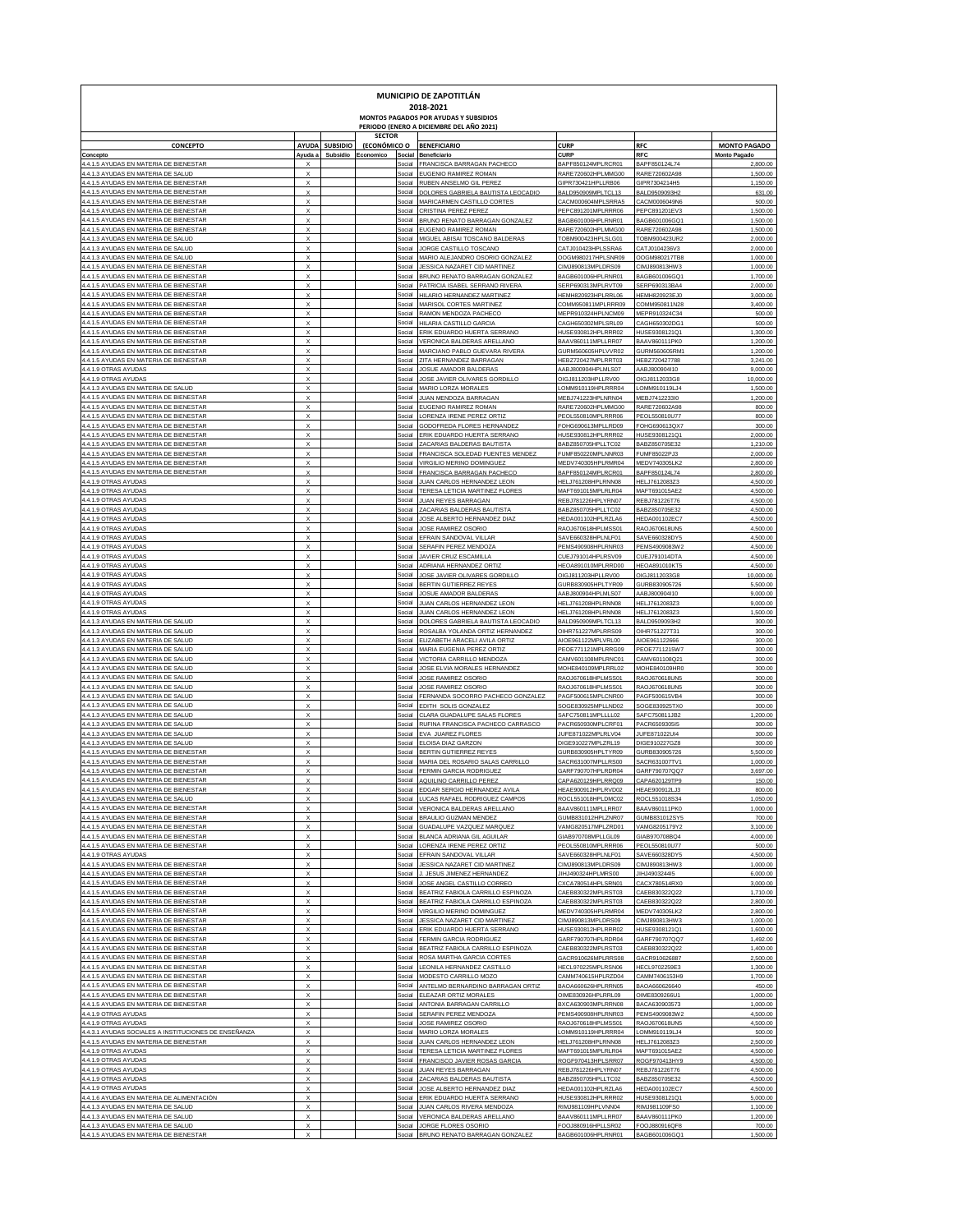# MUNICIPIO DE ZAPOTITLÁN

## 2018-2021

### MONTOS PAGADOS POR AYUDAS Y SUBSIDIOS

### PERIODO (ENERO A DICIEMBRE DEL AÑO 2021)

| CONCEPTO | AYUDA | SUBSIDIO | SECTOR (ECONÓMICO O | | BENEFICIARIO | CURP | RFC | MONTO PAGADO |
|---|---|---|---|---|---|---|---|---|
| Concepto | Ayuda a | Subsidio | Economico | Social | Beneficiario | CURP | RFC | Monto Pagado |
| 4.4.1.5 AYUDAS EN MATERIA DE BIENESTAR | X | | | Social | FRANCISCA BARRAGAN PACHECO | BAPF850124MPLRCR01 | BAPF850124L74 | 2,800.00 |
| 4.4.1.3 AYUDAS EN MATERIA DE SALUD | X | | | Social | EUGENIO RAMIREZ ROMAN | RARE720602HPLMMG00 | RARE720602A98 | 1,500.00 |
| 4.4.1.5 AYUDAS EN MATERIA DE BIENESTAR | X | | | Social | RUBEN ANSELMO GIL PEREZ | GIPR730421HPLLRB06 | GIPR730421HH5 | 1,150.00 |
| 4.4.1.5 AYUDAS EN MATERIA DE BIENESTAR | X | | | Social | DOLORES GABRIELA BAUTISTA LEOCADIO | BALD950909MPLTCL13 | BALD950909H2 | 631.00 |
| 4.4.1.5 AYUDAS EN MATERIA DE BIENESTAR | X | | | Social | MARICARMEN CASTILLO CORTES | CACM000604MPLSRRA5 | CACM0006049N6 | 500.00 |
| 4.4.1.5 AYUDAS EN MATERIA DE BIENESTAR | X | | | Social | CRISTINA PEREZ PEREZ | PEPC891201MPLRRR06 | PEPC891201EV3 | 1,500.00 |
| 4.4.1.5 AYUDAS EN MATERIA DE BIENESTAR | X | | | Social | BRUNO RENATO BARRAGAN GONZALEZ | BAGB601006HPLRNR01 | BAGB601006GQ1 | 1,500.00 |
| 4.4.1.5 AYUDAS EN MATERIA DE BIENESTAR | X | | | Social | EUGENIO RAMIREZ ROMAN | RARE720602HPLMMG00 | RARE720602A98 | 1,500.00 |
| 4.4.1.3 AYUDAS EN MATERIA DE SALUD | X | | | Social | MIGUEL ABISAI TOSCANO BALDERAS | TOBM900423HPLSLG01 | TOBM900423UR2 | 2,000.00 |
| 4.4.1.3 AYUDAS EN MATERIA DE SALUD | X | | | Social | JORGE CASTILLO TOSCANO | CATJ010423HPLSSRA6 | CATJ0104236V3 | 2,000.00 |
| 4.4.1.3 AYUDAS EN MATERIA DE SALUD | X | | | Social | MARIO ALEJANDRO OSORIO GONZALEZ | OOGM980217HPLSNR09 | OOGM980217TB8 | 1,000.00 |
| 4.4.1.5 AYUDAS EN MATERIA DE BIENESTAR | X | | | Social | JESSICA NAZARET CID MARTINEZ | CIMJ890813MPLDRS09 | CIMJ890813HW3 | 1,000.00 |
| 4.4.1.5 AYUDAS EN MATERIA DE BIENESTAR | X | | | Social | BRUNO RENATO BARRAGAN GONZALEZ | BAGB601006HPLRNR01 | BAGB601006GQ1 | 1,700.00 |
| 4.4.1.5 AYUDAS EN MATERIA DE BIENESTAR | X | | | Social | PATRICIA ISABEL SERRANO RIVERA | SERP690313MPLRVT09 | SERP690313BA4 | 2,000.00 |
| 4.4.1.5 AYUDAS EN MATERIA DE BIENESTAR | X | | | Social | HILARIO HERNANDEZ MARTINEZ | HEMH820923HPLRRL06 | HEMH820923EJ0 | 3,000.00 |
| 4.4.1.5 AYUDAS EN MATERIA DE BIENESTAR | X | | | Social | MARISOL CORTES MARTINEZ | COMM950811MPLRRR09 | COMM950811N28 | 3,400.00 |
| 4.4.1.5 AYUDAS EN MATERIA DE BIENESTAR | X | | | Social | RAMON MENDOZA PACHECO | MEPR910324HPLNCM09 | MEPR910324C34 | 500.00 |
| 4.4.1.5 AYUDAS EN MATERIA DE BIENESTAR | X | | | Social | HILARIA CASTILLO GARCIA | CAGH650302MPLSRL09 | CAGH650302DG1 | 500.00 |
| 4.4.1.5 AYUDAS EN MATERIA DE BIENESTAR | X | | | Social | ERIK EDUARDO HUERTA SERRANO | HUSE930812HPLRRR02 | HUSE9308121Q1 | 1,300.00 |
| 4.4.1.5 AYUDAS EN MATERIA DE BIENESTAR | X | | | Social | VERONICA BALDERAS ARELLANO | BAAV860111MPLLRR07 | BAAV860111PK0 | 1,200.00 |
| 4.4.1.5 AYUDAS EN MATERIA DE BIENESTAR | X | | | Social | MARCIANO PABLO GUEVARA RIVERA | GURM560605HPLVVR02 | GURM560605RM1 | 1,200.00 |
| 4.4.1.5 AYUDAS EN MATERIA DE BIENESTAR | X | | | Social | ZITA HERNANDEZ BARRAGAN | HEBZ720427MPLRRT03 | HEBZ720427788 | 3,241.00 |
| 4.4.1.9 OTRAS AYUDAS | X | | | Social | JOSUE AMADOR BALDERAS | AABJ800904HPLMLS07 | AABJ800904II0 | 9,000.00 |
| 4.4.1.9 OTRAS AYUDAS | X | | | Social | JOSE JAVIER OLIVARES GORDILLO | OIGJ811203HPLLRV00 | OIGJ8112033G8 | 10,000.00 |
| 4.4.1.3 AYUDAS EN MATERIA DE SALUD | X | | | Social | MARIO LORZA MORALES | LOMM910119HPLRRR04 | LOMM910119LJ4 | 1,500.00 |
| 4.4.1.5 AYUDAS EN MATERIA DE BIENESTAR | X | | | Social | JUAN MENDOZA BARRAGAN | MEBJ741223HPLNRN04 | MEBJ7412233I0 | 1,200.00 |
| 4.4.1.5 AYUDAS EN MATERIA DE BIENESTAR | X | | | Social | EUGENIO RAMIREZ ROMAN | RARE720602HPLMMG00 | RARE720602A98 | 800.00 |
| 4.4.1.5 AYUDAS EN MATERIA DE BIENESTAR | X | | | Social | LORENZA IRENE PEREZ ORTIZ | PEOL550810MPLRRR06 | PEOL550810U77 | 800.00 |
| 4.4.1.5 AYUDAS EN MATERIA DE BIENESTAR | X | | | Social | GODOFREDA FLORES HERNANDEZ | FOHG690613MPLLRD09 | FOHG690613QX7 | 300.00 |
| 4.4.1.5 AYUDAS EN MATERIA DE BIENESTAR | X | | | Social | ERIK EDUARDO HUERTA SERRANO | HUSE930812HPLRRR02 | HUSE9308121Q1 | 2,000.00 |
| 4.4.1.5 AYUDAS EN MATERIA DE BIENESTAR | X | | | Social | ZACARIAS BALDERAS BAUTISTA | BABZ850705HPLLTC02 | BABZ850705E32 | 1,210.00 |
| 4.4.1.5 AYUDAS EN MATERIA DE BIENESTAR | X | | | Social | FRANCISCA SOLEDAD FUENTES MENDEZ | FUMF850220MPLNNR03 | FUMF85022PJ3 | 2,000.00 |
| 4.4.1.5 AYUDAS EN MATERIA DE BIENESTAR | X | | | Social | VIRGILIO MERINO DOMINGUEZ | MEDV740305HPLRMR04 | MEDV740305LK2 | 2,800.00 |
| 4.4.1.5 AYUDAS EN MATERIA DE BIENESTAR | X | | | Social | FRANCISCA BARRAGAN PACHECO | BAPF850124MPLRCR01 | BAPF850124L74 | 2,800.00 |
| 4.4.1.9 OTRAS AYUDAS | X | | | Social | JUAN CARLOS HERNANDEZ LEON | HELJ761208HPLRNN08 | HELJ7612083Z3 | 4,500.00 |
| 4.4.1.9 OTRAS AYUDAS | X | | | Social | TERESA LETICIA MARTINEZ FLORES | MAFT691015MPLRLR04 | MAFT691015AE2 | 4,500.00 |
| 4.4.1.9 OTRAS AYUDAS | X | | | Social | JUAN REYES BARRAGAN | REBJ781226HPLYRN07 | REBJ781226T76 | 4,500.00 |
| 4.4.1.9 OTRAS AYUDAS | X | | | Social | ZACARIAS BALDERAS BAUTISTA | BABZ850705HPLLTC02 | BABZ850705E32 | 4,500.00 |
| 4.4.1.9 OTRAS AYUDAS | X | | | Social | JOSE ALBERTO HERNANDEZ DIAZ | HEDA001102HPLRZLA6 | HEDA001102EC7 | 4,500.00 |
| 4.4.1.9 OTRAS AYUDAS | X | | | Social | JOSE RAMIREZ OSORIO | RAOJ670618HPLMSS01 | RAOJ670618UN5 | 4,500.00 |
| 4.4.1.9 OTRAS AYUDAS | X | | | Social | EFRAIN SANDOVAL VILLAR | SAVE660328HPLNLF01 | SAVE660328DY5 | 4,500.00 |
| 4.4.1.9 OTRAS AYUDAS | X | | | Social | SERAFIN PEREZ MENDOZA | PEMS490908HPLRNR03 | PEMS4909083W2 | 4,500.00 |
| 4.4.1.9 OTRAS AYUDAS | X | | | Social | JAVIER CRUZ ESCAMILLA | CUEJ791014HPLRSV09 | CUEJ791014DTA | 4,500.00 |
| 4.4.1.9 OTRAS AYUDAS | X | | | Social | ADRIANA HERNANDEZ ORTIZ | HEOA891010MPLRRD00 | HEOA891010KT5 | 4,500.00 |
| 4.4.1.9 OTRAS AYUDAS | X | | | Social | JOSE JAVIER OLIVARES GORDILLO | OIGJ811203HPLLRV00 | OIGJ8112033G8 | 10,000.00 |
| 4.4.1.9 OTRAS AYUDAS | X | | | Social | BERTIN GUTIERREZ REYES | GURB830905HPLTYR09 | GURB830905726 | 5,500.00 |
| 4.4.1.9 OTRAS AYUDAS | X | | | Social | JOSUE AMADOR BALDERAS | AABJ800904HPLMLS07 | AABJ800904II0 | 9,000.00 |
| 4.4.1.9 OTRAS AYUDAS | X | | | Social | JUAN CARLOS HERNANDEZ LEON | HELJ761208HPLRNN08 | HELJ7612083Z3 | 9,000.00 |
| 4.4.1.9 OTRAS AYUDAS | X | | | Social | JUAN CARLOS HERNANDEZ LEON | HELJ761208HPLRNN08 | HELJ7612083Z3 | 1,500.00 |
| 4.4.1.3 AYUDAS EN MATERIA DE SALUD | X | | | Social | DOLORES GABRIELA BAUTISTA LEOCADIO | BALD950909MPLTCL13 | BALD950909H2 | 300.00 |
| 4.4.1.3 AYUDAS EN MATERIA DE SALUD | X | | | Social | ROSALBA YOLANDA ORTIZ HERNANDEZ | OIHR751227MPLRRS09 | OIHR751227T31 | 300.00 |
| 4.4.1.3 AYUDAS EN MATERIA DE SALUD | X | | | Social | ELIZABETH ARACELI AVILA ORTIZ | AIOE961122MPLVRL00 | AIOE961122666 | 300.00 |
| 4.4.1.3 AYUDAS EN MATERIA DE SALUD | X | | | Social | MARIA EUGENIA PEREZ ORTIZ | PEOE771121MPLRRG09 | PEOE7711215W7 | 300.00 |
| 4.4.1.3 AYUDAS EN MATERIA DE SALUD | X | | | Social | VICTORIA CARRILLO MENDOZA | CAMV601108MPLRNC01 | CAMV601108Q21 | 300.00 |
| 4.4.1.3 AYUDAS EN MATERIA DE SALUD | X | | | Social | JOSE ELVIA MORALES HERNANDEZ | MOHE840109MPLRRL02 | MOHE840109HR0 | 300.00 |
| 4.4.1.3 AYUDAS EN MATERIA DE SALUD | X | | | Social | JOSE RAMIREZ OSORIO | RAOJ670618HPLMSS01 | RAOJ670618UN5 | 300.00 |
| 4.4.1.3 AYUDAS EN MATERIA DE SALUD | X | | | Social | JOSE RAMIREZ OSORIO | RAOJ670618HPLMSS01 | RAOJ670618UN5 | 300.00 |
| 4.4.1.3 AYUDAS EN MATERIA DE SALUD | X | | | Social | FERNANDA SOCORRO PACHECO GONZALEZ | PAGF500615MPLCNR00 | PAGF500615VB4 | 300.00 |
| 4.4.1.3 AYUDAS EN MATERIA DE SALUD | X | | | Social | EDITH SOLIS GONZALEZ | SOGE830925MPLLND02 | SOGE830925TX0 | 300.00 |
| 4.4.1.3 AYUDAS EN MATERIA DE SALUD | X | | | Social | CLARA GUADALUPE SALAS FLORES | SAFC750811MPLLLL02 | SAFC750811JB2 | 1,200.00 |
| 4.4.1.3 AYUDAS EN MATERIA DE SALUD | X | | | Social | RUFINA FRANCISCA PACHECO CARRASCO | PACR650930MPLCRF01 | PACR650930SI5 | 300.00 |
| 4.4.1.3 AYUDAS EN MATERIA DE SALUD | X | | | Social | EVA JUAREZ FLORES | JUFE871022MPLRLV04 | JUFE871022UI4 | 300.00 |
| 4.4.1.3 AYUDAS EN MATERIA DE SALUD | X | | | Social | ELOISA DIAZ GARZON | DIGE910227MPLZRL19 | DIGE910227GZ8 | 300.00 |
| 4.4.1.5 AYUDAS EN MATERIA DE BIENESTAR | X | | | Social | BERTIN GUTIERREZ REYES | GURB830905HPLTYR09 | GURB830905726 | 5,500.00 |
| 4.4.1.5 AYUDAS EN MATERIA DE BIENESTAR | X | | | Social | MARIA DEL ROSARIO SALAS CARRILLO | SACR631007MPLLRS00 | SACR631007TV1 | 1,000.00 |
| 4.4.1.5 AYUDAS EN MATERIA DE BIENESTAR | X | | | Social | FERMIN GARCIA RODRIGUEZ | GARF790707HPLRDR04 | GARF790707QQ7 | 3,697.00 |
| 4.4.1.5 AYUDAS EN MATERIA DE BIENESTAR | X | | | Social | AQUILINO CARRILLO PEREZ | CAPA620129HPLRRQ09 | CAPA620129TP9 | 150.00 |
| 4.4.1.5 AYUDAS EN MATERIA DE BIENESTAR | X | | | Social | EDGAR SERGIO HERNANDEZ AVILA | HEAE900912HPLRVD02 | HEAE900912LJ3 | 800.00 |
| 4.4.1.3 AYUDAS EN MATERIA DE SALUD | X | | | Social | LUCAS RAFAEL RODRIGUEZ CAMPOS | ROCL551018HPLDMC02 | ROCL551018S34 | 1,050.00 |
| 4.4.1.5 AYUDAS EN MATERIA DE BIENESTAR | X | | | Social | VERONICA BALDERAS ARELLANO | BAAV860111MPLLRR07 | BAAV860111PK0 | 1,000.00 |
| 4.4.1.5 AYUDAS EN MATERIA DE BIENESTAR | X | | | Social | BRAULIO GUZMAN MENDEZ | GUMB831012HPLZNR07 | GUMB831012SY5 | 700.00 |
| 4.4.1.5 AYUDAS EN MATERIA DE BIENESTAR | X | | | Social | GUADALUPE VAZQUEZ MARQUEZ | VAMG820517MPLZRD01 | VAMG8205179Y2 | 3,100.00 |
| 4.4.1.5 AYUDAS EN MATERIA DE BIENESTAR | X | | | Social | BLANCA ADRIANA GIL AGUILAR | GIAB970708MPLLGL09 | GIAB970708BQ4 | 4,000.00 |
| 4.4.1.5 AYUDAS EN MATERIA DE BIENESTAR | X | | | Social | LORENZA IRENE PEREZ ORTIZ | PEOL550810MPLRRR06 | PEOL550810U77 | 500.00 |
| 4.4.1.9 OTRAS AYUDAS | X | | | Social | EFRAIN SANDOVAL VILLAR | SAVE660328HPLNLF01 | SAVE660328DY5 | 4,500.00 |
| 4.4.1.5 AYUDAS EN MATERIA DE BIENESTAR | X | | | Social | JESSICA NAZARET CID MARTINEZ | CIMJ890813MPLDRS09 | CIMJ890813HW3 | 1,000.00 |
| 4.4.1.5 AYUDAS EN MATERIA DE BIENESTAR | X | | | Social | J. JESUS JIMENEZ HERNANDEZ | JIHJ490324HPLMRS00 | JIHJ490324415 | 6,000.00 |
| 4.4.1.5 AYUDAS EN MATERIA DE BIENESTAR | X | | | Social | JOSE ANGEL CASTILLO CORREO | CXCA780514HPLSRN01 | CACX780514RX0 | 3,000.00 |
| 4.4.1.5 AYUDAS EN MATERIA DE BIENESTAR | X | | | Social | BEATRIZ FABIOLA CARRILLO ESPINOZA | CAEB830322MPLRST03 | CAEB830322Q22 | 1,710.00 |
| 4.4.1.5 AYUDAS EN MATERIA DE BIENESTAR | X | | | Social | BEATRIZ FABIOLA CARRILLO ESPINOZA | CAEB830322MPLRST03 | CAEB830322Q22 | 2,800.00 |
| 4.4.1.5 AYUDAS EN MATERIA DE BIENESTAR | X | | | Social | VIRGILIO MERINO DOMINGUEZ | MEDV740305HPLRMR04 | MEDV740305LK2 | 2,800.00 |
| 4.4.1.5 AYUDAS EN MATERIA DE BIENESTAR | X | | | Social | JESSICA NAZARET CID MARTINEZ | CIMJ890813MPLDRS09 | CIMJ890813HW3 | 1,000.00 |
| 4.4.1.5 AYUDAS EN MATERIA DE BIENESTAR | X | | | Social | ERIK EDUARDO HUERTA SERRANO | HUSE930812HPLRRR02 | HUSE9308121Q1 | 1,600.00 |
| 4.4.1.5 AYUDAS EN MATERIA DE BIENESTAR | X | | | Social | FERMIN GARCIA RODRIGUEZ | GARF790707HPLRDR04 | GARF790707QQ7 | 1,492.00 |
| 4.4.1.5 AYUDAS EN MATERIA DE BIENESTAR | X | | | Social | BEATRIZ FABIOLA CARRILLO ESPINOZA | CAEB830322MPLRST03 | CAEB830322Q22 | 1,400.00 |
| 4.4.1.5 AYUDAS EN MATERIA DE BIENESTAR | X | | | Social | ROSA MARTHA GARCIA CORTES | GACR910626MPLRRS08 | GACR910626887 | 2,500.00 |
| 4.4.1.5 AYUDAS EN MATERIA DE BIENESTAR | X | | | Social | LEONILA HERNANDEZ CASTILLO | HECL970225MPLRSN06 | HECL9702259E3 | 1,300.00 |
| 4.4.1.5 AYUDAS EN MATERIA DE BIENESTAR | X | | | Social | MODESTO CARRILLO MOZO | CAMM740615HPLRZD04 | CAMM7406153H9 | 1,700.00 |
| 4.4.1.5 AYUDAS EN MATERIA DE BIENESTAR | X | | | Social | ANTELMO BERNARDINO BARRAGAN ORTIZ | BAOA660626HPLRRN05 | BAOA660626640 | 450.00 |
| 4.4.1.5 AYUDAS EN MATERIA DE BIENESTAR | X | | | Social | ELEAZAR ORTIZ MERALES | OIME830926HPLRRL09 | OIME8309266U1 | 1,000.00 |
| 4.4.1.5 AYUDAS EN MATERIA DE BIENESTAR | X | | | Social | ANTONIA BARRAGAN CARRILLO | BXCA630903MPLRRN08 | BACA630903573 | 1,000.00 |
| 4.4.1.9 OTRAS AYUDAS | X | | | Social | SERAFIN PEREZ MENDOZA | PEMS490908HPLRNR03 | PEMS4909083W2 | 4,500.00 |
| 4.4.1.9 OTRAS AYUDAS | X | | | Social | JOSE RAMIREZ OSORIO | RAOJ670618HPLMSS01 | RAOJ670618UN5 | 4,500.00 |
| 4.4.3.1 AYUDAS SOCIALES A INSTITUCIONES DE ENSEÑANZA | X | | | Social | MARIO LORZA MORALES | LOMM910119HPLRRR04 | LOMM910119LJ4 | 500.00 |
| 4.4.1.5 AYUDAS EN MATERIA DE BIENESTAR | X | | | Social | JUAN CARLOS HERNANDEZ LEON | HELJ761208HPLRNN08 | HELJ7612083Z3 | 2,500.00 |
| 4.4.1.9 OTRAS AYUDAS | X | | | Social | TERESA LETICIA MARTINEZ FLORES | MAFT691015MPLRLR04 | MAFT691015AE2 | 4,500.00 |
| 4.4.1.9 OTRAS AYUDAS | X | | | Social | FRANCISCO JAVIER ROSAS GARCIA | ROGF970413HPLSRR07 | ROGF970413HY9 | 4,500.00 |
| 4.4.1.9 OTRAS AYUDAS | X | | | Social | JUAN REYES BARRAGAN | REBJ781226HPLYRN07 | REBJ781226T76 | 4,500.00 |
| 4.4.1.9 OTRAS AYUDAS | X | | | Social | ZACARIAS BALDERAS BAUTISTA | BABZ850705HPLLTC02 | BABZ850705E32 | 4,500.00 |
| 4.4.1.9 OTRAS AYUDAS | X | | | Social | JOSE ALBERTO HERNANDEZ DIAZ | HEDA001102HPLRZLA6 | HEDA001102EC7 | 4,500.00 |
| 4.4.1.6 AYUDAS EN MATERIA DE ALIMENTACIÓN | X | | | Social | ERIK EDUARDO HUERTA SERRANO | HUSE930812HPLRRR02 | HUSE9308121Q1 | 5,000.00 |
| 4.4.1.3 AYUDAS EN MATERIA DE SALUD | X | | | Social | JUAN CARLOS RIVERA MENDOZA | RIMJ981109HPLVNN04 | RIMJ981109F50 | 1,100.00 |
| 4.4.1.3 AYUDAS EN MATERIA DE SALUD | X | | | Social | VERONICA BALDERAS ARELLANO | BAAV860111MPLLRR07 | BAAV860111PK0 | 1,200.00 |
| 4.4.1.3 AYUDAS EN MATERIA DE SALUD | X | | | Social | JORGE FLORES OSORIO | FOOJ880916HPLLSR02 | FOOJ880916QF8 | 700.00 |
| 4.4.1.5 AYUDAS EN MATERIA DE BIENESTAR | X | | | Social | BRUNO RENATO BARRAGAN GONZALEZ | BAGB601006HPLRNR01 | BAGB601006GQ1 | 1,500.00 |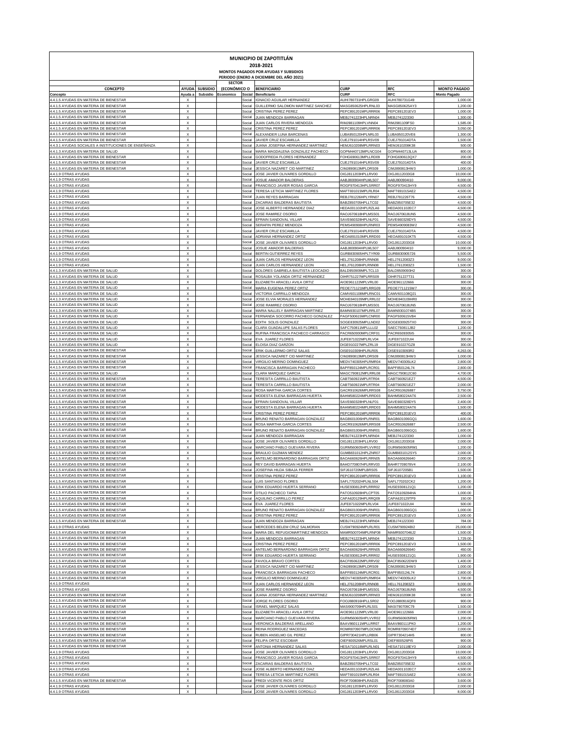# MUNICIPIO DE ZAPOTITLÁN

## 2018-2021

### MONTOS PAGADOS POR AYUDAS Y SUBSIDIOS

### PERIODO (ENERO A DICIEMBRE DEL AÑO 2021)

| CONCEPTO | AYUDA | SUBSIDIO | SECTOR (ECONÓMICO O | | BENEFICIARIO | CURP | RFC | MONTO PAGADO |
|---|---|---|---|---|---|---|---|---|
| Concepto | Ayuda a | Subsidio | Economico | Social | Beneficiario | CURP | RFC | Monto Pagado |
| 4.4.1.5 AYUDAS EN MATERIA DE BIENESTAR | X | | | Social | IGNACIO AGUILAR HERNANDEZ | AUHI780731HPLGRG09 | AUHI780731G49 | 1,000.00 |
| 4.4.1.5 AYUDAS EN MATERIA DE BIENESTAR | X | | | Social | GUILLERMO SALOMON MARTINEZ SANCHEZ | MASG850625HPLRNL03 | MASG850625AY3 | 1,200.00 |
| 4.4.1.5 AYUDAS EN MATERIA DE BIENESTAR | X | | | Social | CRISTINA PEREZ PEREZ | PEPC891201MPLRRR06 | PEPC891201EV3 | 1,000.00 |
| 4.4.1.5 AYUDAS EN MATERIA DE BIENESTAR | X | | | Social | JUAN MENDOZA BARRAGAN | MEBJ741223HPLNRN04 | MEBJ7412233I0 | 1,300.00 |
| 4.4.1.5 AYUDAS EN MATERIA DE BIENESTAR | X | | | Social | JUAN CARLOS RIVERA MENDOZA | RIMJ981109HPLVNN04 | RIMJ981109FS0 | 1,585.00 |
| 4.4.1.5 AYUDAS EN MATERIA DE BIENESTAR | X | | | Social | CRISTINA PEREZ PEREZ | PEPC891201MPLRRR06 | PEPC891201EV3 | 3,050.00 |
| 4.4.1.5 AYUDAS EN MATERIA DE BIENESTAR | X | | | Social | ALEXANDER LUNA BARCENAS | LUBA950120HPLNRL03 | LUBA950120VE6 | 1,300.00 |
| 4.4.1.5 AYUDAS EN MATERIA DE BIENESTAR | X | | | Social | JAVIER CRUZ ESCAMILLA | CUEJ791014HPLRSV09 | CUEJ791014DTA | 1,500.00 |
| 4.4.3.1 AYUDAS SOCIALES A INSTITUCIONES DE ENSEÑANZA | X | | | Social | JUANA JOSEFINA HERNANDEZ MARTINEZ | HEMJ610208MPLRRN03 | HEMJ610208K38 | 500.00 |
| 4.4.1.3 AYUDAS EN MATERIA DE SALUD | X | | | Social | MARIA MAGDALENA GONZALEZ PACHECO | GOPM440713MPLNCG04 | GOPM440713LUA | 800.00 |
| 4.4.1.5 AYUDAS EN MATERIA DE BIENESTAR | X | | | Social | GODOFREDA FLORES HERNANDEZ | FOHG690613MPLLRD09 | FOHG690613QX7 | 200.00 |
| 4.4.1.5 AYUDAS EN MATERIA DE BIENESTAR | X | | | Social | JAVIER CRUZ ESCAMILLA | CUEJ791014HPLRSV09 | CUEJ791014DTA | 400.00 |
| 4.4.1.5 AYUDAS EN MATERIA DE BIENESTAR | X | | | Social | JESSICA NAZARET CID MARTINEZ | CIMJ890813MPLDRS09 | CIMJ890813HW3 | 1,000.00 |
| 4.4.1.9 OTRAS AYUDAS | X | | | Social | JOSE JAVIER OLIVARES GORDILLO | OIGJ811203HPLLRV00 | OIGJ8112033G8 | 10,000.00 |
| 4.4.1.9 OTRAS AYUDAS | X | | | Social | JOSUE AMADOR BALDERAS | AABJ800904HPLMLS07 | AABJ800904I10 | 9,000.00 |
| 4.4.1.9 OTRAS AYUDAS | X | | | Social | FRANCISCO JAVIER ROSAS GARCIA | ROGF970413HPLSRR07 | ROGF970413HY9 | 4,500.00 |
| 4.4.1.9 OTRAS AYUDAS | X | | | Social | TERESA LETICIA MARTINEZ FLORES | MAFT691015MPLRLR04 | MAFT691015AE2 | 4,500.00 |
| 4.4.1.9 OTRAS AYUDAS | X | | | Social | JUAN REYES BARRAGAN | REBJ781226HPLYRN07 | REBJ781226T76 | 4,500.00 |
| 4.4.1.9 OTRAS AYUDAS | X | | | Social | ZACARIAS BALDERAS BAUTISTA | BABZ850705HPLLTC02 | BABZ850705E32 | 4,500.00 |
| 4.4.1.9 OTRAS AYUDAS | X | | | Social | JOSE ALBERTO HERNANDEZ DIAZ | HEDA001102HPLRZLA6 | HEDA001102EC7 | 4,500.00 |
| 4.4.1.9 OTRAS AYUDAS | X | | | Social | JOSE RAMIREZ OSORIO | RAOJ670618HPLMSS01 | RAOJ670618UN5 | 4,500.00 |
| 4.4.1.9 OTRAS AYUDAS | X | | | Social | EFRAIN SANDOVAL VILLAR | SAVE660328HPLNLF01 | SAVE660328DY5 | 4,500.00 |
| 4.4.1.9 OTRAS AYUDAS | X | | | Social | SERAFIN PEREZ MENDOZA | PEMS490908HPLRNF03 | PEMS4909083W2 | 4,500.00 |
| 4.4.1.9 OTRAS AYUDAS | X | | | Social | JAVIER CRUZ ESCAMILLA | CUEJ791014HPLRSV09 | CUEJ791014DTA | 4,500.00 |
| 4.4.1.9 OTRAS AYUDAS | X | | | Social | ADRIANA HERNANDEZ ORTIZ | HEOA891010MPLRRD00 | HEOA891010KT5 | 4,500.00 |
| 4.4.1.9 OTRAS AYUDAS | X | | | Social | JOSE JAVIER OLIVARES GORDILLO | OIGJ811203HPLLRV00 | OIGJ8112033G8 | 10,000.00 |
| 4.4.1.9 OTRAS AYUDAS | X | | | Social | JOSUE AMADOR BALDERAS | AABJ800904HPLMLS07 | AABJ800904I10 | 9,000.00 |
| 4.4.1.9 OTRAS AYUDAS | X | | | Social | BERTIN GUTIERREZ REYES | GURB830905HPLTYR09 | GURB830905726 | 5,500.00 |
| 4.4.1.9 OTRAS AYUDAS | X | | | Social | JUAN CARLOS HERNANDEZ LEON | HELJ761208HPLRNN08 | HELJ7612083Z3 | 9,000.00 |
| 4.4.1.9 OTRAS AYUDAS | X | | | Social | JUAN CARLOS HERNANDEZ LEON | HELJ761208HPLRNN08 | HELJ7612083Z3 | 1,500.00 |
| 4.4.1.3 AYUDAS EN MATERIA DE SALUD | X | | | Social | DOLORES GABRIELA BAUTISTA LEOCADIO | BALD950909MPLTCL13 | BALD9509093H2 | 300.00 |
| 4.4.1.3 AYUDAS EN MATERIA DE SALUD | X | | | Social | ROSALBA YOLANDA ORTIZ HERNANDEZ | OIHR751227MPLRRS09 | OIHR751227T31 | 300.00 |
| 4.4.1.3 AYUDAS EN MATERIA DE SALUD | X | | | Social | ELIZABETH ARACELI AVILA ORTIZ | AIOE961122MPLVRL00 | AIOE961122666 | 300.00 |
| 4.4.1.3 AYUDAS EN MATERIA DE SALUD | X | | | Social | MARIA EUGENIA PEREZ ORTIZ | PEOE771121MPLRRG09 | PEOE771121SW7 | 300.00 |
| 4.4.1.3 AYUDAS EN MATERIA DE SALUD | X | | | Social | VICTORIA CARRILLO MENDOZA | CAMV601108MPLRNC01 | CAMV601108Q21 | 300.00 |
| 4.4.1.3 AYUDAS EN MATERIA DE SALUD | X | | | Social | JOSE ELVIA MORALES HERNANDEZ | MOHE840109MPLRRL02 | MOHE840109HR0 | 300.00 |
| 4.4.1.3 AYUDAS EN MATERIA DE SALUD | X | | | Social | JOSE RAMIREZ OSORIO | RAOJ670618HPLMSS01 | RAOJ670618UN5 | 300.00 |
| 4.4.1.3 AYUDAS EN MATERIA DE SALUD | X | | | Social | MARIA NALLELY BARRAGAN MARTINEZ | BAMN930107MPLRRL07 | BAMN930107485 | 300.00 |
| 4.4.1.3 AYUDAS EN MATERIA DE SALUD | X | | | Social | FERNANDA SOCORRO PACHECO GONZALEZ | PAGF500615MPLCNR00 | PAGF500615VB4 | 300.00 |
| 4.4.1.3 AYUDAS EN MATERIA DE SALUD | X | | | Social | EDITH SOLIS GONZALEZ | SOGE830925MPLLND02 | SOGE830925TX0 | 300.00 |
| 4.4.1.3 AYUDAS EN MATERIA DE SALUD | X | | | Social | CLARA GUADALUPE SALAS FLORES | SAFC750811MPLLLL02 | SAEC750811JB2 | 1,200.00 |
| 4.4.1.3 AYUDAS EN MATERIA DE SALUD | X | | | Social | RUFINA FRANCISCA PACHECO CARRASCO | PACR650930MPLCRF01 | PACR650930SI5 | 300.00 |
| 4.4.1.3 AYUDAS EN MATERIA DE SALUD | X | | | Social | EVA JUAREZ FLORES | JUFE871022MPLRLV04 | JUFE871022UI4 | 300.00 |
| 4.4.1.3 AYUDAS EN MATERIA DE SALUD | X | | | Social | ELOISA DIAZ GARZON | DIGE910227MPLZRL19 | DIGE910227GZ8 | 300.00 |
| 4.4.1.5 AYUDAS EN MATERIA DE BIENESTAR | X | | | Social | ERIK GUILLERMO ORTIZ SALAS | OISE910309HPLRLR05 | OISE9103093R2 | 4,263.00 |
| 4.4.1.5 AYUDAS EN MATERIA DE BIENESTAR | X | | | Social | JESSICA NAZARET CID MARTINEZ | CIMJ890813MPLDRS09 | CIMJ890813HW3 | 1,000.00 |
| 4.4.1.5 AYUDAS EN MATERIA DE BIENESTAR | X | | | Social | VIRGILIO MERINO DOMINGUEZ | MEDV740305HPLRMR04 | MEDV740305LK2 | 2,800.00 |
| 4.4.1.5 AYUDAS EN MATERIA DE BIENESTAR | X | | | Social | FRANCISCA BARRAGAN PACHECO | BAPF850124MPLRCR01 | BAPF850124L74 | 2,800.00 |
| 4.4.1.3 AYUDAS EN MATERIA DE SALUD | X | | | Social | CLARA MARQUEZ GARCIA | MAGC790812MPLRRL08 | MAGC790812C60 | 4,700.00 |
| 4.4.1.5 AYUDAS EN MATERIA DE BIENESTAR | X | | | Social | TERESITA CARRILLO BAUTISTA | CABT560921MPLRTR04 | CABT560921EZ7 | 4,500.00 |
| 4.4.1.5 AYUDAS EN MATERIA DE BIENESTAR | X | | | Social | TERESITA CARRILLO BAUTISTA | CABT560921MPLRTR04 | CABT560921EZ7 | 2,000.00 |
| 4.4.1.5 AYUDAS EN MATERIA DE BIENESTAR | X | | | Social | ROSA MARTHA GARCIA CORTES | GACR910626MPLRRS08 | GACR910626887 | 3,750.00 |
| 4.4.1.5 AYUDAS EN MATERIA DE BIENESTAR | X | | | Social | MODESTA ELENA BARRAGAN HUERTA | BAHM580224MPLRRD03 | BAHM580224AT6 | 2,500.00 |
| 4.4.1.5 AYUDAS EN MATERIA DE BIENESTAR | X | | | Social | EFRAIN SANDOVAL VILLAR | SAVE660328HPLNLF01 | SAVE660328DY5 | 2,400.00 |
| 4.4.1.5 AYUDAS EN MATERIA DE BIENESTAR | X | | | Social | MODESTA ELENA BARRAGAN HUERTA | BAHM580224MPLRRD03 | BAHM580224AT6 | 1,500.00 |
| 4.4.1.5 AYUDAS EN MATERIA DE BIENESTAR | X | | | Social | CRISTINA PEREZ PEREZ | PEPC891201MPLRRR06 | PEPC891201EV3 | 400.00 |
| 4.4.1.5 AYUDAS EN MATERIA DE BIENESTAR | X | | | Social | BRUNO RENATO BARRAGAN GONZALEZ | BAGB601006HPLRNR01 | BAGB601006GQ1 | 1,600.00 |
| 4.4.1.5 AYUDAS EN MATERIA DE BIENESTAR | X | | | Social | ROSA MARTHA GARCIA CORTES | GACR910626MPLRRS08 | GACR910626887 | 2,500.00 |
| 4.4.1.5 AYUDAS EN MATERIA DE BIENESTAR | X | | | Social | BRUNO RENATO BARRAGAN GONZALEZ | BAGB601006HPLRNR01 | BAGB601006GQ1 | 1,600.00 |
| 4.4.1.5 AYUDAS EN MATERIA DE BIENESTAR | X | | | Social | JUAN MENDOZA BARRAGAN | MEBJ741223HPLNRN04 | MEBJ7412233I0 | 1,000.00 |
| 4.4.1.5 AYUDAS EN MATERIA DE BIENESTAR | X | | | Social | JOSE JAVIER OLIVARES GORDILLO | OIGJ811203HPLLRV00 | OIGJ8112033G8 | 2,000.00 |
| 4.4.1.5 AYUDAS EN MATERIA DE BIENESTAR | X | | | Social | MARCIANO PABLO GUEVARA RIVERA | GURM560605HPLVVR02 | GURM560605RM1 | 1,200.00 |
| 4.4.1.5 AYUDAS EN MATERIA DE BIENESTAR | X | | | Social | BRAULIO GUZMAN MENDEZ | GUMB831012HPLZNR07 | GUMB831012SY5 | 2,000.00 |
| 4.4.1.5 AYUDAS EN MATERIA DE BIENESTAR | X | | | Social | ANTELMO BERNARDINO BARRAGAN ORTIZ | BAOA660626HPLRRN05 | BAOA660626640 | 2,000.00 |
| 4.4.1.5 AYUDAS EN MATERIA DE BIENESTAR | X | | | Social | REY DAVID BARRAGAN HUERTA | BAHD770807HPLRRV03 | BAHR7709078V4 | 2,100.00 |
| 4.4.1.5 AYUDAS EN MATERIA DE BIENESTAR | X | | | Social | JOSEFINA HILDA SIBAJA FERRER | SIFJ610720MPLBRS05 | SIFJ610720SB1 | 1,500.00 |
| 4.4.1.5 AYUDAS EN MATERIA DE BIENESTAR | X | | | Social | CRISTINA PEREZ PEREZ | PEPC891201MPLRRR06 | PEPC891201EV3 | 1,100.00 |
| 4.4.1.5 AYUDAS EN MATERIA DE BIENESTAR | X | | | Social | LUIS SANTIAGO FLORES | SAFL770202HPLNLS04 | SAFL770202CK2 | 1,200.00 |
| 4.4.1.5 AYUDAS EN MATERIA DE BIENESTAR | X | | | Social | ERIK EDUARDO HUERTA SERRANO | HUSE930812HPLRRR02 | HUSE9308121Q1 | 1,200.00 |
| 4.4.1.5 AYUDAS EN MATERIA DE BIENESTAR | X | | | Social | OTILIO PACHECO TAPIA | PATO510928HPLCPT05 | PATO5109284HA | 1,000.00 |
| 4.4.1.5 AYUDAS EN MATERIA DE BIENESTAR | X | | | Social | AQUILINO CARRILLO PEREZ | CAPA620129HPLRRQ09 | CAPA620129TP9 | 150.00 |
| 4.4.1.5 AYUDAS EN MATERIA DE BIENESTAR | X | | | Social | EVA JUAREZ FLORES | JUFE871022MPLRLV04 | JUFE871022UI4 | 500.00 |
| 4.4.1.5 AYUDAS EN MATERIA DE BIENESTAR | X | | | Social | BRUNO RENATO BARRAGAN GONZALEZ | BAGB601006HPLRNR01 | BAGB601006GQ1 | 1,000.00 |
| 4.4.1.5 AYUDAS EN MATERIA DE BIENESTAR | X | | | Social | CRISTINA PEREZ PEREZ | PEPC891201MPLRRR06 | PEPC891201EV3 | 1,000.00 |
| 4.4.1.5 AYUDAS EN MATERIA DE BIENESTAR | X | | | Social | JUAN MENDOZA BARRAGAN | MEBJ741223HPLNRN04 | MEBJ7412233I0 | 784.00 |
| 4.4.1.9 OTRAS AYUDAS | X | | | Social | MERCEDES BELEM CRUZ SALMORAN | CUSM790924MPLRLR01 | CUSM790924BI2 | 25,000.00 |
| 4.4.1.5 AYUDAS EN MATERIA DE BIENESTAR | X | | | Social | MARIA DEL REFUGIOMARTINEZ MENDOZA | MAMR500704MPLRNF08 | MAMR5007046J2 | 1,500.00 |
| 4.4.1.5 AYUDAS EN MATERIA DE BIENESTAR | X | | | Social | JUAN MENDOZA BARRAGAN | MEBJ741223HPLNRN04 | MEBJ7412233I0 | 1,729.00 |
| 4.4.1.5 AYUDAS EN MATERIA DE BIENESTAR | X | | | Social | CRISTINA PEREZ PEREZ | PEPC891201MPLRRR06 | PEPC891201EV3 | 1,500.00 |
| 4.4.1.5 AYUDAS EN MATERIA DE BIENESTAR | X | | | Social | ANTELMO BERNARDINO BARRAGAN ORTIZ | BAOA660626HPLRRN05 | BAOA660626640 | 450.00 |
| 4.4.1.5 AYUDAS EN MATERIA DE BIENESTAR | X | | | Social | ERIK EDUARDO HUERTA SERRANO | HUSE930812HPLRRR02 | HUSE9308121Q1 | 1,900.00 |
| 4.4.1.5 AYUDAS EN MATERIA DE BIENESTAR | X | | | Social | FAVIOLA BRAVO CORTES | BACF850622MPLRRV02 | BACF850622DW9 | 1,400.00 |
| 4.4.1.5 AYUDAS EN MATERIA DE BIENESTAR | X | | | Social | JESSICA NAZARET CID MARTINEZ | CIMJ890813MPLDRS09 | CIMJ890813HW3 | 1,000.00 |
| 4.4.1.5 AYUDAS EN MATERIA DE BIENESTAR | X | | | Social | FRANCISCA BARRAGAN PACHECO | BAPF850124MPLRCR01 | BAPF850124L74 | 2,800.00 |
| 4.4.1.5 AYUDAS EN MATERIA DE BIENESTAR | X | | | Social | VIRGILIO MERINO DOMINGUEZ | MEDV740305HPLRMR04 | MEDV740305LK2 | 1,700.00 |
| 4.4.1.9 OTRAS AYUDAS | X | | | Social | JUAN CARLOS HERNANDEZ LEON | HELJ761208HPLRNN08 | HELL7612083Z3 | 9,000.00 |
| 4.4.1.9 OTRAS AYUDAS | X | | | Social | JOSE RAMIREZ OSORIO | RAOJ670618HPLMSS01 | RAOJ670618UN5 | 4,500.00 |
| 4.4.1.5 AYUDAS EN MATERIA DE BIENESTAR | X | | | Social | JUANA JOSEFINA HERNANDEZ MARTINEZ | HEMJ610208MPLRRN03 | HEMJ610208K38 | 500.00 |
| 4.4.1.5 AYUDAS EN MATERIA DE BIENESTAR | X | | | Social | JORGE FLORES OSORIO | FOOJ880916HPLLSR02 | FOOJ880916QF8 | 900.00 |
| 4.4.1.5 AYUDAS EN MATERIA DE BIENESTAR | X | | | Social | ISRAEL MARQUEZ SALAS | MASI900709HPLRLS01 | MASI790709C79 | 1,500.00 |
| 4.4.1.5 AYUDAS EN MATERIA DE BIENESTAR | X | | | Social | ELIZABETH ARACELI AVILA ORTIZ | AIOE961122MPLVRL00 | AIOE961122666 | 2,000.00 |
| 4.4.1.5 AYUDAS EN MATERIA DE BIENESTAR | X | | | Social | MARCIANO PABLO GUEVARA RIVERA | GURM560605HPLVVR02 | GURM560605RM1 | 1,200.00 |
| 4.4.1.5 AYUDAS EN MATERIA DE BIENESTAR | X | | | Social | VERONICA BALDERAS ARELLANO | BAAV860111MPLLRR07 | BAAV860111PK0 | 1,200.00 |
| 4.4.1.5 AYUDAS EN MATERIA DE BIENESTAR | X | | | Social | REINA RODRIGUEZ MACEDAS | ROMR870907MPLDCN08 | ROMR8709074D7 | 2,000.00 |
| 4.4.1.5 AYUDAS EN MATERIA DE BIENESTAR | X | | | Social | RUBEN ANSELMO GIL PEREZ | GIPR730421HPLLRB06 | GIPR7304214H5 | 800.00 |
| 4.4.1.5 AYUDAS EN MATERIA DE BIENESTAR | X | | | Social | FELIPA ORTIZ ESCOBAR | OIEF800526MPLRSL01 | OIEF800526PI5 | 900.00 |
| 4.4.1.5 AYUDAS EN MATERIA DE BIENESTAR | X | | | Social | ANTONIA HERNANDEZ SALAS | HESA710118MPLRLN01 | HESA710118EY0 | 2,000.00 |
| 4.4.1.9 OTRAS AYUDAS | X | | | Social | JOSE JAVIER OLIVARES GORDILLO | OIGJ811203HPLLRV00 | OIGJ8112033G8 | 10,000.00 |
| 4.4.1.9 OTRAS AYUDAS | X | | | Social | FRANCISCO JAVIER ROSAS GARCIA | ROGF970413HPLSRR07 | ROGF970413HY9 | 4,500.00 |
| 4.4.1.9 OTRAS AYUDAS | X | | | Social | ZACARIAS BALDERAS BAUTISTA | BABZ850705HPLLTC02 | BABZ850705E32 | 4,500.00 |
| 4.4.1.9 OTRAS AYUDAS | X | | | Social | JOSE ALBERTO HERNANDEZ DIAZ | HEDA001102HPLRZLA6 | HEDA001102EC7 | 4,500.00 |
| 4.4.1.9 OTRAS AYUDAS | X | | | Social | TERESA LETICIA MARTINEZ FLORES | MAFT691015MPLRLR04 | MAFT691015AE2 | 4,500.00 |
| 4.4.1.5 AYUDAS EN MATERIA DE BIENESTAR | X | | | Social | FREDI VICENTE RIOS ORTIZ | RIOF700808HPLRAD25 | RIOF7008083A0 | 3,600.00 |
| 4.4.1.9 OTRAS AYUDAS | X | | | Social | JOSE JAVIER OLIVARES GORDILLO | OIGJ811203HPLLRV00 | OIGJ8112033G8 | 2,000.00 |
| 4.4.1.9 OTRAS AYUDAS | X | | | Social | JOSE JAVIER OLIVARES GORDILLO | OIGJ811203HPLLRV00 | OIGJ8112033G8 | 8,000.00 |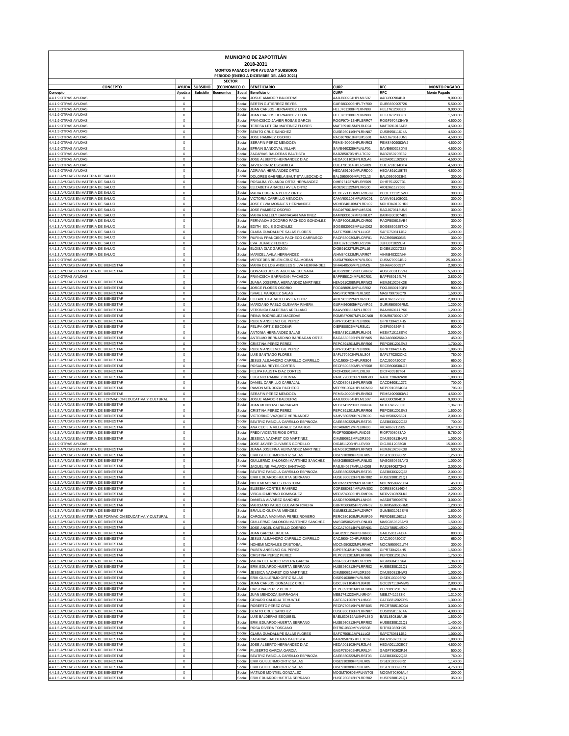# MUNICIPIO DE ZAPOTITLÁN

## 2018-2021

### MONTOS PAGADOS POR AYUDAS Y SUBSIDIOS

### PERIODO (ENERO A DICIEMBRE DEL AÑO 2021)

| CONCEPTO | AYUDA | SUBSIDIO | SECTOR (ECONÓMICO O SOCIAL) | | BENEFICIARIO | CURP | RFC | MONTO PAGADO |
|---|---|---|---|---|---|---|---|---|
| Concepto | Ayuda a | Subsidio | Economico | Social | Beneficiario | CURP | RFC | Monto Pagado |
| 4.4.1.9 OTRAS AYUDAS | X | | | Social | JOSUE AMADOR BALDERAS | AABJ800904HPLMLS07 | AABJ800904II0 | 9,000.00 |
| 4.4.1.9 OTRAS AYUDAS | X | | | Social | BERTIN GUTIERREZ REYES | GURB830905HPLTYR09 | GURB830905726 | 5,500.00 |
| 4.4.1.9 OTRAS AYUDAS | X | | | Social | JUAN CARLOS HERNANDEZ LEON | HELJ761208HPLRNN08 | HELJ7612083Z3 | 9,000.00 |
| 4.4.1.9 OTRAS AYUDAS | X | | | Social | JUAN CARLOS HERNANDEZ LEON | HELJ761208HPLRNN08 | HELJ7612083Z3 | 1,500.00 |
| 4.4.1.9 OTRAS AYUDAS | X | | | Social | FRANCISCO JAVIER ROSAS GARCIA | ROGF970413HPLSRR07 | ROGF970413HY9 | 4,500.00 |
| 4.4.1.9 OTRAS AYUDAS | X | | | Social | TERESA LETICIA MARTINEZ FLORES | MAFT691015MPLRLR04 | MAFT691015AE2 | 4,500.00 |
| 4.4.1.9 OTRAS AYUDAS | X | | | Social | BENITO CRUZ SANCHEZ | CUSB950116HPLRNN07 | CUSB950116J4A | 4,500.00 |
| 4.4.1.9 OTRAS AYUDAS | X | | | Social | JOSE RAMIREZ OSORIO | RAOJ670618HPLMSS01 | RAOJ670618UN5 | 4,500.00 |
| 4.4.1.9 OTRAS AYUDAS | X | | | Social | SERAFIN PEREZ MENDOZA | PEMS490908HPLRNR03 | PEMS4909083W2 | 4,500.00 |
| 4.4.1.9 OTRAS AYUDAS | X | | | Social | EFRAIN SANDOVAL VILLAR | SAVE660328HPLNLF01 | SAVE660328DY5 | 4,500.00 |
| 4.4.1.9 OTRAS AYUDAS | X | | | Social | ZACARIAS BALDERAS BAUTISTA | BABZ850705HPLLTC02 | BABZ850705E32 | 4,500.00 |
| 4.4.1.9 OTRAS AYUDAS | X | | | Social | JOSE ALBERTO HERNANDEZ DIAZ | HEDA001102HPLRZLA6 | HEDA001102EC7 | 4,500.00 |
| 4.4.1.9 OTRAS AYUDAS | X | | | Social | JAVIER CRUZ ESCAMILLA | CUEJ791014HPLRSV09 | CUEJ791014DTA | 4,500.00 |
| 4.4.1.9 OTRAS AYUDAS | X | | | Social | ADRIANA HERNANDEZ ORTIZ | HEOA891010MPLRRD00 | HEOA891010KT5 | 4,500.00 |
| 4.4.1.3 AYUDAS EN MATERIA DE SALUD | X | | | Social | DOLORES GABRIELA BAUTISTA LEOCADIO | BALD950909MPLTCL13 | BALD9509093H2 | 300.00 |
| 4.4.1.3 AYUDAS EN MATERIA DE SALUD | X | | | Social | ROSALBA YOLANDA ORTIZ HERNANDEZ | OIHR751227MPLRRS09 | OIHR751227T31 | 300.00 |
| 4.4.1.3 AYUDAS EN MATERIA DE SALUD | X | | | Social | ELIZABETH ARACELI AVILA ORTIZ | AIOE961122MPLVRL00 | AIOE961122666 | 300.00 |
| 4.4.1.3 AYUDAS EN MATERIA DE SALUD | X | | | Social | MARIA EUGENIA PEREZ ORTIZ | PEOE771121MPLRRG09 | PEOE771121SW7 | 300.00 |
| 4.4.1.3 AYUDAS EN MATERIA DE SALUD | X | | | Social | VICTORIA CARRILLO MENDOZA | CAMV601108MPLRNC01 | CAMV601108Q21 | 300.00 |
| 4.4.1.3 AYUDAS EN MATERIA DE SALUD | X | | | Social | JOSE ELVIA MORALES HERNANDEZ | MOHE840109MPLRRL02 | MOHE840109HR0 | 300.00 |
| 4.4.1.3 AYUDAS EN MATERIA DE SALUD | X | | | Social | JOSE RAMIREZ OSORIO | RAOJ670618HPLMSS01 | RAOJ670618UN5 | 300.00 |
| 4.4.1.3 AYUDAS EN MATERIA DE SALUD | X | | | Social | MARIA NALLELY BARRAGAN MARTINEZ | BAMN930107MPLRRL07 | BAMN9301074B5 | 300.00 |
| 4.4.1.3 AYUDAS EN MATERIA DE SALUD | X | | | Social | FERNANDA SOCORRO PACHECO GONZALEZ | PAGF500615MPLCNR00 | PAGF500615VB4 | 300.00 |
| 4.4.1.3 AYUDAS EN MATERIA DE SALUD | X | | | Social | EDITH SOLIS GONZALEZ | SOGE830925MPLLND02 | SOGE830925TX0 | 300.00 |
| 4.4.1.3 AYUDAS EN MATERIA DE SALUD | X | | | Social | CLARA GUADALUPE SALAS FLORES | SAFC750811MPLLLL02 | SAFC750811JB2 | 1,200.00 |
| 4.4.1.3 AYUDAS EN MATERIA DE SALUD | X | | | Social | RUFINA FRANCISCA PACHECO CARRASCO | PACR650930MPLCRF01 | PACR6509305I5 | 300.00 |
| 4.4.1.3 AYUDAS EN MATERIA DE SALUD | X | | | Social | EVA JUAREZ FLORES | JUFE871022MPLRLV04 | JUFE871022UI4 | 300.00 |
| 4.4.1.3 AYUDAS EN MATERIA DE SALUD | X | | | Social | ELOISA DIAZ GARZON | DIGE910227MPLZRL19 | DIGE910227GZ8 | 300.00 |
| 4.4.1.3 AYUDAS EN MATERIA DE SALUD | X | | | Social | MARICEL AVILA HERNANDEZ | AIHM840322MPLVRR07 | AIHM840322NN4 | 300.00 |
| 4.4.1.9 OTRAS AYUDAS | X | | | Social | MERCEDES BELEM CRUZ SALMORAN | CUSM790924MPLRLR01 | CUSM790924BI2 | 25,000.00 |
| 4.4.1.5 AYUDAS EN MATERIA DE BIENESTAR | X | | | Social | MARIA DE LOS ANGELES SILVA HERNANDEZ | SIHA640506MPLLRN05 | SIHA640506I17 | 2,080.00 |
| 4.4.1.5 AYUDAS EN MATERIA DE BIENESTAR | X | | | Social | GONZALO JESUS AGUILAR GUEVARA | AUGG930112HPLGVN02 | AUGG930112V41 | 5,500.00 |
| 4.4.1.9 OTRAS AYUDAS | X | | | Social | FRANCISCA BARRAGAN PACHECO | BAPF850124MPLRCR01 | BAPF850124L74 | 2,800.00 |
| 4.4.1.5 AYUDAS EN MATERIA DE BIENESTAR | X | | | Social | JUANA JOSEFINA HERNANDEZ MARTINEZ | HEMJ610208MPLRRN03 | HEMJ610208K38 | 500.00 |
| 4.4.1.5 AYUDAS EN MATERIA DE BIENESTAR | X | | | Social | JORGE FLORES OSORIO | FOOJ880916HPLLSR02 | FOOJ880916QF8 | 900.00 |
| 4.4.1.5 AYUDAS EN MATERIA DE BIENESTAR | X | | | Social | ISRAEL MARQUEZ SALAS | MASI790709HPLRLS02 | MASI790709C79 | 1,500.00 |
| 4.4.1.5 AYUDAS EN MATERIA DE BIENESTAR | X | | | Social | ELIZABETH ARACELI AVILA ORTIZ | AIOE961122MPLVRL00 | AIOE961122666 | 2,000.00 |
| 4.4.1.5 AYUDAS EN MATERIA DE BIENESTAR | X | | | Social | MARCIANO PABLO GUEVARA RIVERA | GURM560605HPLVVR02 | GURM560605RM1 | 1,200.00 |
| 4.4.1.5 AYUDAS EN MATERIA DE BIENESTAR | X | | | Social | VERONICA BALDERAS ARELLANO | BAAV860111MPLLRR07 | BAAV860111PK0 | 1,200.00 |
| 4.4.1.5 AYUDAS EN MATERIA DE BIENESTAR | X | | | Social | REINA RODRIGUEZ MACEDAS | ROMR870907MPLDCN08 | ROMR8709074D7 | 2,000.00 |
| 4.4.1.5 AYUDAS EN MATERIA DE BIENESTAR | X | | | Social | RUBEN ANSELMO GIL PEREZ | GIPR730421HPLLRB06 | GIPR7304214H5 | 800.00 |
| 4.4.1.5 AYUDAS EN MATERIA DE BIENESTAR | X | | | Social | FELIPA ORTIZ ESCOBAR | OIEF800526MPLRSL01 | OIEF800526PI5 | 900.00 |
| 4.4.1.5 AYUDAS EN MATERIA DE BIENESTAR | X | | | Social | ANTONIA HERNANDEZ SALAS | HESA710118MPLRLN01 | HESA710118EY0 | 2,000.00 |
| 4.4.1.5 AYUDAS EN MATERIA DE BIENESTAR | X | | | Social | ANTELMO BERNARDINO BARRAGAN ORTIZ | BAOA660626HPLRRN05 | BAOA660626640 | 450.00 |
| 4.4.1.5 AYUDAS EN MATERIA DE BIENESTAR | X | | | Social | CRISTINA PEREZ PEREZ | PEPC891201MPLRRR06 | PEPC891201EV3 | 1,700.00 |
| 4.4.1.5 AYUDAS EN MATERIA DE BIENESTAR | X | | | Social | RUBEN ANSELMO GIL PEREZ | GIPR730421HPLLRB06 | GIPR7304214H5 | 1,096.00 |
| 4.4.1.5 AYUDAS EN MATERIA DE BIENESTAR | X | | | Social | LUIS SANTIAGO FLORES | SAFL770202HPLNLS04 | SAFL770202CK2 | 750.00 |
| 4.4.1.5 AYUDAS EN MATERIA DE BIENESTAR | X | | | Social | JESUS ALEJANDRO CARRILLO CARRILLO | CACJ900420HPLRRS04 | CACJ900420CI7 | 650.00 |
| 4.4.1.5 AYUDAS EN MATERIA DE BIENESTAR | X | | | Social | ROSALBA REYES CORTES | RECR800830MPLYRS08 | RECR800830LG3 | 300.00 |
| 4.4.1.5 AYUDAS EN MATERIA DE BIENESTAR | X | | | Social | FELIPA FAUSTA DIAZ CORTES | DICF430918MPLZRL08 | DICF430918T64 | 600.00 |
| 4.4.1.5 AYUDAS EN MATERIA DE BIENESTAR | X | | | Social | EUGENIO RAMIREZ ROMAN | RARE720602HPLMMG00 | RARE720602A98 | 1,800.00 |
| 4.4.1.5 AYUDAS EN MATERIA DE BIENESTAR | X | | | Social | DANIEL CARRILLO CARBAJAL | CACD860811HPLRRN05 | CACD860811272 | 700.00 |
| 4.4.1.5 AYUDAS EN MATERIA DE BIENESTAR | X | | | Social | RAMON MENDOZA PACHECO | MEPR910324HPLNCM09 | MEPR910324C34 | 796.00 |
| 4.4.1.5 AYUDAS EN MATERIA DE BIENESTAR | X | | | Social | SERAFIN PEREZ MENDOZA | PEMS490908HPLRNR03 | PEMS4909083W2 | 4,500.00 |
| 4.4.1.7 AYUDAS EN MATERIA DE FORMACIÓN EDUCATIVA Y CULTURAL | X | | | Social | JOSUE AMADOR BALDERAS | AABJ800904HPLMLS07 | AABJ800904II0 | 9,000.00 |
| 4.4.1.5 AYUDAS EN MATERIA DE BIENESTAR | X | | | Social | JUAN MENDOZA BARRAGAN | MEBJ741223HPLNRN04 | MEBJ7412233I0 | 1,367.00 |
| 4.4.1.5 AYUDAS EN MATERIA DE BIENESTAR | X | | | Social | CRISTINA PEREZ PEREZ | PEPC891201MPLRRR06 | PEPC891201EV3 | 1,500.00 |
| 4.4.1.5 AYUDAS EN MATERIA DE BIENESTAR | X | | | Social | VICTORINO VAZQUEZ HERNANDEZ | VAHV580226HPLZRC00 | VAHV580226591 | 2,000.00 |
| 4.4.1.5 AYUDAS EN MATERIA DE BIENESTAR | X | | | Social | BEATRIZ FABIOLA CARRILLO ESPINOZA | CAEB830322MPLRST03 | CAEB830322Q22 | 700.00 |
| 4.4.1.5 AYUDAS EN MATERIA DE BIENESTAR | X | | | Social | ANA CECILIA VILLARAUZ CAMARGO | VICA860212MPLLMN00 | VICA860212S85 | 10,673.00 |
| 4.4.1.5 AYUDAS EN MATERIA DE BIENESTAR | X | | | Social | FREDI VICENTE RIOS ORTIZ | RIOF700808HPLRAD25 | RIOF7008083A0 | 5,760.00 |
| 4.4.1.5 AYUDAS EN MATERIA DE BIENESTAR | X | | | Social | JESSICA NAZARET CID MARTINEZ | CIMJ890813MPLDRS09 | CIMJ890813HW3 | 1,000.00 |
| 4.4.1.9 OTRAS AYUDAS | X | | | Social | JOSE JAVIER OLIVARES GORDILLO | OIGJ811203HPLLRV00 | OIGJ8112033G8 | 15,000.00 |
| 4.4.1.5 AYUDAS EN MATERIA DE BIENESTAR | X | | | Social | JUANA JOSEFINA HERNANDEZ MARTINEZ | HEMJ610208MPLRRN03 | HEMJ610208K38 | 500.00 |
| 4.4.1.5 AYUDAS EN MATERIA DE BIENESTAR | X | | | Social | ERIK GUILLERMO ORTIZ SALAS | OISE910309HPLRLR05 | OISE9103093R2 | 1,250.00 |
| 4.4.1.5 AYUDAS EN MATERIA DE BIENESTAR | X | | | Social | GUILLERMO SALOMON MARTINEZ SANCHEZ | MASG850625HPLRNL03 | MASG850625AY3 | 1,000.00 |
| 4.4.1.5 AYUDAS EN MATERIA DE BIENESTAR | X | | | Social | JAQUELINE PALAFOX SANTIAGO | PASJ840627MPLLNQ08 | PASJ8406273V3 | 2,000.00 |
| 4.4.1.5 AYUDAS EN MATERIA DE BIENESTAR | X | | | Social | BEATRIZ FABIOLA CARRILLO ESPINOZA | CAEB830322MPLRST03 | CAEB830322Q22 | 2,000.00 |
| 4.4.1.5 AYUDAS EN MATERIA DE BIENESTAR | X | | | Social | ERIK EDUARDO HUERTA SERRANO | HUSE930812HPLRRR02 | HUSE9308121Q1 | 2,000.00 |
| 4.4.1.5 AYUDAS EN MATERIA DE BIENESTAR | X | | | Social | NOHEMI MORALES CRISTOBAL | MOCN950922MPLRRH07 | MOCN950922UT4 | 450.00 |
| 4.4.1.5 AYUDAS EN MATERIA DE BIENESTAR | X | | | Social | EUSEBIA CORTES RAMIREZ | CORE880814MPLRMS02 | CORE880814GX4 | 1,200.00 |
| 4.4.1.5 AYUDAS EN MATERIA DE BIENESTAR | X | | | Social | VIRGILIO MERINO DOMINGUEZ | MEDV740305HPLRMR04 | MEDV740305LK2 | 2,200.00 |
| 4.4.1.5 AYUDAS EN MATERIA DE BIENESTAR | X | | | Social | DANIELA ALVAREZ SANCHEZ | AASD870909MPLLNN08 | AASD870909E76 | 3,000.00 |
| 4.4.1.5 AYUDAS EN MATERIA DE BIENESTAR | X | | | Social | MARCIANO PABLO GUEVARA RIVERA | GURM560605HPLVVR02 | GURM560605RM1 | 1,200.00 |
| 4.4.1.5 AYUDAS EN MATERIA DE BIENESTAR | X | | | Social | BRAULIO GUZMAN MENDEZ | GUMB831012HPLZNR07 | GUMB831012SY5 | 1,600.00 |
| 4.4.1.7 AYUDAS EN MATERIA DE FORMACIÓN EDUCATIVA Y CULTURAL | X | | | Social | CAROLINA MAXIMINA PEREZ ROMERO | PERC680108MPLRMR09 | PERC6801082L6 | 3,000.00 |
| 4.4.1.5 AYUDAS EN MATERIA DE BIENESTAR | X | | | Social | GUILLERMO SALOMON MARTINEZ SANCHEZ | MASG850625HPLRNL03 | MASG850625AY3 | 1,500.00 |
| 4.4.1.5 AYUDAS EN MATERIA DE BIENESTAR | X | | | Social | JOSE ANGEL CASTILLO CORREO | CXCA780514HPLSRN01 | CACX780514RX0 | 1,200.00 |
| 4.4.1.5 AYUDAS EN MATERIA DE BIENESTAR | X | | | Social | JUAN GARCIA URUETA | GAUJ591124HPLRRN00 | GAUJ591124JX4 | 800.00 |
| 4.4.1.5 AYUDAS EN MATERIA DE BIENESTAR | X | | | Social | JESUS ALEJANDRO CARRILLO CARRILLO | CACJ900420HPLRRS04 | CACJ900420CI7 | 650.00 |
| 4.4.1.5 AYUDAS EN MATERIA DE BIENESTAR | X | | | Social | NOHEMI MORALES CRISTOBAL | MOCN950922MPLRRH07 | MOCN950922UT4 | 300.00 |
| 4.4.1.5 AYUDAS EN MATERIA DE BIENESTAR | X | | | Social | RUBEN ANSELMO GIL PEREZ | GIPR730421HPLLRB06 | GIPR7304214H5 | 1,500.00 |
| 4.4.1.5 AYUDAS EN MATERIA DE BIENESTAR | X | | | Social | CRISTINA PEREZ PEREZ | PEPC891201MPLRRR06 | PEPC891201EV3 | 1,750.00 |
| 4.4.1.5 AYUDAS EN MATERIA DE BIENESTAR | X | | | Social | MARIA DEL ROCIO RIVERA GARCIA | RIGR860411MPLVRC09 | RIGR860411S6A | 1,368.00 |
| 4.4.1.5 AYUDAS EN MATERIA DE BIENESTAR | X | | | Social | ERIK EDUARDO HUERTA SERRANO | HUSE930812HPLRRR02 | HUSE9308121Q1 | 1,200.00 |
| 4.4.1.5 AYUDAS EN MATERIA DE BIENESTAR | X | | | Social | JESSICA NAZARET CID MARTINEZ | CIMJ890813MPLDRS09 | CIMJ890813HW3 | 1,000.00 |
| 4.4.1.5 AYUDAS EN MATERIA DE BIENESTAR | X | | | Social | ERIK GUILLERMO ORTIZ SALAS | OISE910309HPLRLR05 | OISE9103093R2 | 1,500.00 |
| 4.4.1.5 AYUDAS EN MATERIA DE BIENESTAR | X | | | Social | JUAN CARLOS GONZALEZ CRUZ | GOCJ971104HPLBB418 | GOCJ971104MW5 | 2,800.00 |
| 4.4.1.5 AYUDAS EN MATERIA DE BIENESTAR | X | | | Social | CRISTINA PEREZ PEREZ | PEPC891201MPLRRR06 | PEPC891201EV3 | 1,094.00 |
| 4.4.1.5 AYUDAS EN MATERIA DE BIENESTAR | X | | | Social | JUAN MENDOZA BARRAGAN | MEBJ741223HPLNRN04 | MEBJ7412233I0 | 1,310.00 |
| 4.4.1.5 AYUDAS EN MATERIA DE BIENESTAR | X | | | Social | GENARO CALIGUA TEHUATLE | CATG821202HPLLHN08 | CATG821202CR6 | 1,300.00 |
| 4.4.1.5 AYUDAS EN MATERIA DE BIENESTAR | X | | | Social | ROBERTO PEREZ CRUZ | PECR780519HPLRRB05 | PECR780519CG4 | 3,000.00 |
| 4.4.1.5 AYUDAS EN MATERIA DE BIENESTAR | X | | | Social | BENITO CRUZ SANCHEZ | CUSB950116HPLRNN07 | CUSB950116J4A | 4,000.00 |
| 4.4.1.5 AYUDAS EN MATERIA DE BIENESTAR | X | | | Social | LUIS BALDERAS ESQUIBEL | BAEL830819AU9HPL58D | BAEL830819AU9 | 1,500.00 |
| 4.4.1.5 AYUDAS EN MATERIA DE BIENESTAR | X | | | Social | ERIK EDUARDO HUERTA SERRANO | HUSE930812HPLRRR02 | HUSE9308121Q1 | 1,400.00 |
| 4.4.1.5 AYUDAS EN MATERIA DE BIENESTAR | X | | | Social | ROSA RIVERA TOSCANO | RITR610830MPLVSS08 | RITR610830HD5 | 1,200.00 |
| 4.4.1.5 AYUDAS EN MATERIA DE BIENESTAR | X | | | Social | CLARA GUADALUPE SALAS FLORES | SAFC750811MPLLLL02 | SAFC750811JB2 | 1,000.00 |
| 4.4.1.5 AYUDAS EN MATERIA DE BIENESTAR | X | | | Social | ZACARIAS BALDERAS BAUTISTA | BABZ850705HPLLTC02 | BABZ850705E32 | 1,800.00 |
| 4.4.1.5 AYUDAS EN MATERIA DE BIENESTAR | X | | | Social | JOSE ALBERTO HERNANDEZ DIAZ | HEDA001102HPLRZLA6 | HEDA001102EC7 | 4,500.00 |
| 4.4.1.5 AYUDAS EN MATERIA DE BIENESTAR | X | | | Social | FILIBERTO GARCIA GARCIA | GAGF780802HPLRRL04 | GAGF780802PJ4 | 500.00 |
| 4.4.1.5 AYUDAS EN MATERIA DE BIENESTAR | X | | | Social | BEATRIZ FABIOLA CARRILLO ESPINOZA | CAEB830322MPLRST03 | CAEB830322Q22 | 760.00 |
| 4.4.1.5 AYUDAS EN MATERIA DE BIENESTAR | X | | | Social | ERIK GUILLERMO ORTIZ SALAS | OISE910309HPLRLR05 | OISE9103093R2 | 1,140.00 |
| 4.4.1.5 AYUDAS EN MATERIA DE BIENESTAR | X | | | Social | ERIK GUILLERMO ORTIZ SALAS | OISE910309HPLRLR05 | OISE9103093R3 | 4,750.00 |
| 4.4.1.5 AYUDAS EN MATERIA DE BIENESTAR | X | | | Social | MATILDE MONTIEL GONZALEZ | MOGM790806MPLNNT05 | MOGM790806AL4 | 200.00 |
| 4.4.1.5 AYUDAS EN MATERIA DE BIENESTAR | X | | | Social | ERIK EDUARDO HUERTA SERRANO | HUSE930812HPLRRR02 | HUSE9308121Q1 | 350.00 |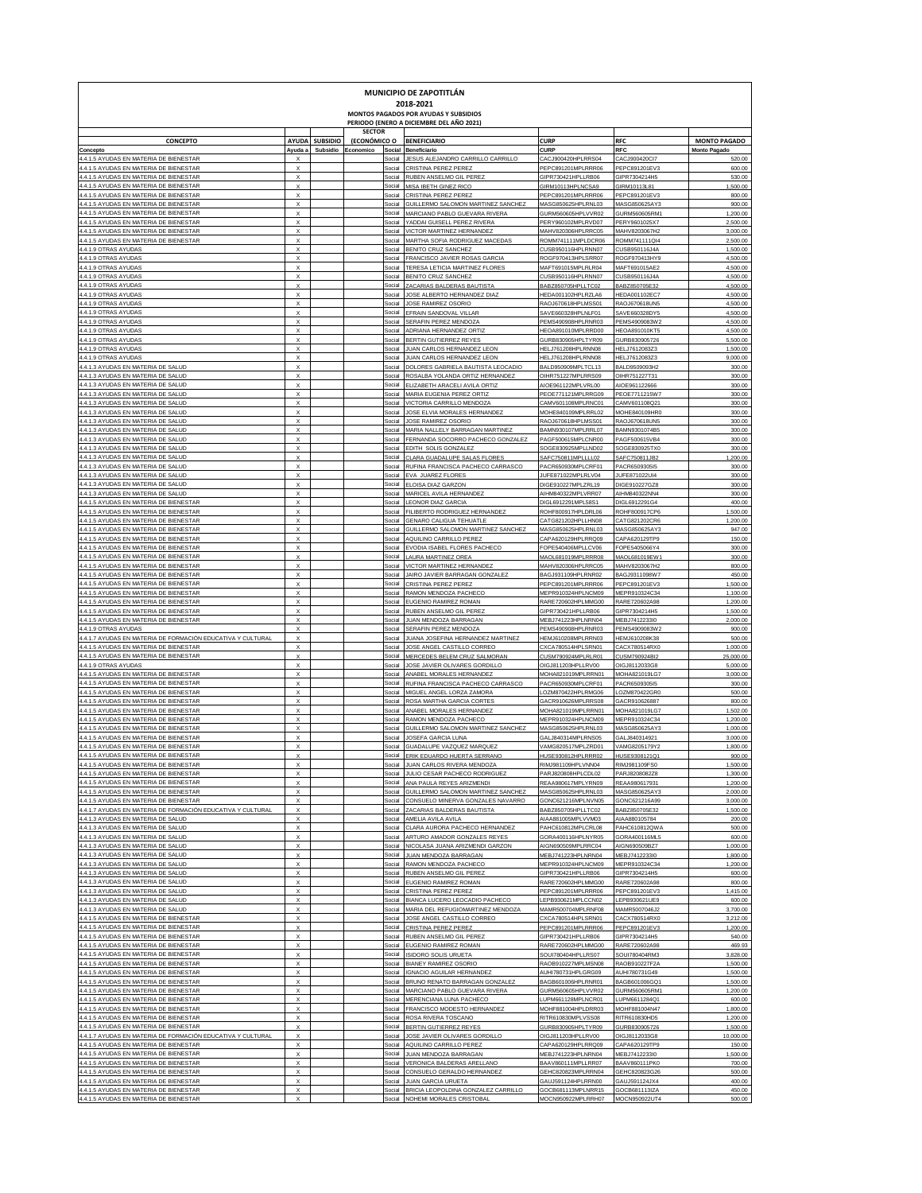# MUNICIPIO DE ZAPOTITLÁN

## 2018-2021

### MONTOS PAGADOS POR AYUDAS Y SUBSIDIOS

### PERIODO (ENERO A DICIEMBRE DEL AÑO 2021)

| CONCEPTO | AYUDA | SUBSIDIO | SECTOR (ECONÓMICO O | | BENEFICIARIO | CURP | RFC | MONTO PAGADO |
|---|---|---|---|---|---|---|---|---|
| Concepto | Ayuda a | Subsidio | Economico | Social | Beneficiario | CURP | RFC | Monto Pagado |
| 4.4.1.5 AYUDAS EN MATERIA DE BIENESTAR | X | | | Social | JESUS ALEJANDRO CARRILLO CARRILLO | CACJ900420HPLRRS04 | CACJ900420CI7 | 520.00 |
| 4.4.1.5 AYUDAS EN MATERIA DE BIENESTAR | X | | | Social | CRISTINA PEREZ PEREZ | PEPC891201MPLRRR06 | PEPC891201EV3 | 600.00 |
| 4.4.1.5 AYUDAS EN MATERIA DE BIENESTAR | X | | | Social | RUBEN ANSELMO GIL PEREZ | GIPR730421HPLLRB06 | GIPR7304214H5 | 530.00 |
| 4.4.1.5 AYUDAS EN MATERIA DE BIENESTAR | X | | | Social | MISA IBETH GINEZ RICO | GIRM10113HPLNCSA9 | GIRM10113L81 | 1,500.00 |
| 4.4.1.5 AYUDAS EN MATERIA DE BIENESTAR | X | | | Social | CRISTINA PEREZ PEREZ | PEPC891201MPLRRR06 | PEPC891201EV3 | 800.00 |
| 4.4.1.5 AYUDAS EN MATERIA DE BIENESTAR | X | | | Social | GUILLERMO SALOMON MARTINEZ SANCHEZ | MASG850625HPLRNL03 | MASG850625AY3 | 900.00 |
| 4.4.1.5 AYUDAS EN MATERIA DE BIENESTAR | X | | | Social | MARCIANO PABLO GUEVARA RIVERA | GURM560605HPLVVR02 | GURM560605RM1 | 1,200.00 |
| 4.4.1.5 AYUDAS EN MATERIA DE BIENESTAR | X | | | Social | YADDAI GUISELL PEREZ RIVERA | PERY960102MPLRVD07 | PERY9601025X7 | 2,500.00 |
| 4.4.1.5 AYUDAS EN MATERIA DE BIENESTAR | X | | | Social | VICTOR MARTINEZ HERNANDEZ | MAHV820306HPLRRC05 | MAHV8203067H2 | 3,000.00 |
| 4.4.1.5 AYUDAS EN MATERIA DE BIENESTAR | X | | | Social | MARTHA SOFIA RODRIGUEZ MACEDAS | ROMM741111MPLDCR06 | ROMM741111QI4 | 2,500.00 |
| 4.4.1.9 OTRAS AYUDAS | X | | | Social | BENITO CRUZ SANCHEZ | CUSB950116HPLRNN07 | CUSB950116J4A | 1,500.00 |
| 4.4.1.9 OTRAS AYUDAS | X | | | Social | FRANCISCO JAVIER ROSAS GARCIA | ROGF970413HPLSRR07 | ROGF970413HY9 | 4,500.00 |
| 4.4.1.9 OTRAS AYUDAS | X | | | Social | TERESA LETICIA MARTINEZ FLORES | MAFT691015MPLRLR04 | MAFT691015AE2 | 4,500.00 |
| 4.4.1.9 OTRAS AYUDAS | X | | | Social | BENITO CRUZ SANCHEZ | CUSB950116HPLRNN07 | CUSB950116J4A | 4,500.00 |
| 4.4.1.9 OTRAS AYUDAS | X | | | Social | ZACARIAS BALDERAS BAUTISTA | BABZ850705HPLLTC02 | BABZ850705E32 | 4,500.00 |
| 4.4.1.9 OTRAS AYUDAS | X | | | Social | JOSE ALBERTO HERNANDEZ DIAZ | HEDA001102HPLRZLA6 | HEDA001102EC7 | 4,500.00 |
| 4.4.1.9 OTRAS AYUDAS | X | | | Social | JOSE RAMIREZ OSORIO | RAOJ670618HPLMSS01 | RAOJ670618UN5 | 4,500.00 |
| 4.4.1.9 OTRAS AYUDAS | X | | | Social | EFRAIN SANDOVAL VILLAR | SAVE660328HPLNLF01 | SAVE660328DY5 | 4,500.00 |
| 4.4.1.9 OTRAS AYUDAS | X | | | Social | SERAFIN PEREZ MENDOZA | PEMS490908HPLRNF03 | PEMS4909083W2 | 4,500.00 |
| 4.4.1.9 OTRAS AYUDAS | X | | | Social | ADRIANA HERNANDEZ ORTIZ | HEOA891010MPLRRD00 | HEOA891010KT5 | 4,500.00 |
| 4.4.1.9 OTRAS AYUDAS | X | | | Social | BERTIN GUTIERREZ REYES | GURB830905HPLTYR09 | GURB830905726 | 5,500.00 |
| 4.4.1.9 OTRAS AYUDAS | X | | | Social | JUAN CARLOS HERNANDEZ LEON | HELJ761208HPLRNN08 | HELJ7612083Z3 | 1,500.00 |
| 4.4.1.9 OTRAS AYUDAS | X | | | Social | JUAN CARLOS HERNANDEZ LEON | HELJ761208HPLRNN08 | HELJ7612083Z3 | 9,000.00 |
| 4.4.1.3 AYUDAS EN MATERIA DE SALUD | X | | | Social | DOLORES GABRIELA BAUTISTA LEOCADIO | BALD950909MPLTCL13 | BALD9509093H2 | 300.00 |
| 4.4.1.3 AYUDAS EN MATERIA DE SALUD | X | | | Social | ROSALBA YOLANDA ORTIZ HERNANDEZ | OIHR751227MPLRRS09 | OIHR751227T31 | 300.00 |
| 4.4.1.3 AYUDAS EN MATERIA DE SALUD | X | | | Social | ELIZABETH ARACELI AVILA ORTIZ | AIOE961122MPLVRL00 | AIOE961122666 | 300.00 |
| 4.4.1.3 AYUDAS EN MATERIA DE SALUD | X | | | Social | MARIA EUGENIA PEREZ ORTIZ | PEOE771121MPLRRG09 | PEOE7711215W7 | 300.00 |
| 4.4.1.3 AYUDAS EN MATERIA DE SALUD | X | | | Social | VICTORIA CARRILLO MENDOZA | CAMV601108MPLRNC01 | CAMV601108Q21 | 300.00 |
| 4.4.1.3 AYUDAS EN MATERIA DE SALUD | X | | | Social | JOSE ELVIA MORALES HERNANDEZ | MOHE840109MPLRRL02 | MOHE840109HR0 | 300.00 |
| 4.4.1.3 AYUDAS EN MATERIA DE SALUD | X | | | Social | JOSE RAMIREZ OSORIO | RAOJ670618HPLMSS01 | RAOJ670618UN5 | 300.00 |
| 4.4.1.3 AYUDAS EN MATERIA DE SALUD | X | | | Social | MARIA NALLELY BARRAGAN MARTINEZ | BAMN930107MPLRRL07 | BAMN9301074B5 | 300.00 |
| 4.4.1.3 AYUDAS EN MATERIA DE SALUD | X | | | Social | FERNANDA SOCORRO PACHECO GONZALEZ | PAGF500615MPLCNR00 | PAGF500615VB4 | 300.00 |
| 4.4.1.3 AYUDAS EN MATERIA DE SALUD | X | | | Social | EDITH SOLIS GONZALEZ | SOGE830925MPLLND02 | SOGE830925TX0 | 300.00 |
| 4.4.1.3 AYUDAS EN MATERIA DE SALUD | X | | | Social | CLARA GUADALUPE SALAS FLORES | SAFC750811MPLLLL02 | SAFC750811JB2 | 1,200.00 |
| 4.4.1.3 AYUDAS EN MATERIA DE SALUD | X | | | Social | RUFINA FRANCISCA PACHECO CARRASCO | PACR650930MPLCRF01 | PACR650930SI5 | 300.00 |
| 4.4.1.3 AYUDAS EN MATERIA DE SALUD | X | | | Social | EVA JUAREZ FLORES | JUFE871022MPLRLV04 | JUFE871022UI4 | 300.00 |
| 4.4.1.3 AYUDAS EN MATERIA DE SALUD | X | | | Social | ELOISA DIAZ GARZON | DIGE910227MPLZRL19 | DIGE910227GZ8 | 300.00 |
| 4.4.1.3 AYUDAS EN MATERIA DE SALUD | X | | | Social | MARICEL AVILA HERNANDEZ | AIHM840322MPLVRR07 | AIHM840322NN4 | 300.00 |
| 4.4.1.5 AYUDAS EN MATERIA DE BIENESTAR | X | | | Social | LEONOR DIAZ GARCIA | DIGL691229LMPLSRL1 | DIGL6912291G4 | 400.00 |
| 4.4.1.5 AYUDAS EN MATERIA DE BIENESTAR | X | | | Social | FILIBERTO RODRIGUEZ HERNANDEZ | ROHF800917HPLDRL06 | ROHF800917CP6 | 1,500.00 |
| 4.4.1.5 AYUDAS EN MATERIA DE BIENESTAR | X | | | Social | GENARO CALIGUA TEHUATLE | CATG821202HPLLHN08 | CATG821202CR6 | 1,200.00 |
| 4.4.1.5 AYUDAS EN MATERIA DE BIENESTAR | X | | | Social | GUILLERMO SALOMON MARTINEZ SANCHEZ | MASG850625HPLRNL03 | MASG850625AY3 | 947.00 |
| 4.4.1.5 AYUDAS EN MATERIA DE BIENESTAR | X | | | Social | AQUILINO CARRILLO PEREZ | CAPA620129HPLRRQ09 | CAPA620129TP9 | 150.00 |
| 4.4.1.5 AYUDAS EN MATERIA DE BIENESTAR | X | | | Social | EVODIA ISABEL FLORES PACHECO | FOPE540406MPLLCV06 | FOPE5405066Y4 | 300.00 |
| 4.4.1.5 AYUDAS EN MATERIA DE BIENESTAR | X | | | Social | LAURA MARTINEZ OREA | MAOL681019MPLRRR08 | MAOL681019EW1 | 300.00 |
| 4.4.1.5 AYUDAS EN MATERIA DE BIENESTAR | X | | | Social | VICTOR MARTINEZ HERNANDEZ | MAHV820306HPLRRC05 | MAHV8203067H2 | 800.00 |
| 4.4.1.5 AYUDAS EN MATERIA DE BIENESTAR | X | | | Social | JAIRO JAVIER BARRAGAN GONZALEZ | BAGJ931109HPLRNR02 | BAGJ9311098W7 | 450.00 |
| 4.4.1.5 AYUDAS EN MATERIA DE BIENESTAR | X | | | Social | CRISTINA PEREZ PEREZ | PEPC891201MPLRRR06 | PEPC891201EV3 | 1,500.00 |
| 4.4.1.5 AYUDAS EN MATERIA DE BIENESTAR | X | | | Social | RAMON MENDOZA PACHECO | MEPR910324HPLNCM09 | MEPR910324C34 | 1,100.00 |
| 4.4.1.5 AYUDAS EN MATERIA DE BIENESTAR | X | | | Social | EUGENIO RAMIREZ ROMAN | RARE720602HPLMMG00 | RARE720602A98 | 1,200.00 |
| 4.4.1.5 AYUDAS EN MATERIA DE BIENESTAR | X | | | Social | RUBEN ANSELMO GIL PEREZ | GIPR730421HPLLRB06 | GIPR7304214H5 | 1,500.00 |
| 4.4.1.5 AYUDAS EN MATERIA DE BIENESTAR | X | | | Social | JUAN MENDOZA BARRAGAN | MEBJ741223HPLNRN04 | MEBJ7412233I0 | 2,000.00 |
| 4.4.1.9 OTRAS AYUDAS | X | | | Social | SERAFIN PEREZ MENDOZA | PEMS490908HPLRNF03 | PEMS4909083W2 | 900.00 |
| 4.4.1.7 AYUDAS EN MATERIA DE FORMACIÓN EDUCATIVA Y CULTURAL | X | | | Social | JUANA JOSEFINA HERNANDEZ MARTINEZ | HEMJ610208MPLRRN03 | HEMJ610208K38 | 500.00 |
| 4.4.1.5 AYUDAS EN MATERIA DE BIENESTAR | X | | | Social | JOSE ANGEL CASTILLO CORREO | CXCA780514HPLSRN01 | CACX780514RX0 | 1,000.00 |
| 4.4.1.5 AYUDAS EN MATERIA DE BIENESTAR | X | | | Social | MERCEDES BELEM CRUZ SALMORAN | CUSM790924MPLRLR01 | CUSM790924BI2 | 25,000.00 |
| 4.4.1.9 OTRAS AYUDAS | X | | | Social | JOSE JAVIER OLIVARES GORDILLO | OIGJ811203HPLLRV00 | OIGJ811203G8 | 5,000.00 |
| 4.4.1.5 AYUDAS EN MATERIA DE BIENESTAR | X | | | Social | ANABEL MORALES HERNANDEZ | MOHA821019MPLRRN01 | MOHA821019LG7 | 3,000.00 |
| 4.4.1.5 AYUDAS EN MATERIA DE BIENESTAR | X | | | Social | RUFINA FRANCISCA PACHECO CARRASCO | PACR650930MPLCRF01 | PACR650930SI5 | 300.00 |
| 4.4.1.5 AYUDAS EN MATERIA DE BIENESTAR | X | | | Social | MIGUEL ANGEL LORZA ZAMORA | LOZM870422HPLRMG06 | LOZM870422GR0 | 500.00 |
| 4.4.1.5 AYUDAS EN MATERIA DE BIENESTAR | X | | | Social | ROSA MARTHA GARCIA CORTES | GACR910626MPLRRS08 | GACR9106268B7 | 800.00 |
| 4.4.1.5 AYUDAS EN MATERIA DE BIENESTAR | X | | | Social | ANABEL MORALES HERNANDEZ | MOHA821019MPLRRN01 | MOHA821019LG7 | 1,502.00 |
| 4.4.1.5 AYUDAS EN MATERIA DE BIENESTAR | X | | | Social | RAMON MENDOZA PACHECO | MEPR910324HPLNCM09 | MEPR910324C34 | 1,200.00 |
| 4.4.1.5 AYUDAS EN MATERIA DE BIENESTAR | X | | | Social | GUILLERMO SALOMON MARTINEZ SANCHEZ | MASG850625HPLRNL03 | MASG850625AY3 | 1,000.00 |
| 4.4.1.5 AYUDAS EN MATERIA DE BIENESTAR | X | | | Social | JOSEFA GARCIA LUNA | GALJ840314MPLRNS05 | GALJ840314921 | 3,000.00 |
| 4.4.1.5 AYUDAS EN MATERIA DE BIENESTAR | X | | | Social | GUADALUPE VAZQUEZ MARQUEZ | VAMG820517MPLZRD01 | VAMG8205179Y2 | 1,800.00 |
| 4.4.1.5 AYUDAS EN MATERIA DE BIENESTAR | X | | | Social | ERIK EDUARDO HUERTA SERRANO | HUSE930812HPLRRR02 | HUSE9308121Q1 | 900.00 |
| 4.4.1.5 AYUDAS EN MATERIA DE BIENESTAR | X | | | Social | JUAN CARLOS RIVERA MENDOZA | RIMJ981109HPLVNN04 | RIMJ981109FS0 | 1,500.00 |
| 4.4.1.5 AYUDAS EN MATERIA DE BIENESTAR | X | | | Social | JULIO CESAR PACHECO RODRIGUEZ | PARJ820808HPLCDL02 | PARJ8208082Z8 | 1,300.00 |
| 4.4.1.5 AYUDAS EN MATERIA DE BIENESTAR | X | | | Social | ANA PAULA REYES ARIZMENDI | REAA980617MPLYRN09 | REAA980617931 | 1,200.00 |
| 4.4.1.5 AYUDAS EN MATERIA DE BIENESTAR | X | | | Social | GUILLERMO SALOMON MARTINEZ SANCHEZ | MASG850625HPLRNL03 | MASG850625AY3 | 2,000.00 |
| 4.4.1.5 AYUDAS EN MATERIA DE BIENESTAR | X | | | Social | CONSUELO MINERVA GONZALES NAVARRO | GONC621216MPLNVN05 | GONC621216A99 | 3,000.00 |
| 4.4.1.7 AYUDAS EN MATERIA DE FORMACIÓN EDUCATIVA Y CULTURAL | X | | | Social | ZACARIAS BALDERAS BAUTISTA | BABZ850705HPLLTC02 | BABZ850705E32 | 1,500.00 |
| 4.4.1.3 AYUDAS EN MATERIA DE SALUD | X | | | Social | AMELIA AVILA AVILA | AIAA881005MPLVVM03 | AIAA880105784 | 200.00 |
| 4.4.1.3 AYUDAS EN MATERIA DE SALUD | X | | | Social | CLARA AURORA PACHECO HERNANDEZ | PAHC610812MPLCRL08 | PAHC610812QWA | 500.00 |
| 4.4.1.3 AYUDAS EN MATERIA DE SALUD | X | | | Social | ARTURO AMADOR GONZALES REYES | GORA400116HPLNYR05 | GORA400116ML5 | 600.00 |
| 4.4.1.3 AYUDAS EN MATERIA DE SALUD | X | | | Social | NICOLASA JUANA ARIZMENDI GARZON | AIGN690509MPLRRC04 | AIGN690509BZ7 | 1,000.00 |
| 4.4.1.3 AYUDAS EN MATERIA DE SALUD | X | | | Social | JUAN MENDOZA BARRAGAN | MEBJ741223HPLNRN04 | MEBJ7412233I0 | 1,800.00 |
| 4.4.1.3 AYUDAS EN MATERIA DE SALUD | X | | | Social | RAMON MENDOZA PACHECO | MEPR910324HPLNCM09 | MEPR910324C34 | 1,200.00 |
| 4.4.1.3 AYUDAS EN MATERIA DE SALUD | X | | | Social | RUBEN ANSELMO GIL PEREZ | GIPR730421HPLLRB06 | GIPR7304214H5 | 600.00 |
| 4.4.1.3 AYUDAS EN MATERIA DE SALUD | X | | | Social | EUGENIO RAMIREZ ROMAN | RARE720602HPLMMG00 | RARE720602A98 | 800.00 |
| 4.4.1.3 AYUDAS EN MATERIA DE SALUD | X | | | Social | CRISTINA PEREZ PEREZ | PEPC891201MPLRRR06 | PEPC891201EV3 | 1,415.00 |
| 4.4.1.3 AYUDAS EN MATERIA DE SALUD | X | | | Social | BIANCA LUCERO LEOCADIO PACHECO | LEPB930621MPLCCN02 | LEPB930621UE9 | 600.00 |
| 4.4.1.3 AYUDAS EN MATERIA DE SALUD | X | | | Social | MARIA DEL REFUGIOMARTINEZ MENDOZA | MAMR500704MPLRNF08 | MAMR5007046J2 | 3,700.00 |
| 4.4.1.5 AYUDAS EN MATERIA DE BIENESTAR | X | | | Social | JOSE ANGEL CASTILLO CORREO | CXCA780514HPLSRN01 | CACX780514RX0 | 3,212.00 |
| 4.4.1.5 AYUDAS EN MATERIA DE BIENESTAR | X | | | Social | CRISTINA PEREZ PEREZ | PEPC891201MPLRRR06 | PEPC891201EV3 | 1,200.00 |
| 4.4.1.5 AYUDAS EN MATERIA DE BIENESTAR | X | | | Social | RUBEN ANSELMO GIL PEREZ | GIPR730421HPLLRB06 | GIPR7304214H5 | 540.00 |
| 4.4.1.5 AYUDAS EN MATERIA DE BIENESTAR | X | | | Social | EUGENIO RAMIREZ ROMAN | RARE720602HPLMMG00 | RARE720602A98 | 469.93 |
| 4.4.1.5 AYUDAS EN MATERIA DE BIENESTAR | X | | | Social | ISIDORO SOLIS URUETA | SOUI780404HPLLRS07 | SOUI780404RM3 | 3,828.00 |
| 4.4.1.5 AYUDAS EN MATERIA DE BIENESTAR | X | | | Social | BIANEY RAMIREZ OSORIO | RAOB910227MPLMSN08 | RAOB910227F2A | 1,500.00 |
| 4.4.1.5 AYUDAS EN MATERIA DE BIENESTAR | X | | | Social | IGNACIO AGUILAR HERNANDEZ | AUHI780731HPLGRG09 | AUHI780731G49 | 1,500.00 |
| 4.4.1.5 AYUDAS EN MATERIA DE BIENESTAR | X | | | Social | BRUNO RENATO BARRAGAN GONZALEZ | BAGB601006HPLRNR01 | BAGB601006GQ1 | 1,500.00 |
| 4.4.1.5 AYUDAS EN MATERIA DE BIENESTAR | X | | | Social | MARCIANO PABLO GUEVARA RIVERA | GURM560605HPLVVR02 | GURM560605RM1 | 1,200.00 |
| 4.4.1.5 AYUDAS EN MATERIA DE BIENESTAR | X | | | Social | MERENCIANA LUNA PACHECO | LUPM661128MPLNCR01 | LUPM6611284Q1 | 600.00 |
| 4.4.1.5 AYUDAS EN MATERIA DE BIENESTAR | X | | | Social | FRANCISCO MODESTO HERNANDEZ | MOHF881004HPLDRR03 | MOHF881004N47 | 1,800.00 |
| 4.4.1.5 AYUDAS EN MATERIA DE BIENESTAR | X | | | Social | ROSA RIVERA TOSCANO | RITR610830MPLVSS08 | RITR610830HD5 | 1,200.00 |
| 4.4.1.5 AYUDAS EN MATERIA DE BIENESTAR | X | | | Social | BERTIN GUTIERREZ REYES | GURB830905HPLTYR09 | GURB830905726 | 1,500.00 |
| 4.4.1.7 AYUDAS EN MATERIA DE FORMACIÓN EDUCATIVA Y CULTURAL | X | | | Social | JOSE JAVIER OLIVARES GORDILLO | OIGJ811203HPLLRV00 | OIGJ811203G8 | 10,000.00 |
| 4.4.1.5 AYUDAS EN MATERIA DE BIENESTAR | X | | | Social | AQUILINO CARRILLO PEREZ | CAPA620129HPLRRQ09 | CAPA620129TP9 | 150.00 |
| 4.4.1.5 AYUDAS EN MATERIA DE BIENESTAR | X | | | Social | JUAN MENDOZA BARRAGAN | MEBJ741223HPLNRN04 | MEBJ7412233I0 | 1,500.00 |
| 4.4.1.5 AYUDAS EN MATERIA DE BIENESTAR | X | | | Social | VERONICA BALDERAS ARELLANO | BAAV860111MPLLRR07 | BAAV860111PK0 | 700.00 |
| 4.4.1.5 AYUDAS EN MATERIA DE BIENESTAR | X | | | Social | CONSUELO GERALDO HERNANDEZ | GEHC820823MPLRRN04 | GEHC820823G26 | 500.00 |
| 4.4.1.5 AYUDAS EN MATERIA DE BIENESTAR | X | | | Social | JUAN GARCIA URUETA | GAUJ591124HPLRRN00 | GAUJ591124JX4 | 400.00 |
| 4.4.1.5 AYUDAS EN MATERIA DE BIENESTAR | X | | | Social | BRICIA LEOPOLDINA GONZALEZ CARRILLO | GOCB681113MPLNRR15 | GOCB681113IZA | 450.00 |
| 4.4.1.5 AYUDAS EN MATERIA DE BIENESTAR | X | | | Social | NOHEMI MORALES CRISTOBAL | MOCN950922MPLRRH07 | MOCN950922UT4 | 500.00 |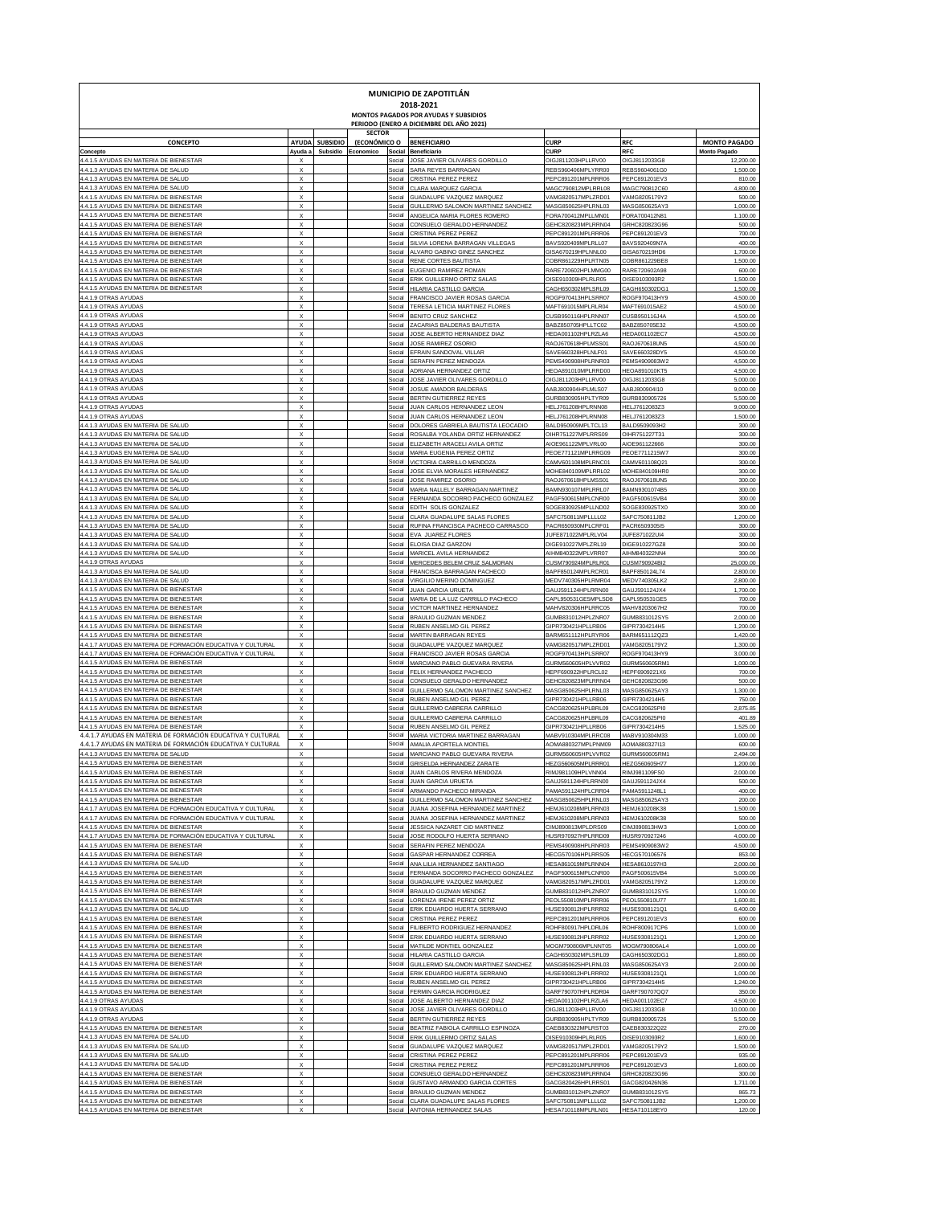# MUNICIPIO DE ZAPOTITLÁN

## 2018-2021

### MONTOS PAGADOS POR AYUDAS Y SUBSIDIOS

### PERIODO (ENERO A DICIEMBRE DEL AÑO 2021)

| CONCEPTO | AYUDA | SUBSIDIO | SECTOR (ECONÓMICO O | | BENEFICIARIO | CURP | RFC | MONTO PAGADO |
|---|---|---|---|---|---|---|---|---|
| Concepto | Ayuda a | Subsidio | Economico | Social | Beneficiario | CURP | RFC | Monto Pagado |
| 4.4.1.5 AYUDAS EN MATERIA DE BIENESTAR | X | | | Social | JOSE JAVIER OLIVARES GORDILLO | OIGJ811203HPLLRV00 | OIGJ8112033G8 | 12,200.00 |
| 4.4.1.3 AYUDAS EN MATERIA DE SALUD | X | | | Social | SARA REYES BARRAGAN | REBS960406MPLYRR00 | REBS9604061G0 | 1,500.00 |
| 4.4.1.5 AYUDAS EN MATERIA DE BIENESTAR | X | | | Social | CRISTINA PEREZ PEREZ | PEPC891201MPLRRR06 | PEPC891201EV3 | 810.00 |
| 4.4.1.3 AYUDAS EN MATERIA DE SALUD | X | | | Social | CLARA MARQUEZ GARCIA | MAGC790812MPLRRL08 | MAGC790812C60 | 4,800.00 |
| 4.4.1.5 AYUDAS EN MATERIA DE BIENESTAR | X | | | Social | GUADALUPE VAZQUEZ MARQUEZ | VAMG820517MPLZRD01 | VAMG8205179Y2 | 500.00 |
| 4.4.1.5 AYUDAS EN MATERIA DE BIENESTAR | X | | | Social | GUILLERMO SALOMON MARTINEZ SANCHEZ | MASG850625HPLRNL03 | MASG850625AY3 | 1,000.00 |
| 4.4.1.5 AYUDAS EN MATERIA DE BIENESTAR | X | | | Social | ANGELICA MARIA FLORES ROMERO | FORA700412MPLLMN01 | FORA700412N81 | 1,100.00 |
| 4.4.1.5 AYUDAS EN MATERIA DE BIENESTAR | X | | | Social | CONSUELO GERALDO HERNANDEZ | GEHC820823MPLRRN04 | GRHC820823G96 | 500.00 |
| 4.4.1.5 AYUDAS EN MATERIA DE BIENESTAR | X | | | Social | CRISTINA PEREZ PEREZ | PEPC891201MPLRRR06 | PEPC891201EV3 | 700.00 |
| 4.4.1.5 AYUDAS EN MATERIA DE BIENESTAR | X | | | Social | SILVIA LORENA BARRAGAN VILLEGAS | BAVS920409MPLRLL07 | BAVS920409N7A | 400.00 |
| 4.4.1.5 AYUDAS EN MATERIA DE BIENESTAR | X | | | Social | ALVARO GABINO GINEZ SANCHEZ | GISA670219HPLNNL00 | GISA670219HD6 | 1,700.00 |
| 4.4.1.5 AYUDAS EN MATERIA DE BIENESTAR | X | | | Social | RENE CORTES BAUTISTA | COBR861229HPLRTN05 | COBR861229BE8 | 1,500.00 |
| 4.4.1.5 AYUDAS EN MATERIA DE BIENESTAR | X | | | Social | EUGENIO RAMIREZ ROMAN | RARE720602HPLMMG00 | RARE720602A98 | 600.00 |
| 4.4.1.5 AYUDAS EN MATERIA DE BIENESTAR | X | | | Social | ERIK GUILLERMO ORTIZ SALAS | OISE910309HPLRLR05 | OISE9103093R2 | 1,500.00 |
| 4.4.1.5 AYUDAS EN MATERIA DE BIENESTAR | X | | | Social | HILARIA CASTILLO GARCIA | CAGH650302MPLSRL09 | CAGH650302DG1 | 1,500.00 |
| 4.4.1.9 OTRAS AYUDAS | X | | | Social | FRANCISCO JAVIER ROSAS GARCIA | ROGF970413HPLSRR07 | ROGF970413HY9 | 4,500.00 |
| 4.4.1.9 OTRAS AYUDAS | X | | | Social | TERESA LETICIA MARTINEZ FLORES | MAFT691015MPLRLR04 | MAFT691015AE2 | 4,500.00 |
| 4.4.1.9 OTRAS AYUDAS | X | | | Social | BENITO CRUZ SANCHEZ | CUSB950116HPLRNN07 | CUSB950116J4A | 4,500.00 |
| 4.4.1.9 OTRAS AYUDAS | X | | | Social | ZACARIAS BALDERAS BAUTISTA | BABZ850705HPLLTC02 | BABZ850705E32 | 4,500.00 |
| 4.4.1.9 OTRAS AYUDAS | X | | | Social | JOSE ALBERTO HERNANDEZ DIAZ | HEDA001102HPLRZLA6 | HEDA001102EC7 | 4,500.00 |
| 4.4.1.9 OTRAS AYUDAS | X | | | Social | JOSE RAMIREZ OSORIO | RAOJ670618HPLMSS01 | RAOJ670618UN5 | 4,500.00 |
| 4.4.1.9 OTRAS AYUDAS | X | | | Social | EFRAIN SANDOVAL VILLAR | SAVE660328HPLNLF01 | SAVE660328DY5 | 4,500.00 |
| 4.4.1.9 OTRAS AYUDAS | X | | | Social | SERAFIN PEREZ MENDOZA | PEMS490908HPLRNR03 | PEMS4909083W2 | 4,500.00 |
| 4.4.1.9 OTRAS AYUDAS | X | | | Social | ADRIANA HERNANDEZ ORTIZ | HEOA891010MPLRRD00 | HEOA891010KT5 | 4,500.00 |
| 4.4.1.9 OTRAS AYUDAS | X | | | Social | JOSE JAVIER OLIVARES GORDILLO | OIGJ811203HPLLRV00 | OIGJ8112033G8 | 5,000.00 |
| 4.4.1.9 OTRAS AYUDAS | X | | | Social | JOSUE AMADOR BALDERAS | AABJ800904HPLMLS07 | AABJ800904I10 | 9,000.00 |
| 4.4.1.9 OTRAS AYUDAS | X | | | Social | BERTIN GUTIERREZ REYES | GURB830905HPLTYR09 | GURB830905726 | 5,500.00 |
| 4.4.1.9 OTRAS AYUDAS | X | | | Social | JUAN CARLOS HERNANDEZ LEON | HELJ761208HPLRNN08 | HELJ7612083Z3 | 9,000.00 |
| 4.4.1.9 OTRAS AYUDAS | X | | | Social | JUAN CARLOS HERNANDEZ LEON | HELJ761208HPLRNN08 | HELJ7612083Z3 | 1,500.00 |
| 4.4.1.3 AYUDAS EN MATERIA DE SALUD | X | | | Social | DOLORES GABRIELA BAUTISTA LEOCADIO | BALD950909MPLTCL13 | BALD9509093H2 | 300.00 |
| 4.4.1.3 AYUDAS EN MATERIA DE SALUD | X | | | Social | ROSALBA YOLANDA ORTIZ HERNANDEZ | OIHR751227MPLRRS09 | OIHR751227T31 | 300.00 |
| 4.4.1.3 AYUDAS EN MATERIA DE SALUD | X | | | Social | ELIZABETH ARACELI AVILA ORTIZ | AIOE961122MPLVRL00 | AIOE961122666 | 300.00 |
| 4.4.1.3 AYUDAS EN MATERIA DE SALUD | X | | | Social | MARIA EUGENIA PEREZ ORTIZ | PEOE771121MPLRRG09 | PEOE771215W7 | 300.00 |
| 4.4.1.3 AYUDAS EN MATERIA DE SALUD | X | | | Social | VICTORIA CARRILLO MENDOZA | CAMV601108MPLRNC01 | CAMV601108Q21 | 300.00 |
| 4.4.1.3 AYUDAS EN MATERIA DE SALUD | X | | | Social | JOSE ELVIA MORALES HERNANDEZ | MOHE840109MPLRRL02 | MOHE840109HR0 | 300.00 |
| 4.4.1.3 AYUDAS EN MATERIA DE SALUD | X | | | Social | JOSE RAMIREZ OSORIO | RAOJ670618HPLMSS01 | RAOJ670618UN5 | 300.00 |
| 4.4.1.3 AYUDAS EN MATERIA DE SALUD | X | | | Social | MARIA NALLELY BARRAGAN MARTINEZ | BAMN930107MPLRRL07 | BAMN9301074B5 | 300.00 |
| 4.4.1.3 AYUDAS EN MATERIA DE SALUD | X | | | Social | FERNANDA SOCORRO PACHECO GONZALEZ | PAGF500615MPLCNR00 | PAGF500615VB4 | 300.00 |
| 4.4.1.3 AYUDAS EN MATERIA DE SALUD | X | | | Social | EDITH SOLIS GONZALEZ | SOGE830925MPLLND02 | SOGE830925TX0 | 300.00 |
| 4.4.1.3 AYUDAS EN MATERIA DE SALUD | X | | | Social | CLARA GUADALUPE SALAS FLORES | SAFC750811MPLLLL02 | SAFC750811JB2 | 1,200.00 |
| 4.4.1.3 AYUDAS EN MATERIA DE SALUD | X | | | Social | RUFINA FRANCISCA PACHECO CARRASCO | PACR650930MPLCRF01 | PACR650930S I5 | 300.00 |
| 4.4.1.3 AYUDAS EN MATERIA DE SALUD | X | | | Social | EVA JUAREZ FLORES | JUFE871022MPLRLV04 | JUFE871022UI4 | 300.00 |
| 4.4.1.3 AYUDAS EN MATERIA DE SALUD | X | | | Social | ELOISA DIAZ GARZON | DIGE910227MPLZRL19 | DIGE910227GZ8 | 300.00 |
| 4.4.1.3 AYUDAS EN MATERIA DE SALUD | X | | | Social | MARICEL AVILA HERNANDEZ | AIHM840322MPLVRR07 | AIHM840322NN4 | 300.00 |
| 4.4.1.9 OTRAS AYUDAS | X | | | Social | MERCEDES BELEM CRUZ SALMORAN | CUSM790924MPLRLR01 | CUSM790924BI2 | 25,000.00 |
| 4.4.1.3 AYUDAS EN MATERIA DE SALUD | X | | | Social | FRANCISCA BARRAGAN PACHECO | BAPF850124MPLRCR01 | BAPF850124L74 | 2,800.00 |
| 4.4.1.3 AYUDAS EN MATERIA DE SALUD | X | | | Social | VIRGILIO MERINO DOMINGUEZ | MEDV740305HPLRMR04 | MEDV740305LK2 | 2,800.00 |
| 4.4.1.5 AYUDAS EN MATERIA DE BIENESTAR | X | | | Social | JUAN GARCIA URUETA | GAUJ591124HPLRRN00 | GAUJ591124JX4 | 1,700.00 |
| 4.4.1.5 AYUDAS EN MATERIA DE BIENESTAR | X | | | Social | MARIA DE LA LUZ CARRILLO PACHECO | CAPL950531GE5MPLSD8 | CAPL950531GE5 | 700.00 |
| 4.4.1.5 AYUDAS EN MATERIA DE BIENESTAR | X | | | Social | VICTOR MARTINEZ HERNANDEZ | MAHV820306HPLRRC05 | MAHV8203067H2 | 700.00 |
| 4.4.1.5 AYUDAS EN MATERIA DE BIENESTAR | X | | | Social | BRAULIO GUZMAN MENDEZ | GUMB831012HPLZNR07 | GUMB831012SY5 | 2,000.00 |
| 4.4.1.5 AYUDAS EN MATERIA DE BIENESTAR | X | | | Social | RUBEN ANSELMO GIL PEREZ | GIPR730421HPLLRB06 | GIPR7304214H5 | 1,200.00 |
| 4.4.1.5 AYUDAS EN MATERIA DE BIENESTAR | X | | | Social | MARTIN BARRAGAN REYES | BARM651112HPLRYR06 | BARM651112QZ3 | 1,420.00 |
| 4.4.1.7 AYUDAS EN MATERIA DE FORMACIÓN EDUCATIVA Y CULTURAL | X | | | Social | GUADALUPE VAZQUEZ MARQUEZ | VAMG820517MPLZRD01 | VAMG8205179Y2 | 1,300.00 |
| 4.4.1.7 AYUDAS EN MATERIA DE FORMACIÓN EDUCATIVA Y CULTURAL | X | | | Social | FRANCISCO JAVIER ROSAS GARCIA | ROGF970413HPLSRR07 | ROGF970413HY9 | 3,000.00 |
| 4.4.1.5 AYUDAS EN MATERIA DE BIENESTAR | X | | | Social | MARCIANO PABLO GUEVARA RIVERA | GURM560605HPLVVR02 | GURM560605RM1 | 1,000.00 |
| 4.4.1.5 AYUDAS EN MATERIA DE BIENESTAR | X | | | Social | FELIX HERNANDEZ PACHECO | HEPF690922HPLRCL02 | HEPF6909221X6 | 700.00 |
| 4.4.1.5 AYUDAS EN MATERIA DE BIENESTAR | X | | | Social | CONSUELO GERALDO HERNANDEZ | GEHC820823MPLRRN04 | GEHC820823G96 | 500.00 |
| 4.4.1.5 AYUDAS EN MATERIA DE BIENESTAR | X | | | Social | GUILLERMO SALOMON MARTINEZ SANCHEZ | MASG850625HPLRNL03 | MASG850625AY3 | 1,300.00 |
| 4.4.1.5 AYUDAS EN MATERIA DE BIENESTAR | X | | | Social | RUBEN ANSELMO GIL PEREZ | GIPR730421HPLLRB06 | GIPR7304214H5 | 750.00 |
| 4.4.1.5 AYUDAS EN MATERIA DE BIENESTAR | X | | | Social | GUILLERMO CABRERA CARRILLO | CACG820625HPLBRL09 | CACG820625PI0 | 2,875.85 |
| 4.4.1.5 AYUDAS EN MATERIA DE BIENESTAR | X | | | Social | GUILLERMO CABRERA CARRILLO | CACG820625HPLBRL09 | CACG820625PI0 | 401.89 |
| 4.4.1.5 AYUDAS EN MATERIA DE BIENESTAR | X | | | Social | RUBEN ANSELMO GIL PEREZ | GIPR730421HPLLRB06 | GIPR7304214H5 | 1,525.00 |
| 4.4.1.7 AYUDAS EN MATERIA DE FORMACIÓN EDUCATIVA Y CULTURAL | X | | | Social | MARIA VICTORIA MARTINEZ BARRAGAN | MABV910304MPLRRC08 | MABV910304M33 | 1,000.00 |
| 4.4.1.7 AYUDAS EN MATERIA DE FORMACIÓN EDUCATIVA Y CULTURAL | X | | | Social | AMALIA APORTELA MONTIEL | AOMA880327MPLPNM09 | AOMA880327I13 | 600.00 |
| 4.4.1.3 AYUDAS EN MATERIA DE SALUD | X | | | Social | MARCIANO PABLO GUEVARA RIVERA | GURM560605HPLVVR02 | GURM560605RM1 | 2,494.00 |
| 4.4.1.5 AYUDAS EN MATERIA DE BIENESTAR | X | | | Social | GRISELDA HERNANDEZ ZARATE | HEZG560605MPLRRR01 | HEZG560605H77 | 1,200.00 |
| 4.4.1.5 AYUDAS EN MATERIA DE BIENESTAR | X | | | Social | JUAN CARLOS RIVERA MENDOZA | RIMJ981109HPLVNN04 | RIMJ981109FS0 | 2,000.00 |
| 4.4.1.5 AYUDAS EN MATERIA DE BIENESTAR | X | | | Social | JUAN GARCIA URUETA | GAUJ591124HPLRRN00 | GAUJ591124JX4 | 500.00 |
| 4.4.1.5 AYUDAS EN MATERIA DE BIENESTAR | X | | | Social | ARMANDO PACHECO MIRANDA | PAMA591124HPLCRR04 | PAMA591124BL1 | 400.00 |
| 4.4.1.5 AYUDAS EN MATERIA DE BIENESTAR | X | | | Social | GUILLERMO SALOMON MARTINEZ SANCHEZ | MASG850625HPLRNL03 | MASG850625AY3 | 200.00 |
| 4.4.1.7 AYUDAS EN MATERIA DE FORMACIÓN EDUCATIVA Y CULTURAL | X | | | Social | JUANA JOSEFINA HERNANDEZ MARTINEZ | HEMJ610208MPLRRN03 | HEMJ610208K38 | 1,500.00 |
| 4.4.1.7 AYUDAS EN MATERIA DE FORMACIÓN EDUCATIVA Y CULTURAL | X | | | Social | JUANA JOSEFINA HERNANDEZ MARTINEZ | HEMJ610208MPLRRN03 | HEMJ610208K38 | 500.00 |
| 4.4.1.5 AYUDAS EN MATERIA DE BIENESTAR | X | | | Social | JESSICA NAZARET CID MARTINEZ | CIMJ890813MPLDRS09 | CIMJ890813HW3 | 1,000.00 |
| 4.4.1.7 AYUDAS EN MATERIA DE FORMACIÓN EDUCATIVA Y CULTURAL | X | | | Social | JOSE RODOLFO HUERTA SERRANO | HUSR970927HPLRRD09 | HUSR970927246 | 4,000.00 |
| 4.4.1.5 AYUDAS EN MATERIA DE BIENESTAR | X | | | Social | SERAFIN PEREZ MENDOZA | PEMS490908HPLRNR03 | PEMS4909083W2 | 4,500.00 |
| 4.4.1.5 AYUDAS EN MATERIA DE BIENESTAR | X | | | Social | GASPAR HERNANDEZ CORREA | HECG570106HPLRRS05 | HECG570106576 | 853.00 |
| 4.4.1.3 AYUDAS EN MATERIA DE SALUD | X | | | Social | ANA LILIA HERNANDEZ SANTIAGO | HESA861019MPLRNN04 | HESA8610197H3 | 2,000.00 |
| 4.4.1.5 AYUDAS EN MATERIA DE BIENESTAR | X | | | Social | FERNANDA SOCORRO PACHECO GONZALEZ | PAGF500615MPLCNR00 | PAGF500615VB4 | 5,000.00 |
| 4.4.1.5 AYUDAS EN MATERIA DE BIENESTAR | X | | | Social | GUADALUPE VAZQUEZ MARQUEZ | VAMG820517MPLZRD01 | VAMG8205179Y2 | 1,200.00 |
| 4.4.1.5 AYUDAS EN MATERIA DE BIENESTAR | X | | | Social | BRAULIO GUZMAN MENDEZ | GUMB831012HPLZNR07 | GUMB831012SY5 | 1,000.00 |
| 4.4.1.5 AYUDAS EN MATERIA DE BIENESTAR | X | | | Social | LORENZA IRENE PEREZ ORTIZ | PEOL550810MPLRRR06 | PEOL550810U77 | 1,600.81 |
| 4.4.1.3 AYUDAS EN MATERIA DE SALUD | X | | | Social | ERIK EDUARDO HUERTA SERRANO | HUSE930812HPLRRR02 | HUSE9308121Q1 | 6,400.00 |
| 4.4.1.5 AYUDAS EN MATERIA DE BIENESTAR | X | | | Social | CRISTINA PEREZ PEREZ | PEPC891201MPLRRR06 | PEPC891201EV3 | 600.00 |
| 4.4.1.5 AYUDAS EN MATERIA DE BIENESTAR | X | | | Social | FILIBERTO RODRIGUEZ HERNANDEZ | ROHF800917HPLDRL06 | ROHF800917CP6 | 1,000.00 |
| 4.4.1.5 AYUDAS EN MATERIA DE BIENESTAR | X | | | Social | ERIK EDUARDO HUERTA SERRANO | HUSE930812HPLRRR02 | HUSE9308121Q1 | 1,200.00 |
| 4.4.1.5 AYUDAS EN MATERIA DE BIENESTAR | X | | | Social | MATILDE MONTIEL GONZALEZ | MOGM790806MPLNNT05 | MOGM790806AL4 | 1,000.00 |
| 4.4.1.5 AYUDAS EN MATERIA DE BIENESTAR | X | | | Social | HILARIA CASTILLO GARCIA | CAGH650302MPLSRL09 | CAGH650302DG1 | 1,860.00 |
| 4.4.1.5 AYUDAS EN MATERIA DE BIENESTAR | X | | | Social | GUILLERMO SALOMON MARTINEZ SANCHEZ | MASG850625HPLRNL03 | MASG850625AY3 | 2,000.00 |
| 4.4.1.5 AYUDAS EN MATERIA DE BIENESTAR | X | | | Social | ERIK EDUARDO HUERTA SERRANO | HUSE930812HPLRRR02 | HUSE9308121Q1 | 1,000.00 |
| 4.4.1.5 AYUDAS EN MATERIA DE BIENESTAR | X | | | Social | RUBEN ANSELMO GIL PEREZ | GIPR730421HPLLRB06 | GIPR7304214H5 | 1,240.00 |
| 4.4.1.5 AYUDAS EN MATERIA DE BIENESTAR | X | | | Social | FERMIN GARCIA RODRIGUEZ | GARF790707HPLRDR04 | GARF790707QQ7 | 350.00 |
| 4.4.1.9 OTRAS AYUDAS | X | | | Social | JOSE ALBERTO HERNANDEZ DIAZ | HEDA001102HPLRZLA6 | HEDA001102EC7 | 4,500.00 |
| 4.4.1.9 OTRAS AYUDAS | X | | | Social | JOSE JAVIER OLIVARES GORDILLO | OIGJ811203HPLLRV00 | OIGJ8112033G8 | 10,000.00 |
| 4.4.1.9 OTRAS AYUDAS | X | | | Social | BERTIN GUTIERREZ REYES | GURB830905HPLTYR09 | GURB830905726 | 5,500.00 |
| 4.4.1.5 AYUDAS EN MATERIA DE BIENESTAR | X | | | Social | BEATRIZ FABIOLA CARRILLO ESPINOZA | CAEB830322MPLRST03 | CAEB830322Q22 | 270.00 |
| 4.4.1.3 AYUDAS EN MATERIA DE SALUD | X | | | Social | ERIK GUILLERMO ORTIZ SALAS | OISE910309HPLRLR05 | OISE9103093R2 | 1,600.00 |
| 4.4.1.3 AYUDAS EN MATERIA DE SALUD | X | | | Social | GUADALUPE VAZQUEZ MARQUEZ | VAMG820517MPLZRD01 | VAMG8205179Y2 | 1,500.00 |
| 4.4.1.3 AYUDAS EN MATERIA DE SALUD | X | | | Social | CRISTINA PEREZ PEREZ | PEPC891201MPLRRR06 | PEPC891201EV3 | 935.00 |
| 4.4.1.3 AYUDAS EN MATERIA DE SALUD | X | | | Social | CRISTINA PEREZ PEREZ | PEPC891201MPLRRR06 | PEPC891201EV3 | 1,600.00 |
| 4.4.1.5 AYUDAS EN MATERIA DE BIENESTAR | X | | | Social | CONSUELO GERALDO HERNANDEZ | GEHC820823MPLRRN04 | GRHC820823G96 | 300.00 |
| 4.4.1.5 AYUDAS EN MATERIA DE BIENESTAR | X | | | Social | GUSTAVO ARMANDO GARCIA CORTES | GACG820426HPLRRS01 | GACG820426N36 | 1,711.00 |
| 4.4.1.5 AYUDAS EN MATERIA DE BIENESTAR | X | | | Social | BRAULIO GUZMAN MENDEZ | GUMB831012HPLZNR07 | GUMB831012SY5 | 865.73 |
| 4.4.1.5 AYUDAS EN MATERIA DE BIENESTAR | X | | | Social | CLARA GUADALUPE SALAS FLORES | SAFC750811MPLLLL02 | SAFC750811JB2 | 1,200.00 |
| 4.4.1.5 AYUDAS EN MATERIA DE BIENESTAR | X | | | Social | ANTONIA HERNANDEZ SALAS | HESA710118MPLRLN01 | HESA710118EY0 | 120.00 |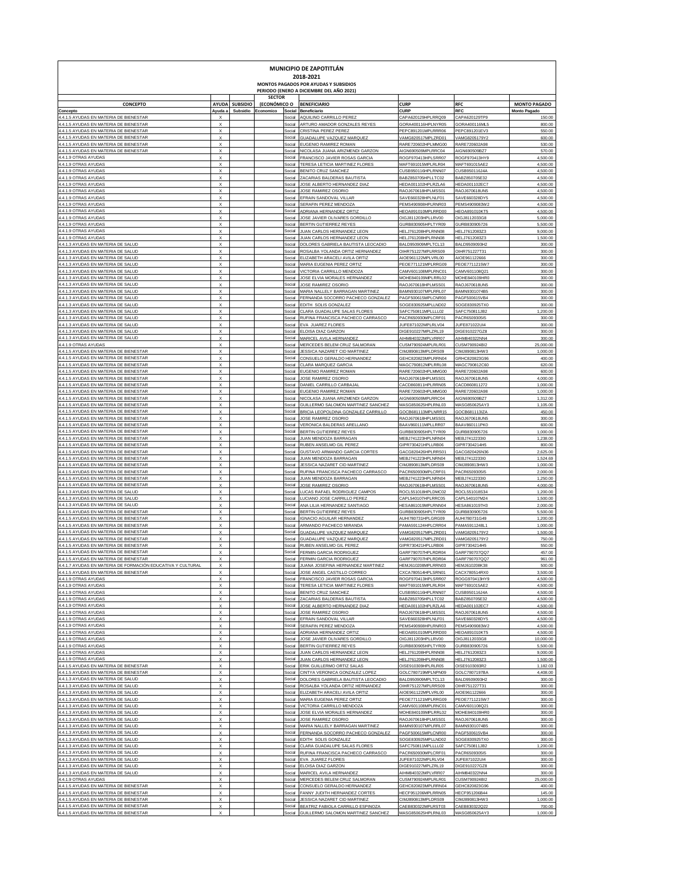# MUNICIPIO DE ZAPOTITLÁN

## 2018-2021

### MONTOS PAGADOS POR AYUDAS Y SUBSIDIOS

### PERIODO (ENERO A DICIEMBRE DEL AÑO 2021)

| CONCEPTO | AYUDA | SUBSIDIO | SECTOR (ECONÓMICO O | | BENEFICIARIO | CURP | RFC | MONTO PAGADO |
|---|---|---|---|---|---|---|---|---|
| Concepto | Ayuda a | Subsidio | Economico | Social | Beneficiario | CURP | RFC | Monto Pagado |
| 4.4.1.5 AYUDAS EN MATERIA DE BIENESTAR | X | | | Social | AQUILINO CARRILLO PEREZ | CAPA620129HPLRRQ09 | CAPA620129TP9 | 150.00 |
| 4.4.1.5 AYUDAS EN MATERIA DE BIENESTAR | X | | | Social | ARTURO AMADOR GONZALES REYES | GORA400116HPLNYR05 | GORA400116ML5 | 800.00 |
| 4.4.1.5 AYUDAS EN MATERIA DE BIENESTAR | X | | | Social | CRISTINA PEREZ PEREZ | PEPC891201MPLRRR06 | PEPC891201EV3 | 550.00 |
| 4.4.1.5 AYUDAS EN MATERIA DE BIENESTAR | X | | | Social | GUADALUPE VAZQUEZ MARQUEZ | VAMG820517MPLZRD01 | VAMG8205179Y2 | 600.00 |
| 4.4.1.5 AYUDAS EN MATERIA DE BIENESTAR | X | | | Social | EUGENIO RAMIREZ ROMAN | RARE720602HPLMMG00 | RARE720602A98 | 530.00 |
| 4.4.1.5 AYUDAS EN MATERIA DE BIENESTAR | X | | | Social | NICOLASA JUANA ARIZMENDI GARZON | AIGN690509MPLRRC04 | AIGN690509BZ7 | 570.00 |
| 4.4.1.9 OTRAS AYUDAS | X | | | Social | FRANCISCO JAVIER ROSAS GARCIA | ROGF970413HPLSRR07 | ROGF970413HY9 | 4,500.00 |
| 4.4.1.9 OTRAS AYUDAS | X | | | Social | TERESA LETICIA MARTINEZ FLORES | MAFT691015MPLRLR04 | MAFT691015AE2 | 4,500.00 |
| 4.4.1.9 OTRAS AYUDAS | X | | | Social | BENITO CRUZ SANCHEZ | CUSB950116HPLRNN07 | CUSB950116J4A | 4,500.00 |
| 4.4.1.9 OTRAS AYUDAS | X | | | Social | ZACARIAS BALDERAS BAUTISTA | BABZ850705HPLLTC02 | BABZ850705E32 | 4,500.00 |
| 4.4.1.9 OTRAS AYUDAS | X | | | Social | JOSE ALBERTO HERNANDEZ DIAZ | HEDA001102HPLRZLA6 | HEDA001102EC7 | 4,500.00 |
| 4.4.1.9 OTRAS AYUDAS | X | | | Social | JOSE RAMIREZ OSORIO | RAOJ670618HPLMSS01 | RAOJ670618UN5 | 4,500.00 |
| 4.4.1.9 OTRAS AYUDAS | X | | | Social | EFRAIN SANDOVAL VILLAR | SAVE660328HPLNLF01 | SAVE660328DY5 | 4,500.00 |
| 4.4.1.9 OTRAS AYUDAS | X | | | Social | SERAFIN PEREZ MENDOZA | PEMS490908HPLRNF03 | PEMS490908W2 | 4,500.00 |
| 4.4.1.9 OTRAS AYUDAS | X | | | Social | ADRIANA HERNANDEZ ORTIZ | HEOA891010MPLRRD00 | HEOA891010KT5 | 4,500.00 |
| 4.4.1.9 OTRAS AYUDAS | X | | | Social | JOSE JAVIER OLIVARES GORDILLO | OIGJ811203HPLLRV00 | OIGJ8112033G8 | 5,000.00 |
| 4.4.1.9 OTRAS AYUDAS | X | | | Social | BERTIN GUTIERREZ REYES | GURB830905HPLTYR09 | GURB830905726 | 5,500.00 |
| 4.4.1.9 OTRAS AYUDAS | X | | | Social | JUAN CARLOS HERNANDEZ LEON | HELJ761208HPLRNN08 | HELJ7612083Z3 | 9,000.00 |
| 4.4.1.9 OTRAS AYUDAS | X | | | Social | JUAN CARLOS HERNANDEZ LEON | HELJ761208HPLRNN08 | HELJ7612083Z3 | 1,500.00 |
| 4.4.1.3 AYUDAS EN MATERIA DE SALUD | X | | | Social | DOLORES GABRIELA BAUTISTA LEOCADIO | BALD950909MPLTCL13 | BALD9509093H2 | 300.00 |
| 4.4.1.3 AYUDAS EN MATERIA DE SALUD | X | | | Social | ROSALBA YOLANDA ORTIZ HERNANDEZ | OIHR751227MPLRRS09 | OIHR751227T31 | 300.00 |
| 4.4.1.3 AYUDAS EN MATERIA DE SALUD | X | | | Social | ELIZABETH ARACELI AVILA ORTIZ | AIOE961122MPLVRL00 | AIOE961122666 | 300.00 |
| 4.4.1.3 AYUDAS EN MATERIA DE SALUD | X | | | Social | MARIA EUGENIA PEREZ ORTIZ | PEOE771121MPLRRG09 | PEOE771121SW7 | 300.00 |
| 4.4.1.3 AYUDAS EN MATERIA DE SALUD | X | | | Social | VICTORIA CARRILLO MENDOZA | CAMV601108MPLRNC01 | CAMV601108Q21 | 300.00 |
| 4.4.1.3 AYUDAS EN MATERIA DE SALUD | X | | | Social | JOSE ELVIA MORALES HERNANDEZ | MOHE840109MPLRRL02 | MOHE840109HR0 | 300.00 |
| 4.4.1.3 AYUDAS EN MATERIA DE SALUD | X | | | Social | JOSE RAMIREZ OSORIO | RAOJ670618HPLMSS01 | RAOJ670618UN5 | 300.00 |
| 4.4.1.3 AYUDAS EN MATERIA DE SALUD | X | | | Social | MARIA NALLELY BARRAGAN MARTINEZ | BAMN930107MPLRRL07 | BAMN930107 4B5 | 300.00 |
| 4.4.1.3 AYUDAS EN MATERIA DE SALUD | X | | | Social | FERNANDA SOCORRO PACHECO GONZALEZ | PAGF500615MPLCNR00 | PAGF500615VB4 | 300.00 |
| 4.4.1.3 AYUDAS EN MATERIA DE SALUD | X | | | Social | EDITH SOLIS GONZALEZ | SOGE830925MPLLND02 | SOGE830925TX0 | 300.00 |
| 4.4.1.3 AYUDAS EN MATERIA DE SALUD | X | | | Social | CLARA GUADALUPE SALAS FLORES | SAFC750811MPLLLL02 | SAFC750811JB2 | 1,200.00 |
| 4.4.1.3 AYUDAS EN MATERIA DE SALUD | X | | | Social | RUFINA FRANCISCA PACHECO CARRASCO | PACR650930MPLCRF01 | PACR650930SI5 | 300.00 |
| 4.4.1.3 AYUDAS EN MATERIA DE SALUD | X | | | Social | EVA JUAREZ FLORES | JUFE871022MPLRLV04 | JUFE871022UI4 | 300.00 |
| 4.4.1.3 AYUDAS EN MATERIA DE SALUD | X | | | Social | ELOISA DIAZ GARZON | DIGE910227MPLZRL19 | DIGE910227GZ8 | 300.00 |
| 4.4.1.3 AYUDAS EN MATERIA DE SALUD | X | | | Social | MARICEL AVILA HERNANDEZ | AIHM840322MPLVRR07 | AIHM840322NN4 | 300.00 |
| 4.4.1.9 OTRAS AYUDAS | X | | | Social | MERCEDES BELEM CRUZ SALMORAN | CUSM790924MPLRLR01 | CUSM790924BI2 | 25,000.00 |
| 4.4.1.5 AYUDAS EN MATERIA DE BIENESTAR | X | | | Social | JESSICA NAZARET CID MARTINEZ | CIMJ890813MPLDRS09 | CIMJ890813HW3 | 1,000.00 |
| 4.4.1.5 AYUDAS EN MATERIA DE BIENESTAR | X | | | Social | CONSUELO GERALDO HERNANDEZ | GEHC820823MPLRRN04 | GRHC820823G96 | 400.00 |
| 4.4.1.5 AYUDAS EN MATERIA DE BIENESTAR | X | | | Social | CLARA MARQUEZ GARCIA | MAGC790812MPLRRL08 | MAGC790812C60 | 620.00 |
| 4.4.1.5 AYUDAS EN MATERIA DE BIENESTAR | X | | | Social | EUGENIO RAMIREZ ROMAN | RARE720602HPLMMG00 | RARE720602A98 | 600.00 |
| 4.4.1.5 AYUDAS EN MATERIA DE BIENESTAR | X | | | Social | JOSE RAMIREZ OSORIO | RAOJ670618HPLMSS01 | RAOJ670618UN5 | 4,000.00 |
| 4.4.1.5 AYUDAS EN MATERIA DE BIENESTAR | X | | | Social | DANIEL CARRILLO CARBAJAL | CACD860811HPLRRN05 | CACD860811272 | 1,000.00 |
| 4.4.1.5 AYUDAS EN MATERIA DE BIENESTAR | X | | | Social | EUGENIO RAMIREZ ROMAN | RARE720602HPLMMG00 | RARE720602A98 | 1,000.00 |
| 4.4.1.5 AYUDAS EN MATERIA DE BIENESTAR | X | | | Social | NICOLASA JUANA ARIZMENDI GARZON | AIGN690509MPLRRC04 | AIGN690509BZ7 | 1,312.00 |
| 4.4.1.5 AYUDAS EN MATERIA DE BIENESTAR | X | | | Social | GUILLERMO SALOMON MARTINEZ SANCHEZ | MASG850625HPLRNL03 | MASG850625AY3 | 1,105.00 |
| 4.4.1.5 AYUDAS EN MATERIA DE BIENESTAR | X | | | Social | BRICIA LEOPOLDINA GONZALEZ CARRILLO | GOCB681113MPLNRR15 | GOCB681113IZA | 450.00 |
| 4.4.1.5 AYUDAS EN MATERIA DE BIENESTAR | X | | | Social | JOSE RAMIREZ OSORIO | RAOJ670618HPLMSS01 | RAOJ670618UN5 | 300.00 |
| 4.4.1.5 AYUDAS EN MATERIA DE BIENESTAR | X | | | Social | VERONICA BALDERAS ARELLANO | BAAV860111MPLLRR07 | BAAV860111PK0 | 600.00 |
| 4.4.1.5 AYUDAS EN MATERIA DE BIENESTAR | X | | | Social | BERTIN GUTIERREZ REYES | GURB830905HPLTYR09 | GURB830905726 | 1,000.00 |
| 4.4.1.5 AYUDAS EN MATERIA DE BIENESTAR | X | | | Social | JUAN MENDOZA BARRAGAN | MEBJ741223HPLNRN04 | MEBJ741223310 | 1,238.00 |
| 4.4.1.5 AYUDAS EN MATERIA DE BIENESTAR | X | | | Social | RUBEN ANSELMO GIL PEREZ | GIPR730421HPLLRB06 | GIPR730421 4H5 | 800.00 |
| 4.4.1.5 AYUDAS EN MATERIA DE BIENESTAR | X | | | Social | GUSTAVO ARMANDO GARCIA CORTES | GACG820426HPLRRS01 | GACG820426N36 | 2,625.00 |
| 4.4.1.5 AYUDAS EN MATERIA DE BIENESTAR | X | | | Social | JUAN MENDOZA BARRAGAN | MEBJ741223HPLNRN04 | MEBJ741223310 | 1,524.69 |
| 4.4.1.5 AYUDAS EN MATERIA DE BIENESTAR | X | | | Social | JESSICA NAZARET CID MARTINEZ | CIMJ890813MPLDRS09 | CIMJ890813HW3 | 1,000.00 |
| 4.4.1.5 AYUDAS EN MATERIA DE BIENESTAR | X | | | Social | RUFINA FRANCISCA PACHECO CARRASCO | PACR650930MPLCRF01 | PACR650930SI5 | 2,000.00 |
| 4.4.1.5 AYUDAS EN MATERIA DE BIENESTAR | X | | | Social | JUAN MENDOZA BARRAGAN | MEBJ741223HPLNRN04 | MEBJ741223310 | 1,250.00 |
| 4.4.1.5 AYUDAS EN MATERIA DE BIENESTAR | X | | | Social | JOSE RAMIREZ OSORIO | RAOJ670618HPLMSS01 | RAOJ670618UN5 | 4,000.00 |
| 4.4.1.3 AYUDAS EN MATERIA DE SALUD | X | | | Social | LUCAS RAFAEL RODRIGUEZ CAMPOS | ROCL551018HPLDMC02 | ROCL551018S34 | 1,200.00 |
| 4.4.1.3 AYUDAS EN MATERIA DE SALUD | X | | | Social | LUCIANO JOSE CARRILLO PEREZ | CAPL540107HPLRRC05 | CAPL540107M24 | 1,500.00 |
| 4.4.1.3 AYUDAS EN MATERIA DE SALUD | X | | | Social | ANA LILIA HERNANDEZ SANTIAGO | HESA861019MPLRNN04 | HESA8610197H3 | 2,000.00 |
| 4.4.1.5 AYUDAS EN MATERIA DE BIENESTAR | X | | | Social | BERTIN GUTIERREZ REYES | GURB830905HPLTYR09 | GURB830905726 | 5,500.00 |
| 4.4.1.5 AYUDAS EN MATERIA DE BIENESTAR | X | | | Social | IGNACIO AGUILAR HERNANDEZ | AUHI780731HPLGRG09 | AUHI780731G49 | 1,200.00 |
| 4.4.1.5 AYUDAS EN MATERIA DE BIENESTAR | X | | | Social | ARMANDO PACHECO MIRANDA | PAMA591124HPLCRR04 | PAMA591124 8L1 | 1,000.00 |
| 4.4.1.5 AYUDAS EN MATERIA DE BIENESTAR | X | | | Social | GUADALUPE VAZQUEZ MARQUEZ | VAMG820517MPLZRD01 | VAMG8205179Y2 | 1,500.00 |
| 4.4.1.5 AYUDAS EN MATERIA DE BIENESTAR | X | | | Social | GUADALUPE VAZQUEZ MARQUEZ | VAMG820517MPLZRD01 | VAMG8205179Y2 | 750.00 |
| 4.4.1.5 AYUDAS EN MATERIA DE BIENESTAR | X | | | Social | RUBEN ANSELMO GIL PEREZ | GIPR730421HPLLRB06 | GIPR730421 4H5 | 550.00 |
| 4.4.1.5 AYUDAS EN MATERIA DE BIENESTAR | X | | | Social | FERMIN GARCIA RODRIGUEZ | GARF790707HPLRDR04 | GARF790707QQ7 | 457.00 |
| 4.4.1.5 AYUDAS EN MATERIA DE BIENESTAR | X | | | Social | FERMIN GARCIA RODRIGUEZ | GARF790707HPLRDR04 | GARF790707QQ7 | 961.00 |
| 4.4.1.7 AYUDAS EN MATERIA DE FORMACIÓN EDUCATIVA Y CULTURAL | X | | | Social | JUANA JOSEFINA HERNANDEZ MARTINEZ | HEMJ610208MPLRRN03 | HEMJ610208K38 | 500.00 |
| 4.4.1.5 AYUDAS EN MATERIA DE BIENESTAR | X | | | Social | JOSE ANGEL CASTILLO CORREO | CXCA780514HPLSRN01 | CACX780514RX0 | 3,500.00 |
| 4.4.1.9 OTRAS AYUDAS | X | | | Social | FRANCISCO JAVIER ROSAS GARCIA | ROGF970413HPLSRR07 | ROGG970413HY9 | 4,500.00 |
| 4.4.1.9 OTRAS AYUDAS | X | | | Social | TERESA LETICIA MARTINEZ FLORES | MAFT691015MPLRLR04 | MAFT691015AE2 | 4,500.00 |
| 4.4.1.9 OTRAS AYUDAS | X | | | Social | BENITO CRUZ SANCHEZ | CUSB950116HPLRNN07 | CUSB950116J4A | 4,500.00 |
| 4.4.1.9 OTRAS AYUDAS | X | | | Social | ZACARIAS BALDERAS BAUTISTA | BABZ850705HPLLTC02 | BABZ850705E32 | 4,500.00 |
| 4.4.1.9 OTRAS AYUDAS | X | | | Social | JOSE ALBERTO HERNANDEZ DIAZ | HEDA001102HPLRZLA6 | HEDA001102EC7 | 4,500.00 |
| 4.4.1.9 OTRAS AYUDAS | X | | | Social | JOSE RAMIREZ OSORIO | RAOJ670618HPLMSS01 | RAOJ670618UN5 | 4,500.00 |
| 4.4.1.9 OTRAS AYUDAS | X | | | Social | EFRAIN SANDOVAL VILLAR | SAVE660328HPLNLF01 | SAVE660328DY5 | 4,500.00 |
| 4.4.1.9 OTRAS AYUDAS | X | | | Social | SERAFIN PEREZ MENDOZA | PEMS490908HPLRNF03 | PEMS490908W2 | 4,500.00 |
| 4.4.1.9 OTRAS AYUDAS | X | | | Social | ADRIANA HERNANDEZ ORTIZ | HEOA891010MPLRRD00 | HEOA891010KT5 | 4,500.00 |
| 4.4.1.9 OTRAS AYUDAS | X | | | Social | JOSE JAVIER OLIVARES GORDILLO | OIGJ811203HPLLRV00 | OIGJ8112033G8 | 10,000.00 |
| 4.4.1.9 OTRAS AYUDAS | X | | | Social | BERTIN GUTIERREZ REYES | GURB830905HPLTYR09 | GURB830905726 | 5,500.00 |
| 4.4.1.9 OTRAS AYUDAS | X | | | Social | JUAN CARLOS HERNANDEZ LEON | HELJ761208HPLRNN08 | HELJ7612083Z3 | 9,000.00 |
| 4.4.1.9 OTRAS AYUDAS | X | | | Social | JUAN CARLOS HERNANDEZ LEON | HELJ761208HPLRNN08 | HELJ7612083Z3 | 1,500.00 |
| 4.4.1.5 AYUDAS EN MATERIA DE BIENESTAR | X | | | Social | ERIK GUILLERMO ORTIZ SALAS | OISE910309HPLRLR05 | OISE9103093R2 | 1,182.08 |
| 4.4.1.5 AYUDAS EN MATERIA DE BIENESTAR | X | | | Social | CINTYA VERONICA GONZALEZ LOPEZ | GOLC780719MPLNPN09 | GOLC780719 7BA | 4,408.00 |
| 4.4.1.3 AYUDAS EN MATERIA DE SALUD | X | | | Social | DOLORES GABRIELA BAUTISTA LEOCADIO | BALD950909MPLTCL13 | BALD9509093H2 | 300.00 |
| 4.4.1.3 AYUDAS EN MATERIA DE SALUD | X | | | Social | ROSALBA YOLANDA ORTIZ HERNANDEZ | OIHR751227MPLRRS09 | OIHR751227T31 | 300.00 |
| 4.4.1.3 AYUDAS EN MATERIA DE SALUD | X | | | Social | ELIZABETH ARACELI AVILA ORTIZ | AIOE961122MPLVRL00 | AIOE961122666 | 300.00 |
| 4.4.1.3 AYUDAS EN MATERIA DE SALUD | X | | | Social | MARIA EUGENIA PEREZ ORTIZ | PEOE771121MPLRRG09 | PEOE771121SW7 | 300.00 |
| 4.4.1.3 AYUDAS EN MATERIA DE SALUD | X | | | Social | VICTORIA CARRILLO MENDOZA | CAMV601108MPLRNC01 | CAMV601108Q21 | 300.00 |
| 4.4.1.3 AYUDAS EN MATERIA DE SALUD | X | | | Social | JOSE ELVIA MORALES HERNANDEZ | MOHE840109MPLRRL02 | MOHE840109HR0 | 300.00 |
| 4.4.1.3 AYUDAS EN MATERIA DE SALUD | X | | | Social | JOSE RAMIREZ OSORIO | RAOJ670618HPLMSS01 | RAOJ670618UN5 | 300.00 |
| 4.4.1.3 AYUDAS EN MATERIA DE SALUD | X | | | Social | MARIA NALLELY BARRAGAN MARTINEZ | BAMN930107MPLRRL07 | BAMN930107 4B5 | 300.00 |
| 4.4.1.3 AYUDAS EN MATERIA DE SALUD | X | | | Social | FERNANDA SOCORRO PACHECO GONZALEZ | PAGF500615MPLCNR00 | PAGF500615VB4 | 300.00 |
| 4.4.1.3 AYUDAS EN MATERIA DE SALUD | X | | | Social | EDITH SOLIS GONZALEZ | SOGE830925MPLLND02 | SOGE830925TX0 | 300.00 |
| 4.4.1.3 AYUDAS EN MATERIA DE SALUD | X | | | Social | CLARA GUADALUPE SALAS FLORES | SAFC750811MPLLLL02 | SAFC750811JB2 | 1,200.00 |
| 4.4.1.3 AYUDAS EN MATERIA DE SALUD | X | | | Social | RUFINA FRANCISCA PACHECO CARRASCO | PACR650930MPLCRF01 | PACR650930SI5 | 300.00 |
| 4.4.1.3 AYUDAS EN MATERIA DE SALUD | X | | | Social | EVA JUAREZ FLORES | JUFE871022MPLRLV04 | JUFE871022UI4 | 300.00 |
| 4.4.1.3 AYUDAS EN MATERIA DE SALUD | X | | | Social | ELOISA DIAZ GARZON | DIGE910227MPLZRL19 | DIGE910227GZ8 | 300.00 |
| 4.4.1.3 AYUDAS EN MATERIA DE SALUD | X | | | Social | MARICEL AVILA HERNANDEZ | AIHM840322MPLVRR07 | AIHM840322NN4 | 300.00 |
| 4.4.1.9 OTRAS AYUDAS | X | | | Social | MERCEDES BELEM CRUZ SALMORAN | CUSM790924MPLRLR01 | CUSM790924BI2 | 25,000.00 |
| 4.4.1.5 AYUDAS EN MATERIA DE BIENESTAR | X | | | Social | CONSUELO GERALDO HERNANDEZ | GEHC820823MPLRRN04 | GEHC820823G96 | 400.00 |
| 4.4.1.5 AYUDAS EN MATERIA DE BIENESTAR | X | | | Social | FANNY JUDITH HERNANDEZ CORTES | HECF951206MPLRRN05 | HECF951206B44 | 145.00 |
| 4.4.1.5 AYUDAS EN MATERIA DE BIENESTAR | X | | | Social | JESSICA NAZARET CID MARTINEZ | CIMJ890813MPLDRS09 | CIMJ890813HW3 | 1,000.00 |
| 4.4.1.5 AYUDAS EN MATERIA DE BIENESTAR | X | | | Social | BEATRIZ FABIOLA CARRILLO ESPINOZA | CAEB830322MPLRST03 | CAEB830322Q22 | 700.00 |
| 4.4.1.5 AYUDAS EN MATERIA DE BIENESTAR | X | | | Social | GUILLERMO SALOMON MARTINEZ SANCHEZ | MASG850625HPLRNL03 | MASG850625AY3 | 1,000.00 |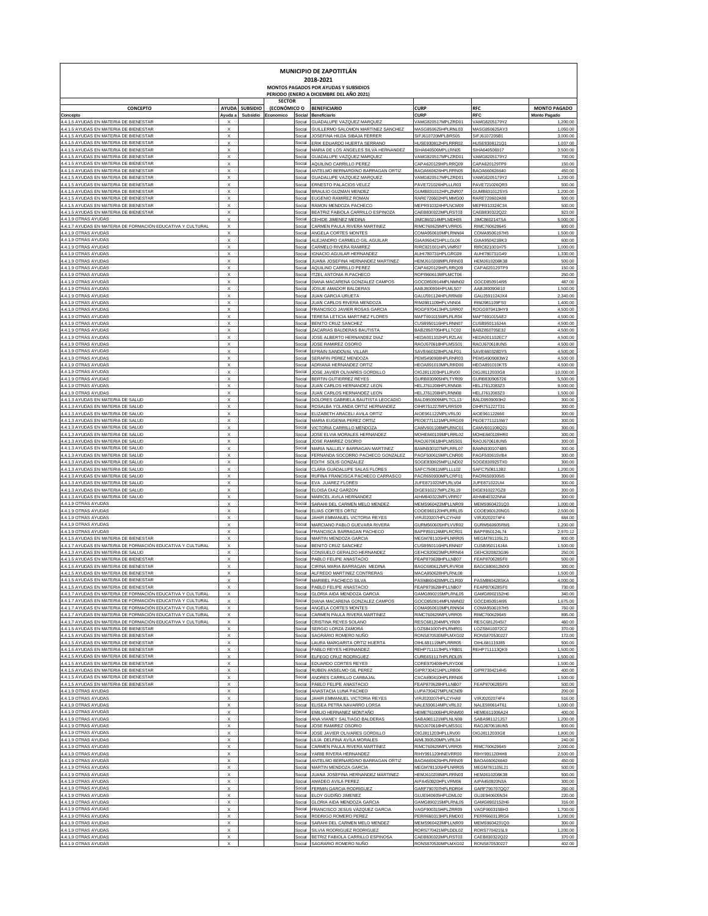# MUNICIPIO DE ZAPOTITLÁN

## 2018-2021

### MONTOS PAGADOS POR AYUDAS Y SUBSIDIOS

### PERIODO (ENERO A DICIEMBRE DEL AÑO 2021)

| CONCEPTO | AYUDA | SUBSIDIO | SECTOR (ECONÓMICO O | | BENEFICIARIO | CURP | RFC | MONTO PAGADO |
|---|---|---|---|---|---|---|---|---|
| Concepto | Ayuda a | Subsidio | Economico | Social | Beneficiario | CURP | RFC | Monto Pagado |
| 4.4.1.5 AYUDAS EN MATERIA DE BIENESTAR | X | | | Social | GUADALUPE VAZQUEZ MARQUEZ | VAMG820517MPLZRD01 | VAMG8205179Y2 | 1,200.00 |
| 4.4.1.5 AYUDAS EN MATERIA DE BIENESTAR | X | | | Social | GUILLERMO SALOMON MARTINEZ SANCHEZ | MASG850625HPLRNL03 | MASG850625AY3 | 1,050.00 |
| 4.4.1.5 AYUDAS EN MATERIA DE BIENESTAR | X | | | Social | JOSEFINA HILDA SIBAJA FERRER | SIFJ610720MPLBRS05 | SIFJ6107205B1 | 3,000.00 |
| 4.4.1.5 AYUDAS EN MATERIA DE BIENESTAR | X | | | Social | ERIK EDUARDO HUERTA SERRANO | HUSE930812HPLRRR02 | HUSE9308121Q1 | 1,037.00 |
| 4.4.1.5 AYUDAS EN MATERIA DE BIENESTAR | X | | | Social | MARIA DE LOS ANGELES SILVA HERNANDEZ | SIHA640506MPLLRN05 | SIHA64050691 7 | 3,500.00 |
| 4.4.1.5 AYUDAS EN MATERIA DE BIENESTAR | X | | | Social | GUADALUPE VAZQUEZ MARQUEZ | VAMG820517MPLZRD01 | VAMG8205179Y2 | 700.00 |
| 4.4.1.5 AYUDAS EN MATERIA DE BIENESTAR | X | | | Social | AQUILINO CARRILLO PEREZ | CAPA620129HPLRRQ09 | CAPA620129TP9 | 150.00 |
| 4.4.1.5 AYUDAS EN MATERIA DE BIENESTAR | X | | | Social | ANTELMO BERNARDINO BARRAGAN ORTIZ | BAOA660626HPLRRN05 | BAOA660626640 | 450.00 |
| 4.4.1.5 AYUDAS EN MATERIA DE BIENESTAR | X | | | Social | GUADALUPE VAZQUEZ MARQUEZ | VAMG820517MPLZRD01 | VAMG8205179Y2 | 1,200.00 |
| 4.4.1.5 AYUDAS EN MATERIA DE BIENESTAR | X | | | Social | ERNESTO PALACIOS VELEZ | PAVE721026HPLLLR03 | PAVE721026QR3 | 500.00 |
| 4.4.1.5 AYUDAS EN MATERIA DE BIENESTAR | X | | | Social | BRAULIO GUZMAN MENDEZ | GUMB831012HPLZNR07 | GUMB831012SY5 | 1,200.00 |
| 4.4.1.5 AYUDAS EN MATERIA DE BIENESTAR | X | | | Social | EUGENIO RAMIREZ ROMAN | RARE720602HPLMMG00 | RARE720602A98 | 500.00 |
| 4.4.1.5 AYUDAS EN MATERIA DE BIENESTAR | X | | | Social | RAMON MENDOZA PACHECO | MEPR910324HPLNCM09 | MEPR910324C34 | 500.00 |
| 4.4.1.5 AYUDAS EN MATERIA DE BIENESTAR | X | | | Social | BEATRIZ FABIOLA CARRILLO ESPINOZA | CAEB830322MPLRST03 | CAEB830322Q22 | 923.00 |
| 4.4.1.9 OTRAS AYUDAS | X | | | Social | CEHIDE JIMENEZ MEDINA | JIMC860214MPLMDH05 | JIMC8602147SA | 5,000.00 |
| 4.4.1.7 AYUDAS EN MATERIA DE FORMACIÓN EDUCATIVA Y CULTURAL | X | | | Social | CARMEN PAULA RIVERA MARTINEZ | RIMC760629MPLVRR05 | RIMC760629645 | 600.00 |
| 4.4.1.9 OTRAS AYUDAS | X | | | Social | ANGELA CORTES MONTES | COMA950610MPLRNN04 | COMA9506197H5 | 1,500.00 |
| 4.4.1.9 OTRAS AYUDAS | X | | | Social | ALEJANDRO CARMELO GIL AGUILAR | GIAA950421HPLLGL06 | GIAA950421BK3 | 600.00 |
| 4.4.1.9 OTRAS AYUDAS | X | | | Social | CARMELO RIVERA RAMIREZ | RIRC821001HPLVMR07 | RIRC821001H75 | 1,000.00 |
| 4.4.1.9 OTRAS AYUDAS | X | | | Social | IGNACIO AGUILAR HERNANDEZ | AUHI780731HPLGRG09 | AUHI780731G49 | 1,330.00 |
| 4.4.1.9 OTRAS AYUDAS | X | | | Social | JUANA JOSEFINA HERNANDEZ MARTINEZ | HEMJ610208MPLRRN03 | HEMJ610208K38 | 500.00 |
| 4.4.1.9 OTRAS AYUDAS | X | | | Social | AQUILINO CARRILLO PEREZ | CAPA620129HPLRRQ09 | CAPA620129TP9 | 150.00 |
| 4.4.1.9 OTRAS AYUDAS | X | | | Social | ITZEL ANTONIA R.PACHECO | ROPI960613MPLMCT06 | | 250.00 |
| 4.4.1.9 OTRAS AYUDAS | X | | | Social | DIANA MACARENA GONZALEZ CAMPOS | GOCD850914MPLNMN02 | GOCD850914I95 | 487.00 |
| 4.4.1.9 OTRAS AYUDAS | X | | | Social | JOSUE AMADOR BALDERAS | AABJ800904HPLMLS07 | AABJ800904I10 | 1,500.00 |
| 4.4.1.9 OTRAS AYUDAS | X | | | Social | JUAN GARCIA URUETA | GAUJ591124HPLRRN00 | GAUJ591124JX4 | 2,340.00 |
| 4.4.1.9 OTRAS AYUDAS | X | | | Social | JUAN CARLOS RIVERA MENDOZA | RIMJ981109HPLVNN04 | RIMJ981109FS0 | 1,400.00 |
| 4.4.1.9 OTRAS AYUDAS | X | | | Social | FRANCISCO JAVIER ROSAS GARCIA | ROGF970413HPLSRR07 | ROGG970413HY9 | 4,500.00 |
| 4.4.1.9 OTRAS AYUDAS | X | | | Social | TERESA LETICIA MARTINEZ FLORES | MAFT691015MPLRLR04 | MAFT691015AE2 | 4,500.00 |
| 4.4.1.9 OTRAS AYUDAS | X | | | Social | BENITO CRUZ SANCHEZ | CUSB950116HPLRNN07 | CUSB950116J4A | 4,500.00 |
| 4.4.1.9 OTRAS AYUDAS | X | | | Social | ZACARIAS BALDERAS BAUTISTA | BABZ850705HPLLTC02 | BABZ850705E32 | 4,500.00 |
| 4.4.1.9 OTRAS AYUDAS | X | | | Social | JOSE ALBERTO HERNANDEZ DIAZ | HEDA001102HPLRZLA6 | HEDA001102EC7 | 4,500.00 |
| 4.4.1.9 OTRAS AYUDAS | X | | | Social | JOSE RAMIREZ OSORIO | RAOJ670618HPLMSS01 | RAOJ670618UN5 | 4,500.00 |
| 4.4.1.9 OTRAS AYUDAS | X | | | Social | EFRAIN SANDOVAL VILLAR | SAVE660328HPLNLF01 | SAVE660328DY5 | 4,500.00 |
| 4.4.1.9 OTRAS AYUDAS | X | | | Social | SERAFIN PEREZ MENDOZA | PEMS490908HPLRNR03 | PEMS490908W2 | 4,500.00 |
| 4.4.1.9 OTRAS AYUDAS | X | | | Social | ADRIANA HERNANDEZ ORTIZ | HEOA891010MPLRRD00 | HEOA891010KT5 | 4,500.00 |
| 4.4.1.9 OTRAS AYUDAS | X | | | Social | JOSE JAVIER OLIVARES GORDILLO | OIGJ811203HPLLRV00 | OIGJ8112033G8 | 10,000.00 |
| 4.4.1.9 OTRAS AYUDAS | X | | | Social | BERTIN GUTIERREZ REYES | GURB830905HPLTYR09 | GURB830905726 | 5,500.00 |
| 4.4.1.9 OTRAS AYUDAS | X | | | Social | JUAN CARLOS HERNANDEZ LEON | HELJ761208HPLRNN08 | HELJ7612083Z3 | 9,000.00 |
| 4.4.1.9 OTRAS AYUDAS | X | | | Social | JUAN CARLOS HERNANDEZ LEON | HELJ761208HPLRNN08 | HELJ7612083Z3 | 1,500.00 |
| 4.4.1.3 AYUDAS EN MATERIA DE SALUD | X | | | Social | DOLORES GABRIELA BAUTISTA LEOCADIO | BALD950909MPLTCL13 | BALD9509093H2 | 300.00 |
| 4.4.1.3 AYUDAS EN MATERIA DE SALUD | X | | | Social | ROSALBA YOLANDA ORTIZ HERNANDEZ | OIHR751227MPLRRS09 | OIHR751227T31 | 300.00 |
| 4.4.1.3 AYUDAS EN MATERIA DE SALUD | X | | | Social | ELIZABETH ARACELI AVILA ORTIZ | AIOE961122MPLVRL00 | AIOE961122666 | 300.00 |
| 4.4.1.3 AYUDAS EN MATERIA DE SALUD | X | | | Social | MARIA EUGENIA PEREZ ORTIZ | PEOE771121MPLRRG09 | PEOE771121SW7 | 300.00 |
| 4.4.1.3 AYUDAS EN MATERIA DE SALUD | X | | | Social | VICTORIA CARRILLO MENDOZA | CAMV601108MPLRNC01 | CAMV601108Q21 | 300.00 |
| 4.4.1.3 AYUDAS EN MATERIA DE SALUD | X | | | Social | JOSE ELVIA MORALES HERNANDEZ | MOHE840109MPLRRL02 | MOHE840109HR0 | 300.00 |
| 4.4.1.3 AYUDAS EN MATERIA DE SALUD | X | | | Social | JOSE RAMIREZ OSORIO | RAOJ670618HPLMSS01 | RAOJ670618UN5 | 300.00 |
| 4.4.1.3 AYUDAS EN MATERIA DE SALUD | X | | | Social | MARIA NALLELY BARRAGAN MARTINEZ | BAMN930107MPLRRL07 | BAMN9301074B5 | 300.00 |
| 4.4.1.3 AYUDAS EN MATERIA DE SALUD | X | | | Social | FERNANDA SOCORRO PACHECO GONZALEZ | PAGF500615MPLCNR00 | PAGF500615VB4 | 300.00 |
| 4.4.1.3 AYUDAS EN MATERIA DE SALUD | X | | | Social | EDITH SOLIS GONZALEZ | SOGE830925MPLLND02 | SOGE83092STX0 | 300.00 |
| 4.4.1.3 AYUDAS EN MATERIA DE SALUD | X | | | Social | CLARA GUADALUPE SALAS FLORES | SAFC750811MPLLLL02 | SAFC750811JB2 | 1,200.00 |
| 4.4.1.3 AYUDAS EN MATERIA DE SALUD | X | | | Social | RUFINA FRANCISCA PACHECO CARRASCO | PACR650930MPLCRF01 | PACR650930515 | 300.00 |
| 4.4.1.3 AYUDAS EN MATERIA DE SALUD | X | | | Social | EVA JUAREZ FLORES | JUFE871022MPLRLV04 | JUFE871022UI4 | 300.00 |
| 4.4.1.3 AYUDAS EN MATERIA DE SALUD | X | | | Social | ELOISA DIAZ GARZON | DIGE910227MPLZRL19 | DIGE910227GZ8 | 300.00 |
| 4.4.1.3 AYUDAS EN MATERIA DE SALUD | X | | | Social | MARICEL AVILA HERNANDEZ | AIHM840322MPLVRR07 | AIHM840322NN4 | 300.00 |
| 4.4.1.9 OTRAS AYUDAS | X | | | Social | SARAHI DEL CARMEN MELO MENDEZ | MEMS960423MPLLNR09 | MEMS9604231Q3 | 1,000.00 |
| 4.4.1.9 OTRAS AYUDAS | X | | | Social | ELIAS CORTES ORTIZ | COOE960120HPLRRL05 | COOE960120NG5 | 2,500.00 |
| 4.4.1.9 OTRAS AYUDAS | X | | | Social | JAHIR EMMANUEL VICTORIA REYES | VIRJ020207HPLCYHA9 | VIRJ0202074F4 | 684.00 |
| 4.4.1.9 OTRAS AYUDAS | X | | | Social | MARCIANO PABLO GUEVARA RIVERA | GURM560605HPLVVR02 | GURM560605RM1 | 1,200.00 |
| 4.4.1.9 OTRAS AYUDAS | X | | | Social | FRANCISCA BARRAGAN PACHECO | BAPF850124MPLRCR01 | BAPF850124L74 | 2,970.12 |
| 4.4.1.5 AYUDAS EN MATERIA DE BIENESTAR | X | | | Social | MARTIN MENDOZA GARCIA | MEGM781105HPLNRR05 | MEGM781105L21 | 800.00 |
| 4.4.1.7 AYUDAS EN MATERIA DE FORMACIÓN EDUCATIVA Y CULTURAL | X | | | Social | BENITO CRUZ SANCHEZ | CUSB950116HPLRNN07 | CUSB950116J4A | 1,500.00 |
| 4.4.1.3 AYUDAS EN MATERIA DE SALUD | X | | | Social | CONSUELO GERALDO HERNANDEZ | GEHC820823MPLRRN04 | GEHC820823G96 | 250.00 |
| 4.4.1.5 AYUDAS EN MATERIA DE BIENESTAR | X | | | Social | PABLO FELIPE ANASTACIO | FEAP870628HPLLNB07 | FEAP870628SF0 | 500.00 |
| 4.4.1.5 AYUDAS EN MATERIA DE BIENESTAR | X | | | Social | CIRINA MARIA BARRAGAN MEDINA | BAGC680612MPLRVR08 | BAGC680612MX9 | 300.00 |
| 4.4.1.5 AYUDAS EN MATERIA DE BIENESTAR | X | | | Social | ALFREDO MARTINEZ CONTRERAS | MACA850628HPLRNL08 | | 1,500.00 |
| 4.4.1.5 AYUDAS EN MATERIA DE BIENESTAR | X | | | Social | MARIBEL PACHECO SILVA | PASM860428MPLCLR00 | PASM860428SKA | 4,000.00 |
| 4.4.1.5 AYUDAS EN MATERIA DE BIENESTAR | X | | | Social | PABLO FELIPE ANASTACIO | FEAP870628HPLLNB07 | FEAP870628SF0 | 730.00 |
| 4.4.1.7 AYUDAS EN MATERIA DE FORMACIÓN EDUCATIVA Y CULTURAL | X | | | Social | GLORIA AIDA MENDOZA GARCIA | GAMG890215MPLRNL05 | GAMG8902152H6 | 340.00 |
| 4.4.1.7 AYUDAS EN MATERIA DE FORMACIÓN EDUCATIVA Y CULTURAL | X | | | Social | DIANA MACARENA GONZALEZ CAMPOS | GOCD850914MPLNMN02 | GOCD850914I95 | 1,675.00 |
| 4.4.1.7 AYUDAS EN MATERIA DE FORMACIÓN EDUCATIVA Y CULTURAL | X | | | Social | ANGELA CORTES MONTES | COMA950610MPLRNN04 | COMA9506197H5 | 760.00 |
| 4.4.1.7 AYUDAS EN MATERIA DE FORMACIÓN EDUCATIVA Y CULTURAL | X | | | Social | CARMEN PAULA RIVERA MARTINEZ | RIMC760629MPLVRR05 | RIMC760629645 | 895.00 |
| 4.4.1.7 AYUDAS EN MATERIA DE FORMACIÓN EDUCATIVA Y CULTURAL | X | | | Social | CRISTINA REYES SOLANO | RESC681204MPLYR09 | RESC681204SI7 | 460.00 |
| 4.4.1.5 AYUDAS EN MATERIA DE BIENESTAR | X | | | Social | SERGIO LORZA ZAMORA | LOZS841007HPLRMR01 | LOZS8410072C2 | 370.00 |
| 4.4.1.5 AYUDAS EN MATERIA DE BIENESTAR | X | | | Social | SAGRARIO ROMERO NUÑO | RONS870530MPLMXG02 | RONS870530227 | 172.00 |
| 4.4.1.5 AYUDAS EN MATERIA DE BIENESTAR | X | | | Social | LAURA MARGARITA ORTIZ HUERTA | OIHL681119MPLRRR05 | OIHL681119J85 | 500.00 |
| 4.4.1.5 AYUDAS EN MATERIA DE BIENESTAR | X | | | Social | PABLO REYES HERNANDEZ | REHP711113HPLYRB01 | REHP711113QK9 | 1,500.00 |
| 4.4.1.5 AYUDAS EN MATERIA DE BIENESTAR | X | | | Social | ELFEGO CRUZ RODRIGUEZ | CURE651117HPLRDL05 | | 1,500.00 |
| 4.4.1.5 AYUDAS EN MATERIA DE BIENESTAR | X | | | Social | EDUARDO CORTES REYES | CORE970409HPLRYD06 | | 1,500.00 |
| 4.4.1.5 AYUDAS EN MATERIA DE BIENESTAR | X | | | Social | RUBEN ANSELMO GIL PEREZ | GIPR730421HPLLRB06 | GIPR7304214H5 | 400.00 |
| 4.4.1.5 AYUDAS EN MATERIA DE BIENESTAR | X | | | Social | ANDRES CARRILLO CARBAJAL | CXCA890410HPLRRN06 | | 1,500.00 |
| 4.4.1.5 AYUDAS EN MATERIA DE BIENESTAR | X | | | Social | PABLO FELIPE ANASTACIO | FEAP870628HPLLNB07 | FEAP870628SF0 | 500.00 |
| 4.4.1.9 OTRAS AYUDAS | X | | | Social | ANASTACIA LUNA PACHECO | LUPA730427MPLNCN09 | | 200.00 |
| 4.4.1.9 OTRAS AYUDAS | X | | | Social | JAHIR EMMANUEL VICTORIA REYES | VIRJ020207HPLCYHA9 | VIRJ0202074F4 | 516.00 |
| 4.4.1.9 OTRAS AYUDAS | X | | | Social | ELISEA PETRA NAVARRO LORSA | NALE590614MPLVRL02 | NALE590614T61 | 1,000.00 |
| 4.4.1.9 OTRAS AYUDAS | X | | | Social | EMILIO HERNANEZ MONTAÑO | HEME761006HPLRNM00 | HEME611006A24 | 400.00 |
| 4.4.1.9 OTRAS AYUDAS | X | | | Social | ANA VIANEY SALTIAGO BALDERAS | SABA981121MPLNLN08 | SABA981121JS7 | 1,200.00 |
| 4.4.1.9 OTRAS AYUDAS | X | | | Social | JOSE RAMIREZ OSORIO | RAOJ670618HPLMSS01 | RAOJ670618UN5 | 600.00 |
| 4.4.1.9 OTRAS AYUDAS | X | | | Social | JOSE JAVIER OLIVARES GORDILLO | OIGJ811203HPLLRV00 | OIGJ8112033G8 | 1,800.00 |
| 4.4.1.9 OTRAS AYUDAS | X | | | Social | LILIA DELFINA AVILA MORALES | AIML390520MPLVRL04 | | 240.00 |
| 4.4.1.9 OTRAS AYUDAS | X | | | Social | CARMEN PAULA RIVERA MARTINEZ | RIMC760629MPLVRR05 | RIMC760629645 | 2,000.00 |
| 4.4.1.9 OTRAS AYUDAS | X | | | Social | YARIB RIVERA HERNANDEZ | RIHY991120HNEVRR00 | RIHY991120HH8 | 2,500.00 |
| 4.4.1.9 OTRAS AYUDAS | X | | | Social | ANTELMO BERNARDINO BARRAGAN ORTIZ | BAOA660626HPLRRN05 | BAOA660626640 | 450.00 |
| 4.4.1.9 OTRAS AYUDAS | X | | | Social | MARTIN MENDOZA GARCIA | MEGM781105HPLNRR05 | MEGM781105L21 | 500.00 |
| 4.4.1.9 OTRAS AYUDAS | X | | | Social | JUANA JOSEFINA HERNANDEZ MARTINEZ | HEMJ610208MPLRRN03 | HEMJ610208K38 | 500.00 |
| 4.4.1.9 OTRAS AYUDAS | X | | | Social | AMADEO AVILA PEREZ | AIPA450920HPLVRM06 | AIPA450920N3A | 300.00 |
| 4.4.1.9 OTRAS AYUDAS | X | | | Social | FERMIN GARCIA RODRIGUEZ | GARF790707HPLRDR04 | GARF790707QQ7 | 260.00 |
| 4.4.1.9 OTRAS AYUDAS | X | | | Social | ELOY GUDIÑO JIMENEZ | GUJE940605HPLDML02 | GUJE940605N34 | 220.00 |
| 4.4.1.9 OTRAS AYUDAS | X | | | Social | GLORIA AIDA MENDOZA GARCIA | GAMG890215MPLRNL05 | GAMG8902152H6 | 316.00 |
| 4.4.1.9 OTRAS AYUDAS | X | | | Social | FRANCISCO JESUS VAZQUEZ GARCIA | VAGF900315HPLZRR09 | VAGF900315BH3 | 1,700.00 |
| 4.4.1.9 OTRAS AYUDAS | X | | | Social | RODRIGO ROMERO PEREZ | PERR660313HPLRMD03 | PERR660313RG6 | 1,200.00 |
| 4.4.1.9 OTRAS AYUDAS | X | | | Social | SARAHI DEL CARMEN MELO MENDEZ | MEMS960423MPLLNR09 | MEMS9604231Q3 | 300.00 |
| 4.4.1.9 OTRAS AYUDAS | X | | | Social | SILVIA RODRIGUEZ RODRIGUEZ | RORS770421MPLDDL02 | RORS770421SL9 | 1,200.00 |
| 4.4.1.9 OTRAS AYUDAS | X | | | Social | BETRIZ FABIOLA CARRILLO ESPINOSA | CAEB830322MPLRST03 | CAEB830322Q22 | 370.00 |
| 4.4.1.9 OTRAS AYUDAS | X | | | Social | SAGRARIO ROMERO NUÑO | RONS870530MPLMXG02 | RONS870530227 | 402.00 |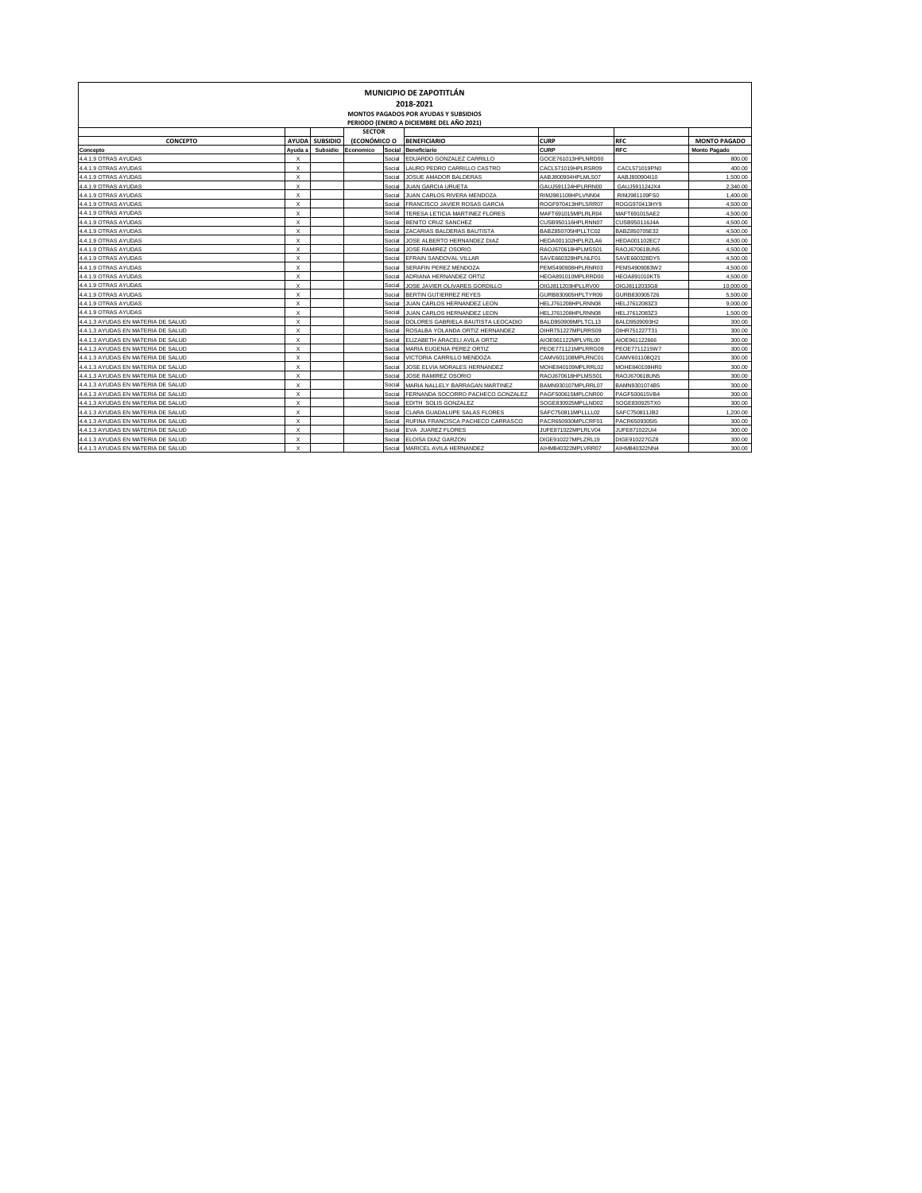# MUNICIPIO DE ZAPOTITLÁN

## 2018-2021

### MONTOS PAGADOS POR AYUDAS Y SUBSIDIOS

### PERIODO (ENERO A DICIEMBRE DEL AÑO 2021)

| CONCEPTO | AYUDA | SUBSIDIO | SECTOR (ECONÓMICO O | | BENEFICIARIO | CURP | RFC | MONTO PAGADO |
|---|---|---|---|---|---|---|---|---|
| Concepto | Ayuda a | Subsidio | Economico | Social | Beneficiario | CURP | RFC | Monto Pagado |
| 4.4.1.9 OTRAS AYUDAS | X | | | Social | EDUARDO GONZALEZ CARRILLO | GOCE761013HPLNRD00 | | 800.00 |
| 4.4.1.9 OTRAS AYUDAS | X | | | Social | LAURO PEDRO CARRILLO CASTRO | CACL571019HPLRSR09 | CACL571019PN0 | 400.00 |
| 4.4.1.9 OTRAS AYUDAS | X | | | Social | JOSUE AMADOR BALDERAS | AABJ800904HPLMLS07 | AABJ800904I10 | 1,500.00 |
| 4.4.1.9 OTRAS AYUDAS | X | | | Social | JUAN GARCIA URUETA | GAUJ591124HPLRRN00 | GAUJ591124JX4 | 2,340.00 |
| 4.4.1.9 OTRAS AYUDAS | X | | | Social | JUAN CARLOS RIVERA MENDOZA | RIMJ981109HPLVNN04 | RIMJ981109FS0 | 1,400.00 |
| 4.4.1.9 OTRAS AYUDAS | X | | | Social | FRANCISCO JAVIER ROSAS GARCIA | ROGF970413HPLSRR07 | ROGG970413HY9 | 4,500.00 |
| 4.4.1.9 OTRAS AYUDAS | X | | | Social | TERESA LETICIA MARTINEZ FLORES | MAFT691015MPLRLR04 | MAFT691015AE2 | 4,500.00 |
| 4.4.1.9 OTRAS AYUDAS | X | | | Social | BENITO CRUZ SANCHEZ | CUSB950116HPLRNN07 | CUSB950116J4A | 4,500.00 |
| 4.4.1.9 OTRAS AYUDAS | X | | | Social | ZACARIAS BALDERAS BAUTISTA | BABZ850705HPLLTC02 | BABZ850705E32 | 4,500.00 |
| 4.4.1.9 OTRAS AYUDAS | X | | | Social | JOSE ALBERTO HERNANDEZ DIAZ | HEDA001102HPLRZLA6 | HEDA001102EC7 | 4,500.00 |
| 4.4.1.9 OTRAS AYUDAS | X | | | Social | JOSE RAMIREZ OSORIO | RAOJ670618HPLMSS01 | RAOJ670618UN5 | 4,500.00 |
| 4.4.1.9 OTRAS AYUDAS | X | | | Social | EFRAIN SANDOVAL VILLAR | SAVE660328HPLNLF01 | SAVE660328DY5 | 4,500.00 |
| 4.4.1.9 OTRAS AYUDAS | X | | | Social | SERAFIN PEREZ MENDOZA | PEMS490908HPLRNR03 | PEMS4909083W2 | 4,500.00 |
| 4.4.1.9 OTRAS AYUDAS | X | | | Social | ADRIANA HERNANDEZ ORTIZ | HEOA891010MPLRRD00 | HEOA891010KT5 | 4,500.00 |
| 4.4.1.9 OTRAS AYUDAS | X | | | Social | JOSE JAVIER OLIVARES GORDILLO | OIGJ811203HPLLRV00 | OIGJ8112033G8 | 10,000.00 |
| 4.4.1.9 OTRAS AYUDAS | X | | | Social | BERTIN GUTIERREZ REYES | GURB830905HPLTYR09 | GURB830905726 | 5,500.00 |
| 4.4.1.9 OTRAS AYUDAS | X | | | Social | JUAN CARLOS HERNANDEZ LEON | HELJ761208HPLRNN08 | HELJ7612083Z3 | 9,000.00 |
| 4.4.1.9 OTRAS AYUDAS | X | | | Social | JUAN CARLOS HERNANDEZ LEON | HELJ761208HPLRNN08 | HELJ7612083Z3 | 1,500.00 |
| 4.4.1.3 AYUDAS EN MATERIA DE SALUD | X | | | Social | DOLORES GABRIELA BAUTISTA LEOCADIO | BALD950909MPLTCL13 | BALD9509093H2 | 300.00 |
| 4.4.1.3 AYUDAS EN MATERIA DE SALUD | X | | | Social | ROSALBA YOLANDA ORTIZ HERNANDEZ | OIHR751227MPLRRS09 | OIHR751227T31 | 300.00 |
| 4.4.1.3 AYUDAS EN MATERIA DE SALUD | X | | | Social | ELIZABETH ARACELI AVILA ORTIZ | AIOE961122MPLVRL00 | AIOE961122666 | 300.00 |
| 4.4.1.3 AYUDAS EN MATERIA DE SALUD | X | | | Social | MARIA EUGENIA PEREZ ORTIZ | PEOE771121MPLRRG09 | PEOE771121SW7 | 300.00 |
| 4.4.1.3 AYUDAS EN MATERIA DE SALUD | X | | | Social | VICTORIA CARRILLO MENDOZA | CAMV601108MPLRNC01 | CAMV601108Q21 | 300.00 |
| 4.4.1.3 AYUDAS EN MATERIA DE SALUD | X | | | Social | JOSE ELVIA MORALES HERNANDEZ | MOHE840109MPLRRL02 | MOHE840109HR0 | 300.00 |
| 4.4.1.3 AYUDAS EN MATERIA DE SALUD | X | | | Social | JOSE RAMIREZ OSORIO | RAOJ670618HPLMSS01 | RAOJ670618UN5 | 300.00 |
| 4.4.1.3 AYUDAS EN MATERIA DE SALUD | X | | | Social | MARIA NALLELY BARRAGAN MARTINEZ | BAMN930107MPLRRL07 | BAMN9301074B5 | 300.00 |
| 4.4.1.3 AYUDAS EN MATERIA DE SALUD | X | | | Social | FERNANDA SOCORRO PACHECO GONZALEZ | PAGF500615MPLCNR00 | PAGF500615VB4 | 300.00 |
| 4.4.1.3 AYUDAS EN MATERIA DE SALUD | X | | | Social | EDITH SOLIS GONZALEZ | SOGE830925MPLLND02 | SOGE830925TX0 | 300.00 |
| 4.4.1.3 AYUDAS EN MATERIA DE SALUD | X | | | Social | CLARA GUADALUPE SALAS FLORES | SAFC750811MPLLLL02 | SAFC750811JB2 | 1,200.00 |
| 4.4.1.3 AYUDAS EN MATERIA DE SALUD | X | | | Social | RUFINA FRANCISCA PACHECO CARRASCO | PACR650930MPLCRF01 | PACR650930SI5 | 300.00 |
| 4.4.1.3 AYUDAS EN MATERIA DE SALUD | X | | | Social | EVA JUAREZ FLORES | JUFE871022MPLRLV04 | JUFE871022UI4 | 300.00 |
| 4.4.1.3 AYUDAS EN MATERIA DE SALUD | X | | | Social | ELOISA DIAZ GARZON | DIGE910227MPLZRL19 | DIGE910227GZ8 | 300.00 |
| 4.4.1.3 AYUDAS EN MATERIA DE SALUD | X | | | Social | MARICEL AVILA HERNANDEZ | AIHM840322MPLVRR07 | AIHM840322NN4 | 300.00 |